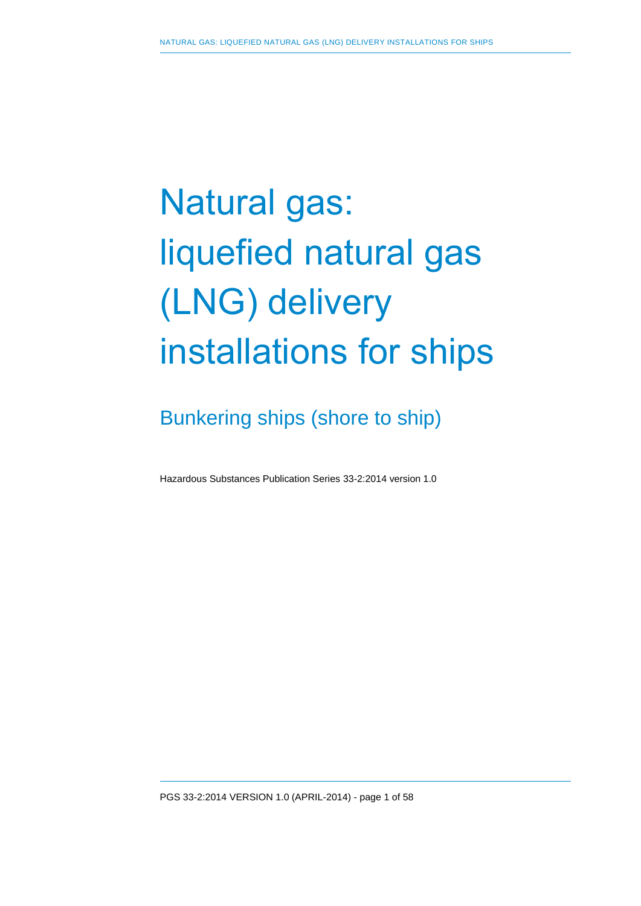# Natural gas: liquefied natural gas (LNG) delivery installations for ships

## Bunkering ships (shore to ship)

Hazardous Substances Publication Series 33-2:2014 version 1.0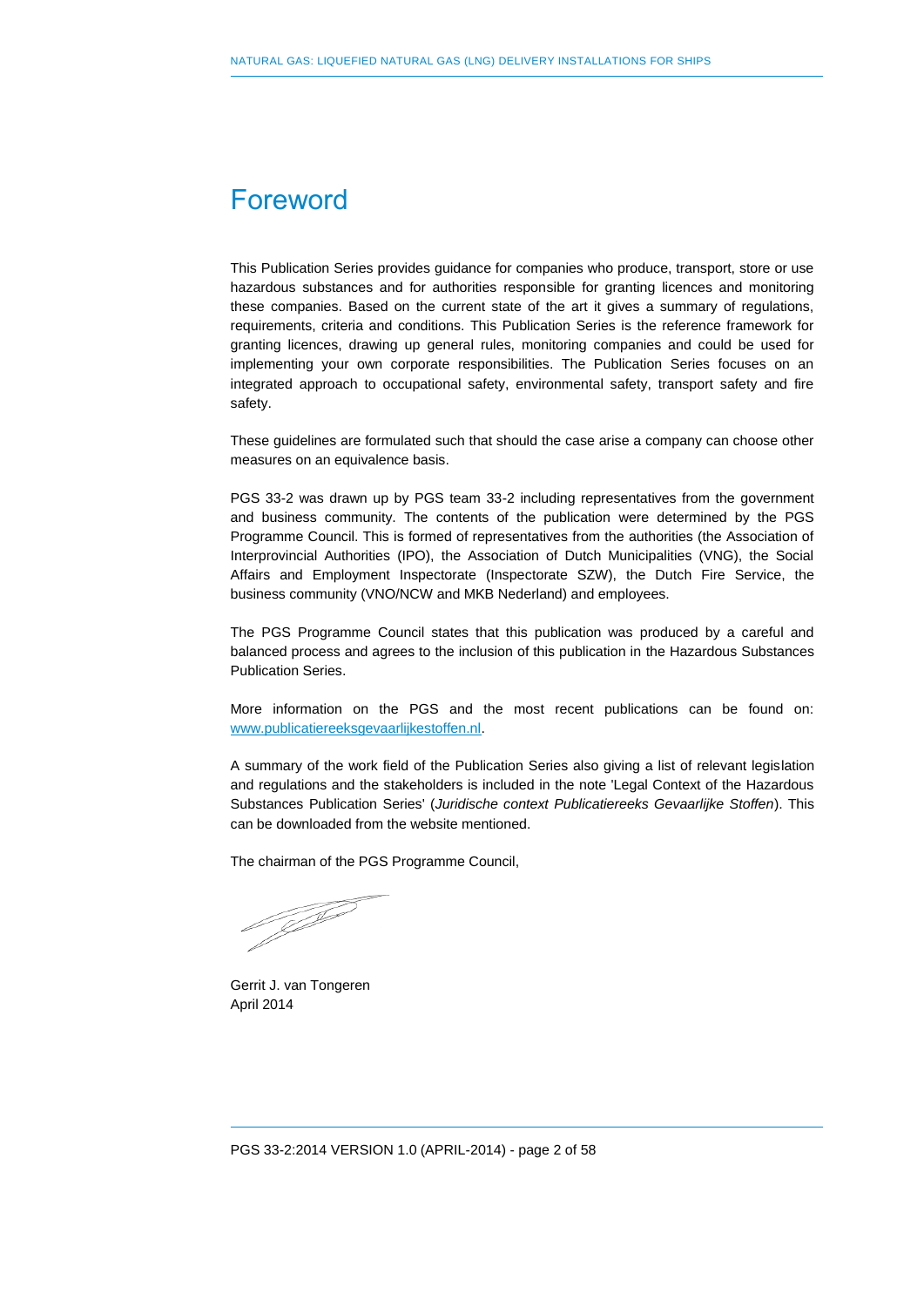# Foreword

This Publication Series provides guidance for companies who produce, transport, store or use hazardous substances and for authorities responsible for granting licences and monitoring these companies. Based on the current state of the art it gives a summary of regulations, requirements, criteria and conditions. This Publication Series is the reference framework for granting licences, drawing up general rules, monitoring companies and could be used for implementing your own corporate responsibilities. The Publication Series focuses on an integrated approach to occupational safety, environmental safety, transport safety and fire safety.

These guidelines are formulated such that should the case arise a company can choose other measures on an equivalence basis.

PGS 33-2 was drawn up by PGS team 33-2 including representatives from the government and business community. The contents of the publication were determined by the PGS Programme Council. This is formed of representatives from the authorities (the Association of Interprovincial Authorities (IPO), the Association of Dutch Municipalities (VNG), the Social Affairs and Employment Inspectorate (Inspectorate SZW), the Dutch Fire Service, the business community (VNO/NCW and MKB Nederland) and employees.

The PGS Programme Council states that this publication was produced by a careful and balanced process and agrees to the inclusion of this publication in the Hazardous Substances Publication Series.

More information on the PGS and the most recent publications can be found on: www.publicatiereeksgevaarlijkestoffen.nl.

A summary of the work field of the Publication Series also giving a list of relevant legislation and regulations and the stakeholders is included in the note 'Legal Context of the Hazardous Substances Publication Series' (*Juridische context Publicatiereeks Gevaarlijke Stoffen*). This can be downloaded from the website mentioned.

The chairman of the PGS Programme Council,

Gerrit J. van Tongeren
April 2014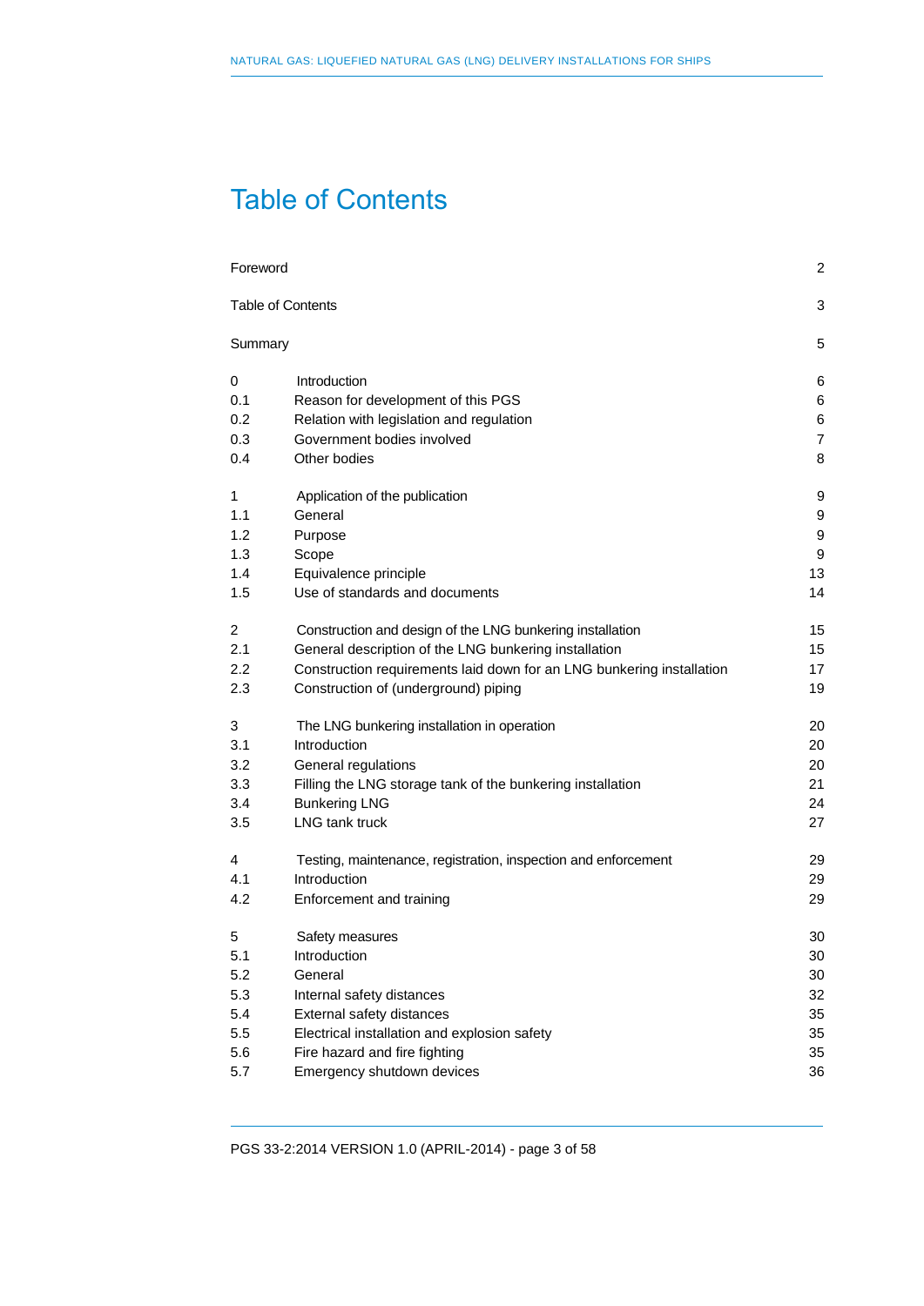# Table of Contents

| | | |
|---|---|---|
| Foreword | | 2 |
| Table of Contents | | 3 |
| Summary | | 5 |
| 0 | Introduction | 6 |
| 0.1 | Reason for development of this PGS | 6 |
| 0.2 | Relation with legislation and regulation | 6 |
| 0.3 | Government bodies involved | 7 |
| 0.4 | Other bodies | 8 |
| 1 | Application of the publication | 9 |
| 1.1 | General | 9 |
| 1.2 | Purpose | 9 |
| 1.3 | Scope | 9 |
| 1.4 | Equivalence principle | 13 |
| 1.5 | Use of standards and documents | 14 |
| 2 | Construction and design of the LNG bunkering installation | 15 |
| 2.1 | General description of the LNG bunkering installation | 15 |
| 2.2 | Construction requirements laid down for an LNG bunkering installation | 17 |
| 2.3 | Construction of (underground) piping | 19 |
| 3 | The LNG bunkering installation in operation | 20 |
| 3.1 | Introduction | 20 |
| 3.2 | General regulations | 20 |
| 3.3 | Filling the LNG storage tank of the bunkering installation | 21 |
| 3.4 | Bunkering LNG | 24 |
| 3.5 | LNG tank truck | 27 |
| 4 | Testing, maintenance, registration, inspection and enforcement | 29 |
| 4.1 | Introduction | 29 |
| 4.2 | Enforcement and training | 29 |
| 5 | Safety measures | 30 |
| 5.1 | Introduction | 30 |
| 5.2 | General | 30 |
| 5.3 | Internal safety distances | 32 |
| 5.4 | External safety distances | 35 |
| 5.5 | Electrical installation and explosion safety | 35 |
| 5.6 | Fire hazard and fire fighting | 35 |
| 5.7 | Emergency shutdown devices | 36 |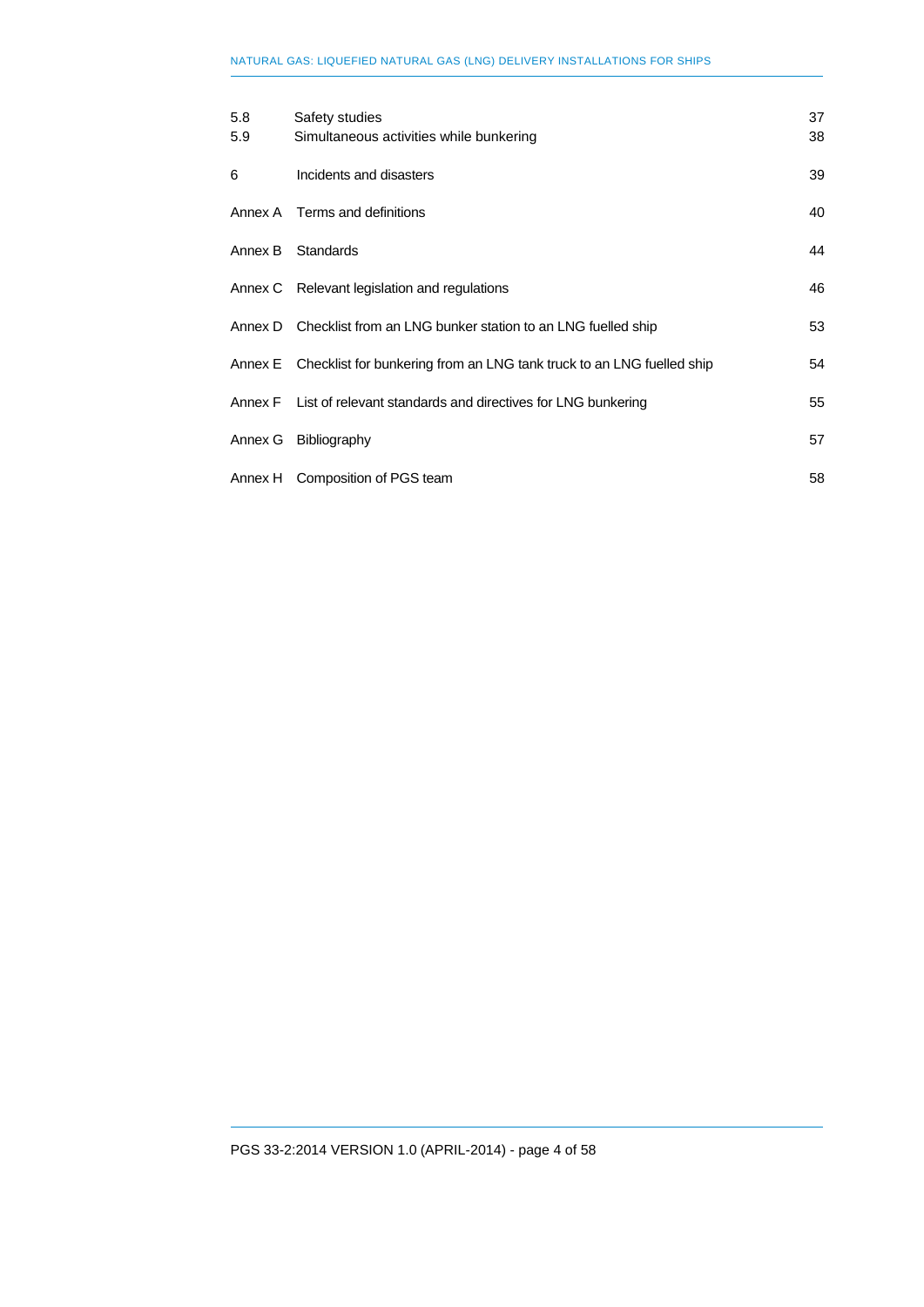| | | |
|---|---|---|
| 5.8 | Safety studies | 37 |
| 5.9 | Simultaneous activities while bunkering | 38 |
| 6 | Incidents and disasters | 39 |
| Annex A | Terms and definitions | 40 |
| Annex B | Standards | 44 |
| Annex C | Relevant legislation and regulations | 46 |
| Annex D | Checklist from an LNG bunker station to an LNG fuelled ship | 53 |
| Annex E | Checklist for bunkering from an LNG tank truck to an LNG fuelled ship | 54 |
| Annex F | List of relevant standards and directives for LNG bunkering | 55 |
| Annex G | Bibliography | 57 |
| Annex H | Composition of PGS team | 58 |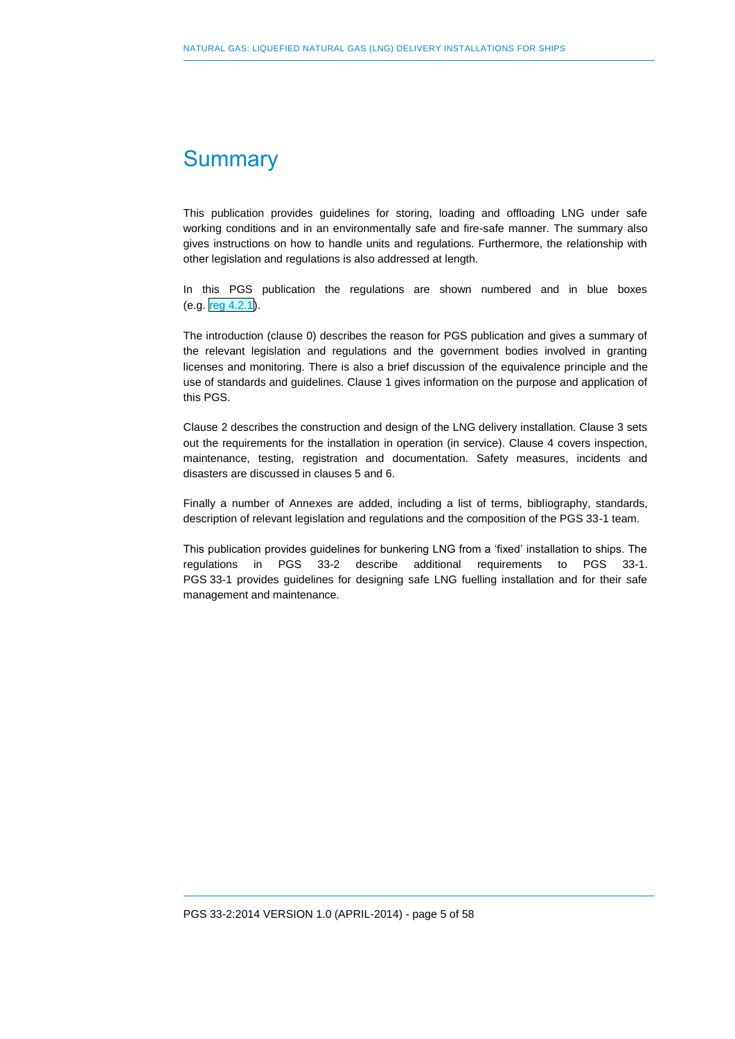# Summary

This publication provides guidelines for storing, loading and offloading LNG under safe working conditions and in an environmentally safe and fire-safe manner. The summary also gives instructions on how to handle units and regulations. Furthermore, the relationship with other legislation and regulations is also addressed at length.

In this PGS publication the regulations are shown numbered and in blue boxes (e.g. reg 4.2.1).

The introduction (clause 0) describes the reason for PGS publication and gives a summary of the relevant legislation and regulations and the government bodies involved in granting licenses and monitoring. There is also a brief discussion of the equivalence principle and the use of standards and guidelines. Clause 1 gives information on the purpose and application of this PGS.

Clause 2 describes the construction and design of the LNG delivery installation. Clause 3 sets out the requirements for the installation in operation (in service). Clause 4 covers inspection, maintenance, testing, registration and documentation. Safety measures, incidents and disasters are discussed in clauses 5 and 6.

Finally a number of Annexes are added, including a list of terms, bibliography, standards, description of relevant legislation and regulations and the composition of the PGS 33-1 team.

This publication provides guidelines for bunkering LNG from a 'fixed' installation to ships. The regulations in PGS 33-2 describe additional requirements to PGS 33-1. PGS 33-1 provides guidelines for designing safe LNG fuelling installation and for their safe management and maintenance.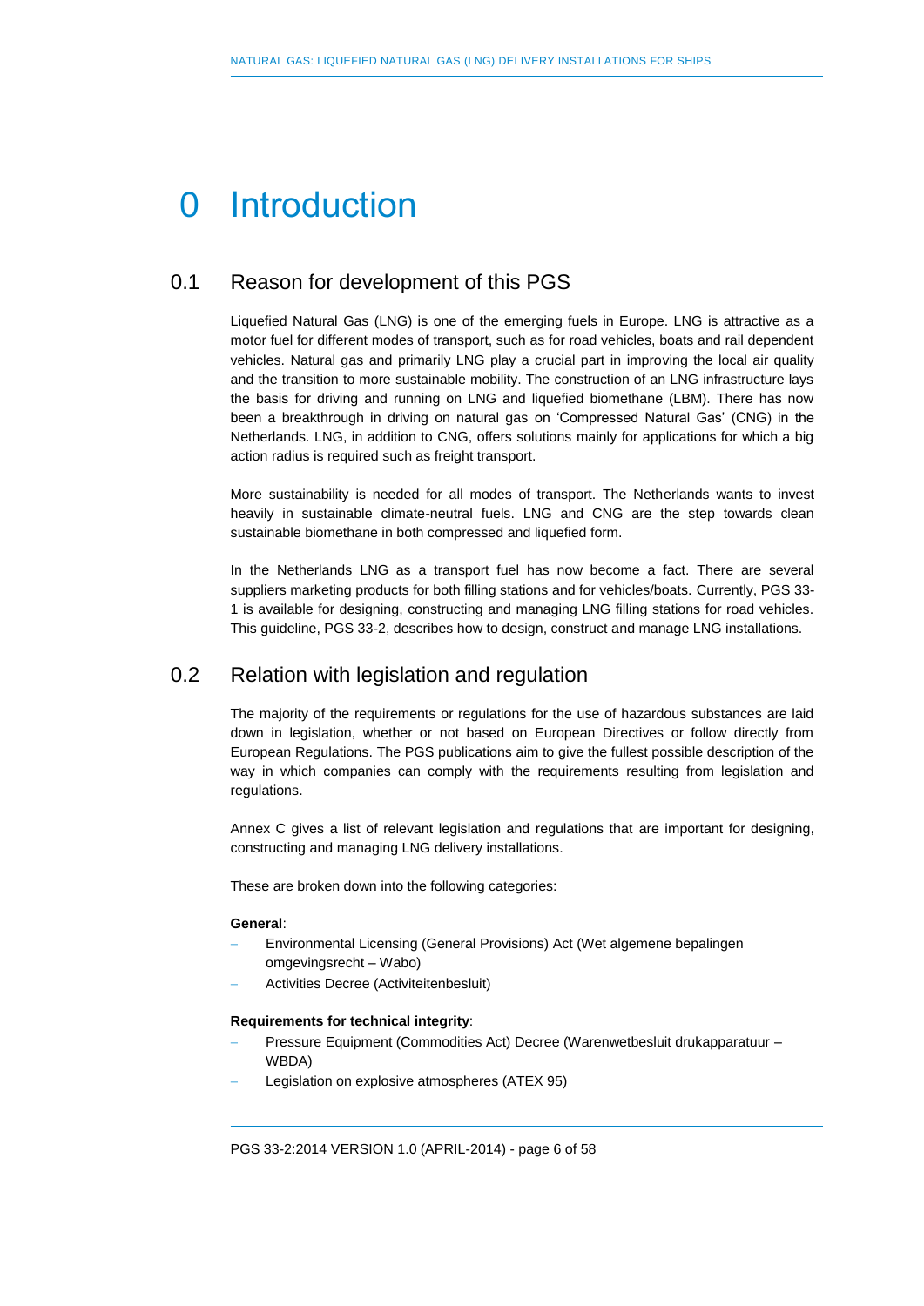# 0 Introduction

## 0.1 Reason for development of this PGS

Liquefied Natural Gas (LNG) is one of the emerging fuels in Europe. LNG is attractive as a motor fuel for different modes of transport, such as for road vehicles, boats and rail dependent vehicles. Natural gas and primarily LNG play a crucial part in improving the local air quality and the transition to more sustainable mobility. The construction of an LNG infrastructure lays the basis for driving and running on LNG and liquefied biomethane (LBM). There has now been a breakthrough in driving on natural gas on 'Compressed Natural Gas' (CNG) in the Netherlands. LNG, in addition to CNG, offers solutions mainly for applications for which a big action radius is required such as freight transport.

More sustainability is needed for all modes of transport. The Netherlands wants to invest heavily in sustainable climate-neutral fuels. LNG and CNG are the step towards clean sustainable biomethane in both compressed and liquefied form.

In the Netherlands LNG as a transport fuel has now become a fact. There are several suppliers marketing products for both filling stations and for vehicles/boats. Currently, PGS 33-1 is available for designing, constructing and managing LNG filling stations for road vehicles. This guideline, PGS 33-2, describes how to design, construct and manage LNG installations.

## 0.2 Relation with legislation and regulation

The majority of the requirements or regulations for the use of hazardous substances are laid down in legislation, whether or not based on European Directives or follow directly from European Regulations. The PGS publications aim to give the fullest possible description of the way in which companies can comply with the requirements resulting from legislation and regulations.

Annex C gives a list of relevant legislation and regulations that are important for designing, constructing and managing LNG delivery installations.

These are broken down into the following categories:

**General**:

- Environmental Licensing (General Provisions) Act (Wet algemene bepalingen omgevingsrecht – Wabo)
- Activities Decree (Activiteitenbesluit)

**Requirements for technical integrity**:

- Pressure Equipment (Commodities Act) Decree (Warenwetbesluit drukapparatuur – WBDA)
- Legislation on explosive atmospheres (ATEX 95)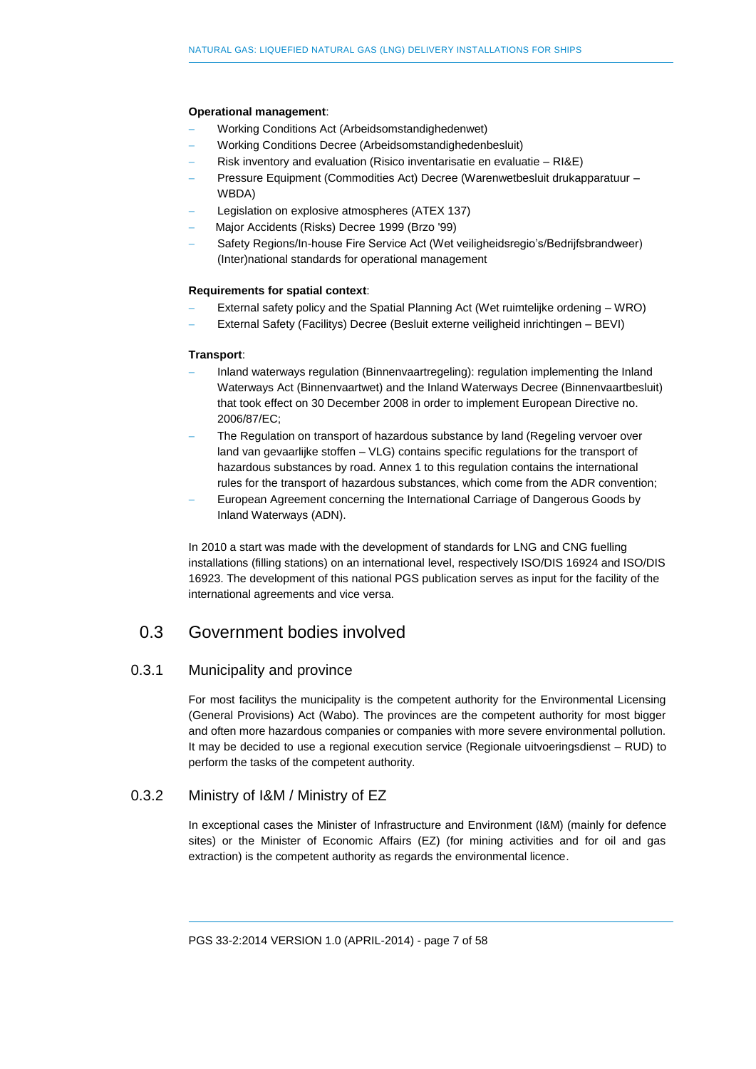**Operational management**:

- Working Conditions Act (Arbeidsomstandighedenwet)
- Working Conditions Decree (Arbeidsomstandighedenbesluit)
- Risk inventory and evaluation (Risico inventarisatie en evaluatie – RI&E)
- Pressure Equipment (Commodities Act) Decree (Warenwetbesluit drukapparatuur – WBDA)
- Legislation on explosive atmospheres (ATEX 137)
- Major Accidents (Risks) Decree 1999 (Brzo '99)
- Safety Regions/In-house Fire Service Act (Wet veiligheidsregio's/Bedrijfsbrandweer) (Inter)national standards for operational management

**Requirements for spatial context**:

- External safety policy and the Spatial Planning Act (Wet ruimtelijke ordening – WRO)
- External Safety (Facilitys) Decree (Besluit externe veiligheid inrichtingen – BEVI)

**Transport**:

- Inland waterways regulation (Binnenvaartregeling): regulation implementing the Inland Waterways Act (Binnenvaartwet) and the Inland Waterways Decree (Binnenvaartbesluit) that took effect on 30 December 2008 in order to implement European Directive no. 2006/87/EC;
- The Regulation on transport of hazardous substance by land (Regeling vervoer over land van gevaarlijke stoffen – VLG) contains specific regulations for the transport of hazardous substances by road. Annex 1 to this regulation contains the international rules for the transport of hazardous substances, which come from the ADR convention;
- European Agreement concerning the International Carriage of Dangerous Goods by Inland Waterways (ADN).

In 2010 a start was made with the development of standards for LNG and CNG fuelling installations (filling stations) on an international level, respectively ISO/DIS 16924 and ISO/DIS 16923. The development of this national PGS publication serves as input for the facility of the international agreements and vice versa.

## 0.3 Government bodies involved

### 0.3.1 Municipality and province

For most facilitys the municipality is the competent authority for the Environmental Licensing (General Provisions) Act (Wabo). The provinces are the competent authority for most bigger and often more hazardous companies or companies with more severe environmental pollution. It may be decided to use a regional execution service (Regionale uitvoeringsdienst – RUD) to perform the tasks of the competent authority.

### 0.3.2 Ministry of I&M / Ministry of EZ

In exceptional cases the Minister of Infrastructure and Environment (I&M) (mainly for defence sites) or the Minister of Economic Affairs (EZ) (for mining activities and for oil and gas extraction) is the competent authority as regards the environmental licence.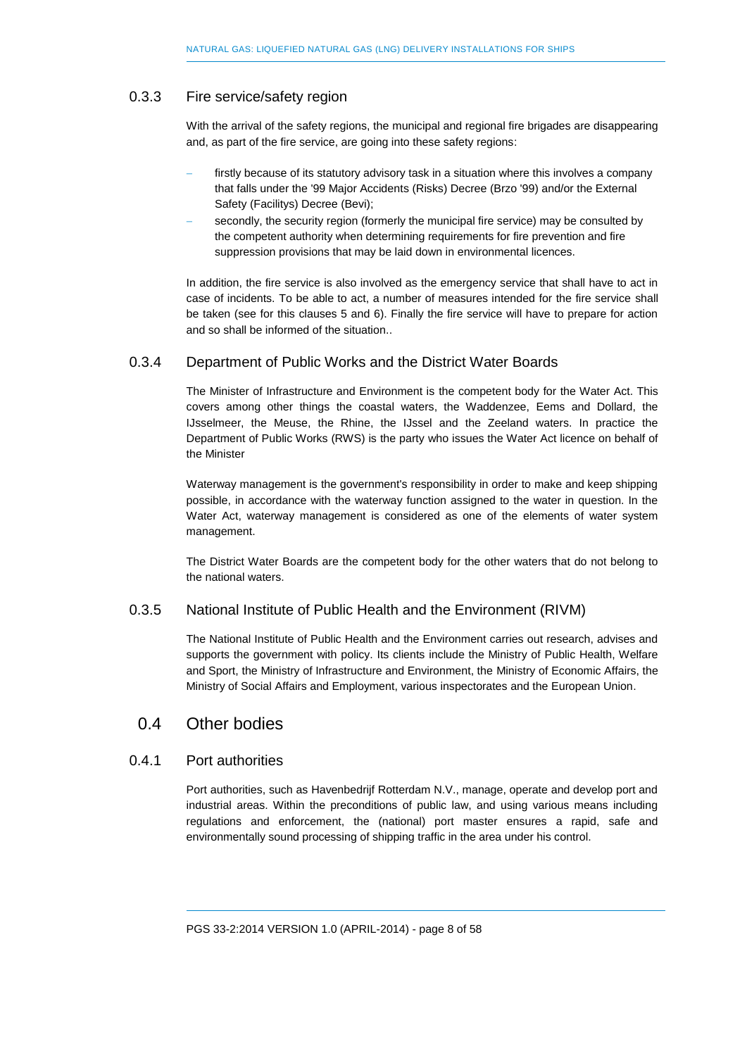### 0.3.3 Fire service/safety region

With the arrival of the safety regions, the municipal and regional fire brigades are disappearing and, as part of the fire service, are going into these safety regions:

- firstly because of its statutory advisory task in a situation where this involves a company that falls under the '99 Major Accidents (Risks) Decree (Brzo '99) and/or the External Safety (Facilitys) Decree (Bevi);
- secondly, the security region (formerly the municipal fire service) may be consulted by the competent authority when determining requirements for fire prevention and fire suppression provisions that may be laid down in environmental licences.

In addition, the fire service is also involved as the emergency service that shall have to act in case of incidents. To be able to act, a number of measures intended for the fire service shall be taken (see for this clauses 5 and 6). Finally the fire service will have to prepare for action and so shall be informed of the situation..

### 0.3.4 Department of Public Works and the District Water Boards

The Minister of Infrastructure and Environment is the competent body for the Water Act. This covers among other things the coastal waters, the Waddenzee, Eems and Dollard, the IJsselmeer, the Meuse, the Rhine, the IJssel and the Zeeland waters. In practice the Department of Public Works (RWS) is the party who issues the Water Act licence on behalf of the Minister

Waterway management is the government's responsibility in order to make and keep shipping possible, in accordance with the waterway function assigned to the water in question. In the Water Act, waterway management is considered as one of the elements of water system management.

The District Water Boards are the competent body for the other waters that do not belong to the national waters.

### 0.3.5 National Institute of Public Health and the Environment (RIVM)

The National Institute of Public Health and the Environment carries out research, advises and supports the government with policy. Its clients include the Ministry of Public Health, Welfare and Sport, the Ministry of Infrastructure and Environment, the Ministry of Economic Affairs, the Ministry of Social Affairs and Employment, various inspectorates and the European Union.

## 0.4 Other bodies

### 0.4.1 Port authorities

Port authorities, such as Havenbedrijf Rotterdam N.V., manage, operate and develop port and industrial areas. Within the preconditions of public law, and using various means including regulations and enforcement, the (national) port master ensures a rapid, safe and environmentally sound processing of shipping traffic in the area under his control.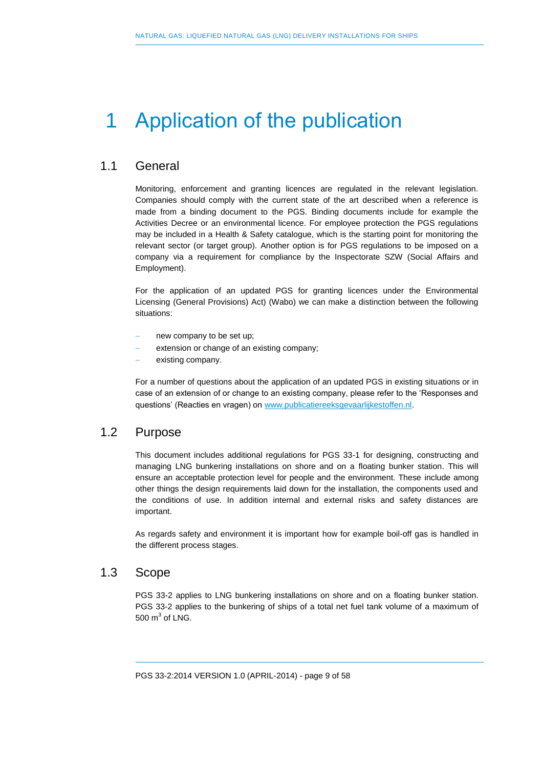# 1 Application of the publication

## 1.1 General

Monitoring, enforcement and granting licences are regulated in the relevant legislation. Companies should comply with the current state of the art described when a reference is made from a binding document to the PGS. Binding documents include for example the Activities Decree or an environmental licence. For employee protection the PGS regulations may be included in a Health & Safety catalogue, which is the starting point for monitoring the relevant sector (or target group). Another option is for PGS regulations to be imposed on a company via a requirement for compliance by the Inspectorate SZW (Social Affairs and Employment).

For the application of an updated PGS for granting licences under the Environmental Licensing (General Provisions) Act) (Wabo) we can make a distinction between the following situations:

- new company to be set up;
- extension or change of an existing company;
- existing company.

For a number of questions about the application of an updated PGS in existing situations or in case of an extension of or change to an existing company, please refer to the 'Responses and questions' (Reacties en vragen) on www.publicatiereeksgevaarlijkestoffen.nl.

## 1.2 Purpose

This document includes additional regulations for PGS 33-1 for designing, constructing and managing LNG bunkering installations on shore and on a floating bunker station. This will ensure an acceptable protection level for people and the environment. These include among other things the design requirements laid down for the installation, the components used and the conditions of use. In addition internal and external risks and safety distances are important.

As regards safety and environment it is important how for example boil-off gas is handled in the different process stages.

## 1.3 Scope

PGS 33-2 applies to LNG bunkering installations on shore and on a floating bunker station. PGS 33-2 applies to the bunkering of ships of a total net fuel tank volume of a maximum of 500 $m^3$ of LNG.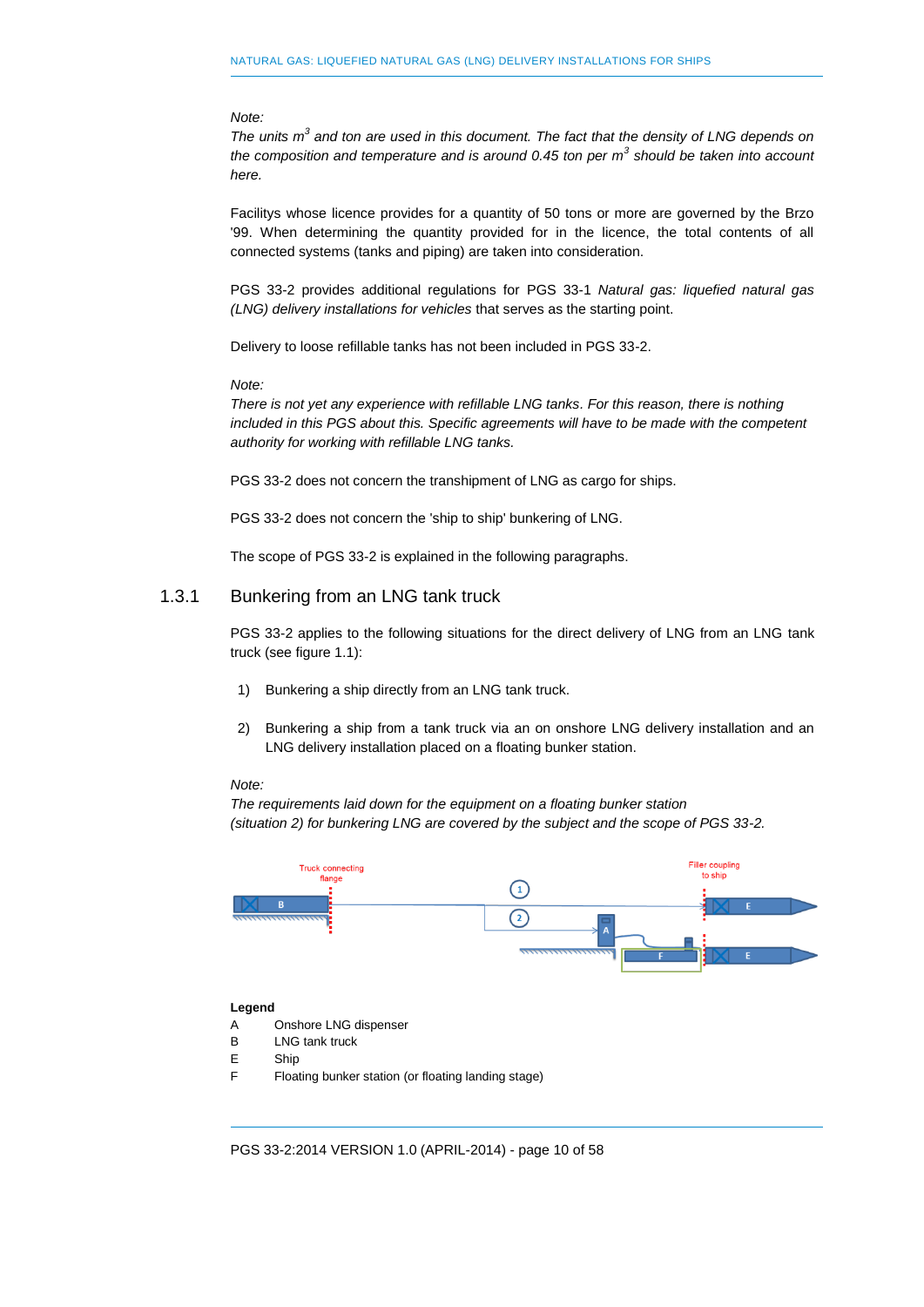*Note:*
*The units $m^3$ and ton are used in this document. The fact that the density of LNG depends on the composition and temperature and is around 0.45 ton per $m^3$ should be taken into account here.*

Facilitys whose licence provides for a quantity of 50 tons or more are governed by the Brzo '99. When determining the quantity provided for in the licence, the total contents of all connected systems (tanks and piping) are taken into consideration.

PGS 33-2 provides additional regulations for PGS 33-1 *Natural gas: liquefied natural gas (LNG) delivery installations for vehicles* that serves as the starting point.

Delivery to loose refillable tanks has not been included in PGS 33-2.

*Note:*
*There is not yet any experience with refillable LNG tanks. For this reason, there is nothing included in this PGS about this. Specific agreements will have to be made with the competent authority for working with refillable LNG tanks.*

PGS 33-2 does not concern the transhipment of LNG as cargo for ships.

PGS 33-2 does not concern the 'ship to ship' bunkering of LNG.

The scope of PGS 33-2 is explained in the following paragraphs.

### 1.3.1 Bunkering from an LNG tank truck

PGS 33-2 applies to the following situations for the direct delivery of LNG from an LNG tank truck (see figure 1.1):

1) Bunkering a ship directly from an LNG tank truck.

2) Bunkering a ship from a tank truck via an on onshore LNG delivery installation and an LNG delivery installation placed on a floating bunker station.

*Note:*
*The requirements laid down for the equipment on a floating bunker station (situation 2) for bunkering LNG are covered by the subject and the scope of PGS 33-2.*

Truck connecting flange

Filler coupling to ship

**Legend**

| | |
|---|---|
| A | Onshore LNG dispenser |
| B | LNG tank truck |
| E | Ship |
| F | Floating bunker station (or floating landing stage) |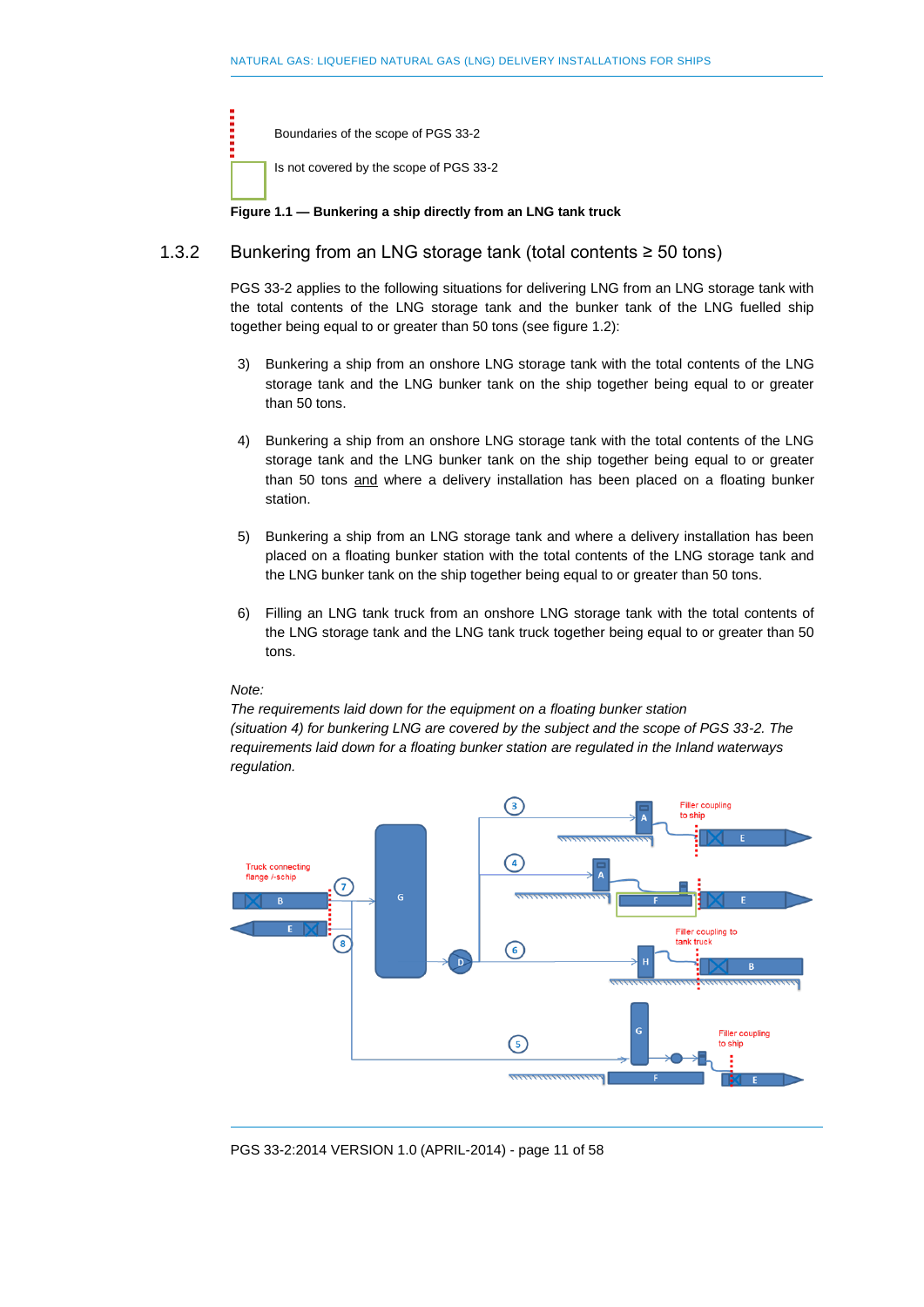Boundaries of the scope of PGS 33-2

Is not covered by the scope of PGS 33-2

**Figure 1.1 — Bunkering a ship directly from an LNG tank truck**

### 1.3.2 Bunkering from an LNG storage tank (total contents ≥ 50 tons)

PGS 33-2 applies to the following situations for delivering LNG from an LNG storage tank with the total contents of the LNG storage tank and the bunker tank of the LNG fuelled ship together being equal to or greater than 50 tons (see figure 1.2):

3) Bunkering a ship from an onshore LNG storage tank with the total contents of the LNG storage tank and the LNG bunker tank on the ship together being equal to or greater than 50 tons.

4) Bunkering a ship from an onshore LNG storage tank with the total contents of the LNG storage tank and the LNG bunker tank on the ship together being equal to or greater than 50 tons <u>and</u> where a delivery installation has been placed on a floating bunker station.

5) Bunkering a ship from an LNG storage tank and where a delivery installation has been placed on a floating bunker station with the total contents of the LNG storage tank and the LNG bunker tank on the ship together being equal to or greater than 50 tons.

6) Filling an LNG tank truck from an onshore LNG storage tank with the total contents of the LNG storage tank and the LNG tank truck together being equal to or greater than 50 tons.

*Note:*
*The requirements laid down for the equipment on a floating bunker station (situation 4) for bunkering LNG are covered by the subject and the scope of PGS 33-2. The requirements laid down for a floating bunker station are regulated in the Inland waterways regulation.*

Truck connecting flange /-schip

Filler coupling to ship

Filler coupling to tank truck

Filler coupling to ship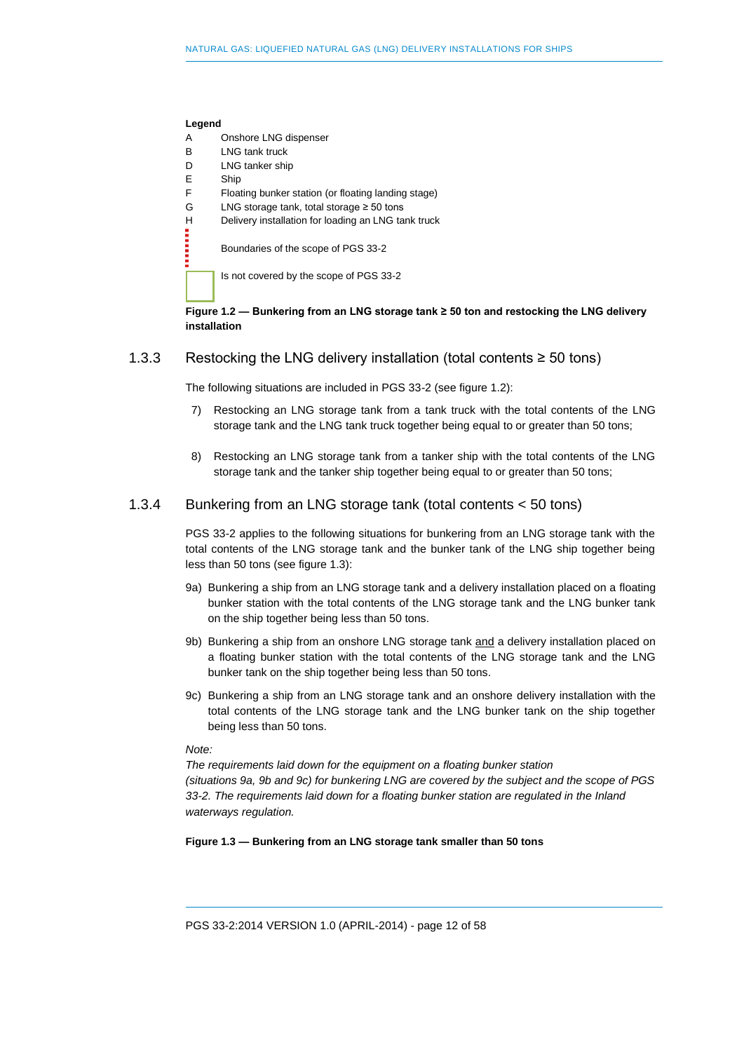**Legend**

A Onshore LNG dispenser
B LNG tank truck
D LNG tanker ship
E Ship
F Floating bunker station (or floating landing stage)
G LNG storage tank, total storage ≥ 50 tons
H Delivery installation for loading an LNG tank truck

Boundaries of the scope of PGS 33-2

Is not covered by the scope of PGS 33-2

**Figure 1.2 — Bunkering from an LNG storage tank ≥ 50 ton and restocking the LNG delivery installation**

## 1.3.3 Restocking the LNG delivery installation (total contents ≥ 50 tons)

The following situations are included in PGS 33-2 (see figure 1.2):

7) Restocking an LNG storage tank from a tank truck with the total contents of the LNG storage tank and the LNG tank truck together being equal to or greater than 50 tons;

8) Restocking an LNG storage tank from a tanker ship with the total contents of the LNG storage tank and the tanker ship together being equal to or greater than 50 tons;

## 1.3.4 Bunkering from an LNG storage tank (total contents < 50 tons)

PGS 33-2 applies to the following situations for bunkering from an LNG storage tank with the total contents of the LNG storage tank and the bunker tank of the LNG ship together being less than 50 tons (see figure 1.3):

9a) Bunkering a ship from an LNG storage tank and a delivery installation placed on a floating bunker station with the total contents of the LNG storage tank and the LNG bunker tank on the ship together being less than 50 tons.

9b) Bunkering a ship from an onshore LNG storage tank and a delivery installation placed on a floating bunker station with the total contents of the LNG storage tank and the LNG bunker tank on the ship together being less than 50 tons.

9c) Bunkering a ship from an LNG storage tank and an onshore delivery installation with the total contents of the LNG storage tank and the LNG bunker tank on the ship together being less than 50 tons.

*Note:*
*The requirements laid down for the equipment on a floating bunker station (situations 9a, 9b and 9c) for bunkering LNG are covered by the subject and the scope of PGS 33-2. The requirements laid down for a floating bunker station are regulated in the Inland waterways regulation.*

**Figure 1.3 — Bunkering from an LNG storage tank smaller than 50 tons**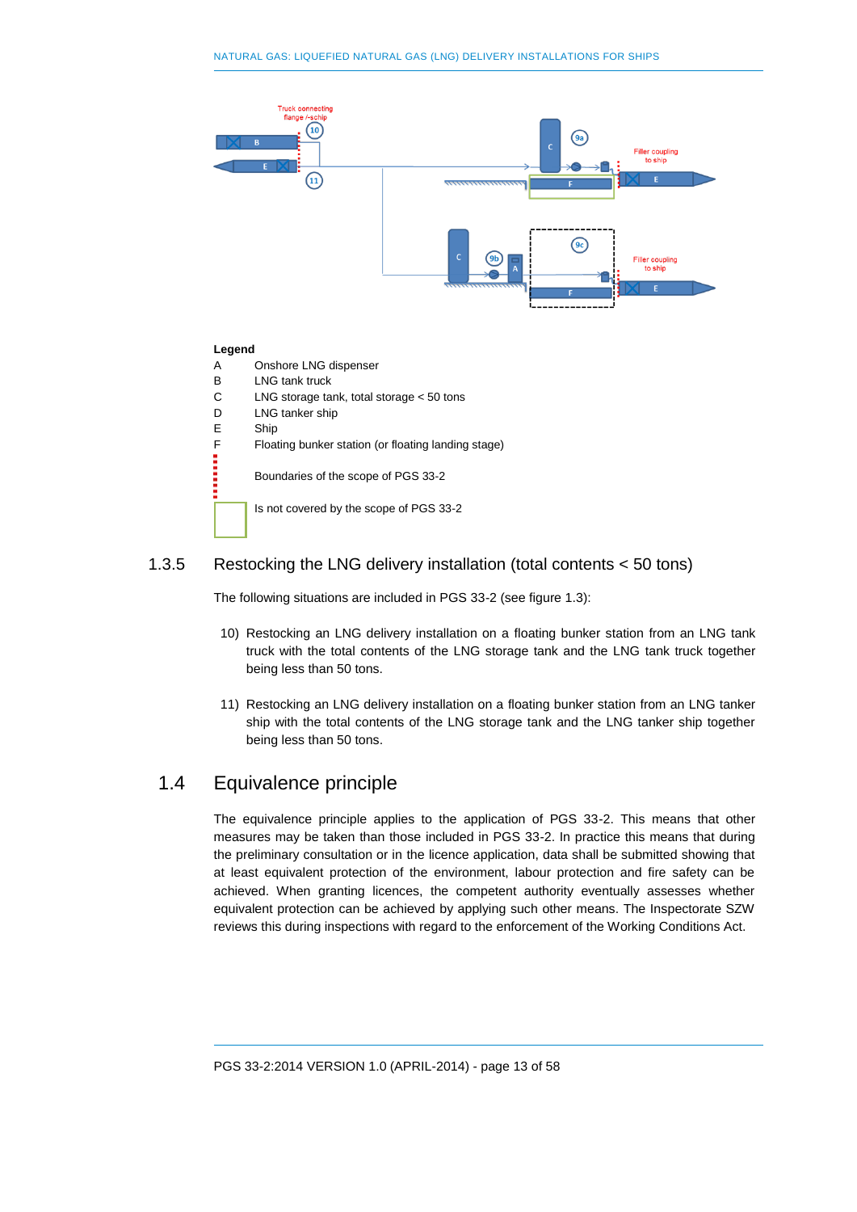Truck connecting flange /-schip

10

11

B

E

C

9a

Filler coupling to ship

F

E

C

9b

A

9c

Filler coupling to ship

F

E

**Legend**

| | |
|---|---|
| A | Onshore LNG dispenser |
| B | LNG tank truck |
| C | LNG storage tank, total storage < 50 tons |
| D | LNG tanker ship |
| E | Ship |
| F | Floating bunker station (or floating landing stage) |
| (red dotted line) | Boundaries of the scope of PGS 33-2 |
| (green box) | Is not covered by the scope of PGS 33-2 |

### 1.3.5 Restocking the LNG delivery installation (total contents < 50 tons)

The following situations are included in PGS 33-2 (see figure 1.3):

10) Restocking an LNG delivery installation on a floating bunker station from an LNG tank truck with the total contents of the LNG storage tank and the LNG tank truck together being less than 50 tons.

11) Restocking an LNG delivery installation on a floating bunker station from an LNG tanker ship with the total contents of the LNG storage tank and the LNG tanker ship together being less than 50 tons.

## 1.4 Equivalence principle

The equivalence principle applies to the application of PGS 33-2. This means that other measures may be taken than those included in PGS 33-2. In practice this means that during the preliminary consultation or in the licence application, data shall be submitted showing that at least equivalent protection of the environment, labour protection and fire safety can be achieved. When granting licences, the competent authority eventually assesses whether equivalent protection can be achieved by applying such other means. The Inspectorate SZW reviews this during inspections with regard to the enforcement of the Working Conditions Act.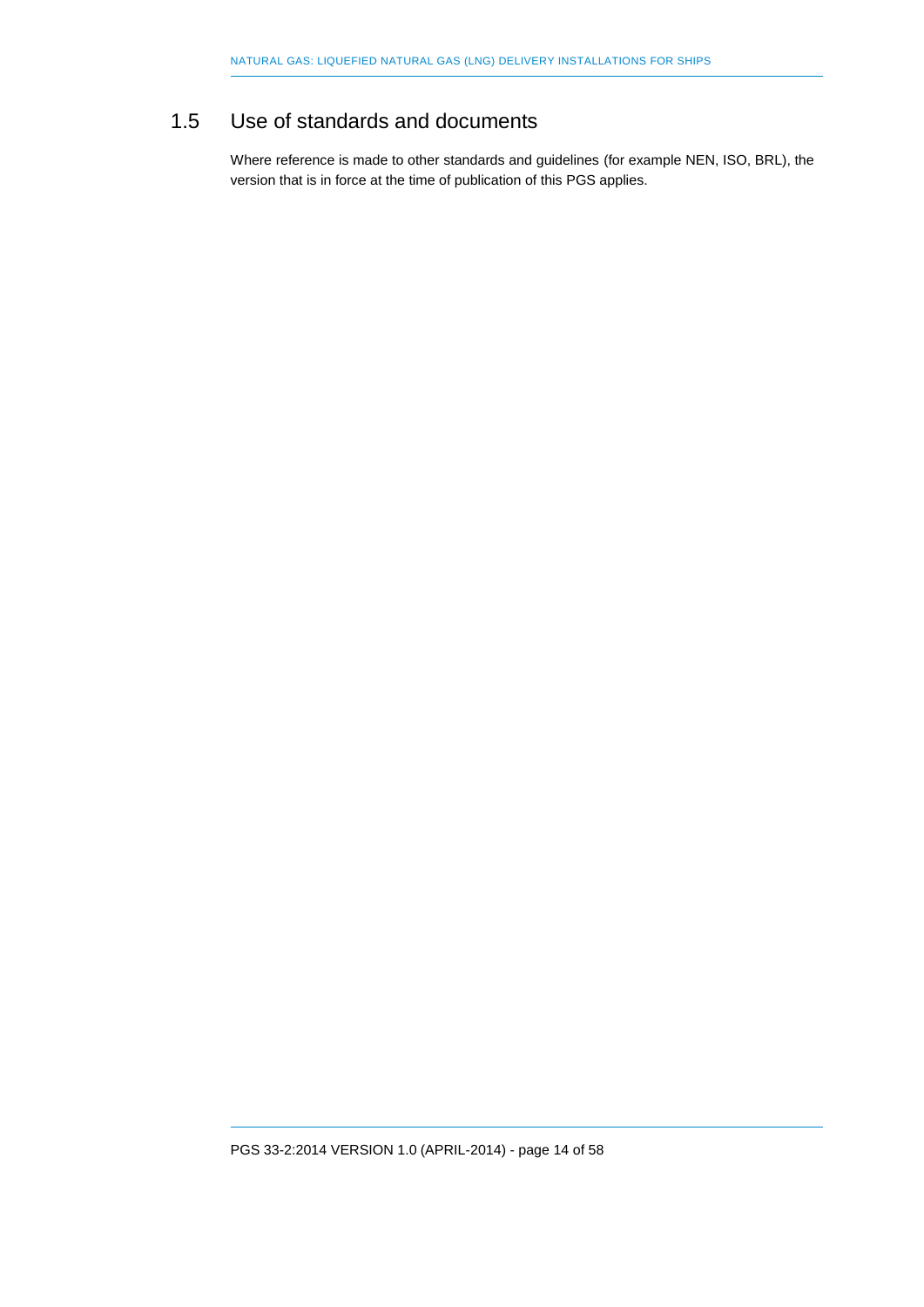## 1.5 Use of standards and documents

Where reference is made to other standards and guidelines (for example NEN, ISO, BRL), the version that is in force at the time of publication of this PGS applies.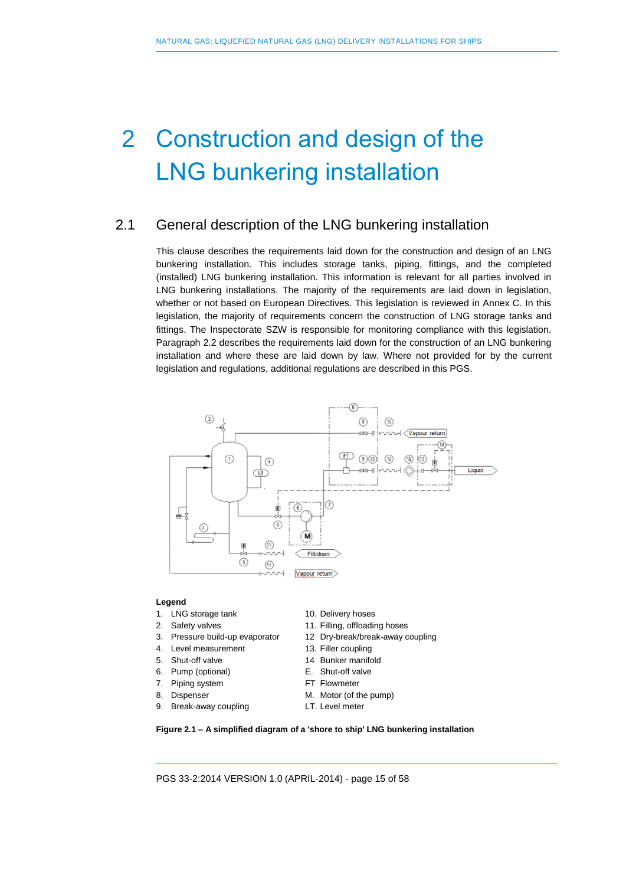# 2 Construction and design of the LNG bunkering installation

## 2.1 General description of the LNG bunkering installation

This clause describes the requirements laid down for the construction and design of an LNG bunkering installation. This includes storage tanks, piping, fittings, and the completed (installed) LNG bunkering installation. This information is relevant for all parties involved in LNG bunkering installations. The majority of the requirements are laid down in legislation, whether or not based on European Directives. This legislation is reviewed in Annex C. In this legislation, the majority of requirements concern the construction of LNG storage tanks and fittings. The Inspectorate SZW is responsible for monitoring compliance with this legislation. Paragraph 2.2 describes the requirements laid down for the construction of an LNG bunkering installation and where these are laid down by law. Where not provided for by the current legislation and regulations, additional regulations are described in this PGS.

Vapour return
Liquid
Fill/drain
Vapour return

**Legend**

1. LNG storage tank
2. Safety valves
3. Pressure build-up evaporator
4. Level measurement
5. Shut-off valve
6. Pump (optional)
7. Piping system
8. Dispenser
9. Break-away coupling
10. Delivery hoses
11. Filling, offloading hoses
12 Dry-break/break-away coupling
13. Filler coupling
14 Bunker manifold

E. Shut-off valve
FT Flowmeter
M. Motor (of the pump)
LT. Level meter

**Figure 2.1 – A simplified diagram of a 'shore to ship' LNG bunkering installation**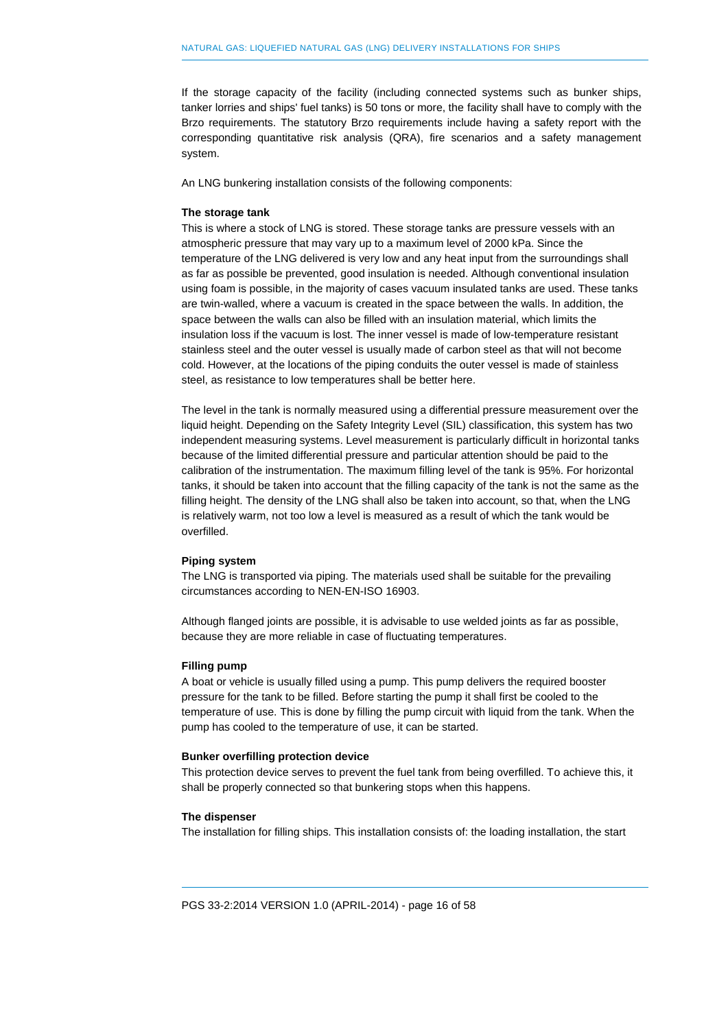If the storage capacity of the facility (including connected systems such as bunker ships, tanker lorries and ships' fuel tanks) is 50 tons or more, the facility shall have to comply with the Brzo requirements. The statutory Brzo requirements include having a safety report with the corresponding quantitative risk analysis (QRA), fire scenarios and a safety management system.

An LNG bunkering installation consists of the following components:

**The storage tank**

This is where a stock of LNG is stored. These storage tanks are pressure vessels with an atmospheric pressure that may vary up to a maximum level of 2000 kPa. Since the temperature of the LNG delivered is very low and any heat input from the surroundings shall as far as possible be prevented, good insulation is needed. Although conventional insulation using foam is possible, in the majority of cases vacuum insulated tanks are used. These tanks are twin-walled, where a vacuum is created in the space between the walls. In addition, the space between the walls can also be filled with an insulation material, which limits the insulation loss if the vacuum is lost. The inner vessel is made of low-temperature resistant stainless steel and the outer vessel is usually made of carbon steel as that will not become cold. However, at the locations of the piping conduits the outer vessel is made of stainless steel, as resistance to low temperatures shall be better here.

The level in the tank is normally measured using a differential pressure measurement over the liquid height. Depending on the Safety Integrity Level (SIL) classification, this system has two independent measuring systems. Level measurement is particularly difficult in horizontal tanks because of the limited differential pressure and particular attention should be paid to the calibration of the instrumentation. The maximum filling level of the tank is 95%. For horizontal tanks, it should be taken into account that the filling capacity of the tank is not the same as the filling height. The density of the LNG shall also be taken into account, so that, when the LNG is relatively warm, not too low a level is measured as a result of which the tank would be overfilled.

**Piping system**

The LNG is transported via piping. The materials used shall be suitable for the prevailing circumstances according to NEN-EN-ISO 16903.

Although flanged joints are possible, it is advisable to use welded joints as far as possible, because they are more reliable in case of fluctuating temperatures.

**Filling pump**

A boat or vehicle is usually filled using a pump. This pump delivers the required booster pressure for the tank to be filled. Before starting the pump it shall first be cooled to the temperature of use. This is done by filling the pump circuit with liquid from the tank. When the pump has cooled to the temperature of use, it can be started.

**Bunker overfilling protection device**

This protection device serves to prevent the fuel tank from being overfilled. To achieve this, it shall be properly connected so that bunkering stops when this happens.

**The dispenser**

The installation for filling ships. This installation consists of: the loading installation, the start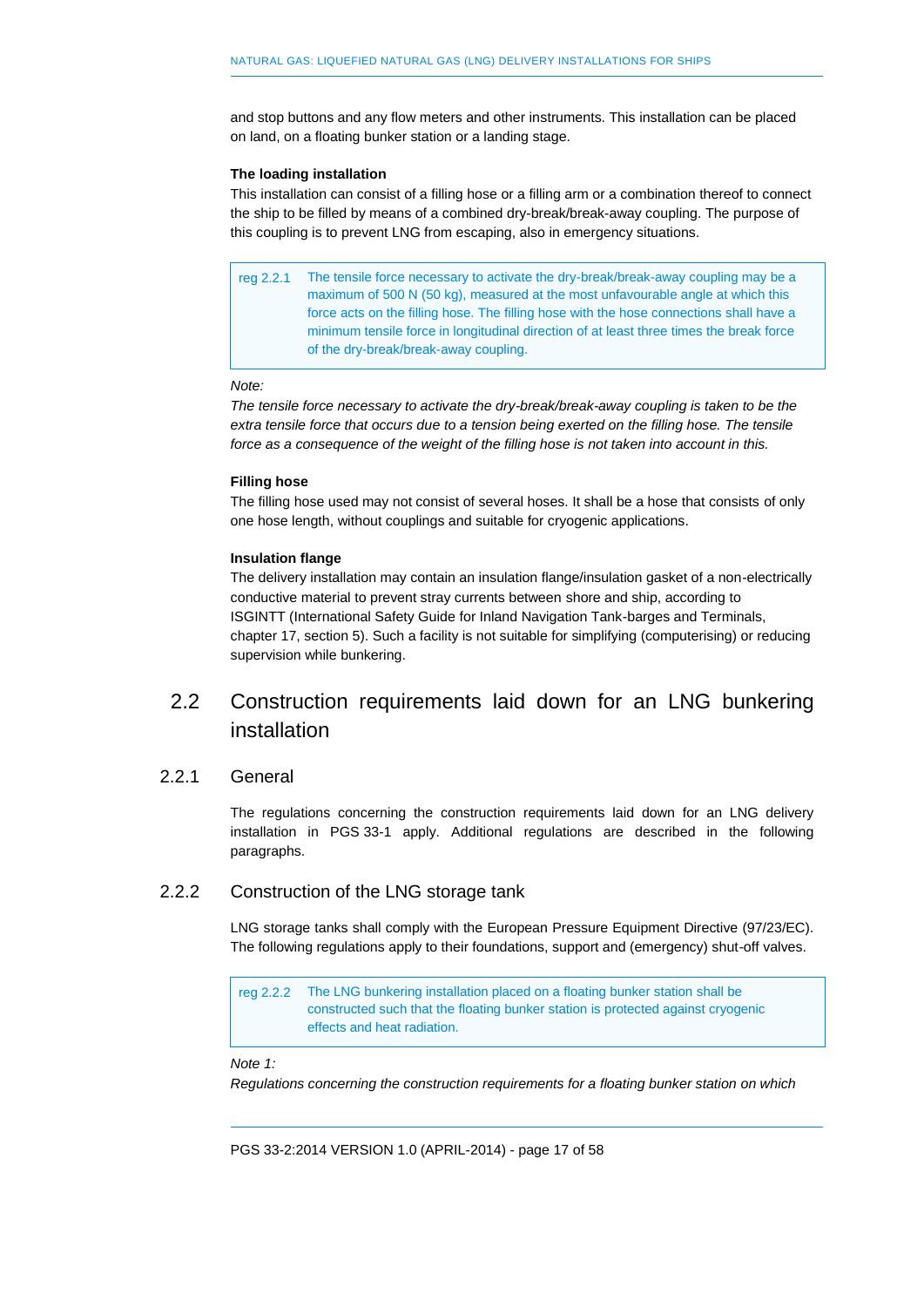and stop buttons and any flow meters and other instruments. This installation can be placed on land, on a floating bunker station or a landing stage.

**The loading installation**

This installation can consist of a filling hose or a filling arm or a combination thereof to connect the ship to be filled by means of a combined dry-break/break-away coupling. The purpose of this coupling is to prevent LNG from escaping, also in emergency situations.

| | |
|---|---|
| reg 2.2.1 | The tensile force necessary to activate the dry-break/break-away coupling may be a maximum of 500 N (50 kg), measured at the most unfavourable angle at which this force acts on the filling hose. The filling hose with the hose connections shall have a minimum tensile force in longitudinal direction of at least three times the break force of the dry-break/break-away coupling. |

*Note:*

*The tensile force necessary to activate the dry-break/break-away coupling is taken to be the extra tensile force that occurs due to a tension being exerted on the filling hose. The tensile force as a consequence of the weight of the filling hose is not taken into account in this.*

**Filling hose**

The filling hose used may not consist of several hoses. It shall be a hose that consists of only one hose length, without couplings and suitable for cryogenic applications.

**Insulation flange**

The delivery installation may contain an insulation flange/insulation gasket of a non-electrically conductive material to prevent stray currents between shore and ship, according to ISGINTT (International Safety Guide for Inland Navigation Tank-barges and Terminals, chapter 17, section 5). Such a facility is not suitable for simplifying (computerising) or reducing supervision while bunkering.

## 2.2 Construction requirements laid down for an LNG bunkering installation

### 2.2.1 General

The regulations concerning the construction requirements laid down for an LNG delivery installation in PGS 33-1 apply. Additional regulations are described in the following paragraphs.

### 2.2.2 Construction of the LNG storage tank

LNG storage tanks shall comply with the European Pressure Equipment Directive (97/23/EC). The following regulations apply to their foundations, support and (emergency) shut-off valves.

| | |
|---|---|
| reg 2.2.2 | The LNG bunkering installation placed on a floating bunker station shall be constructed such that the floating bunker station is protected against cryogenic effects and heat radiation. |

*Note 1:*

*Regulations concerning the construction requirements for a floating bunker station on which*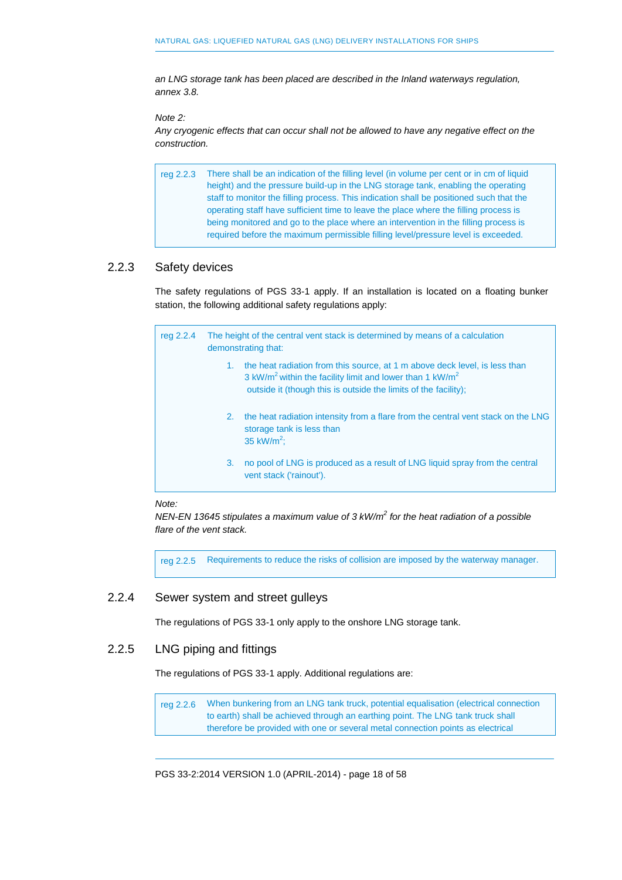*an LNG storage tank has been placed are described in the Inland waterways regulation, annex 3.8.*

*Note 2:*
*Any cryogenic effects that can occur shall not be allowed to have any negative effect on the construction.*

> reg 2.2.3 There shall be an indication of the filling level (in volume per cent or in cm of liquid height) and the pressure build-up in the LNG storage tank, enabling the operating staff to monitor the filling process. This indication shall be positioned such that the operating staff have sufficient time to leave the place where the filling process is being monitored and go to the place where an intervention in the filling process is required before the maximum permissible filling level/pressure level is exceeded.

## 2.2.3 Safety devices

The safety regulations of PGS 33-1 apply. If an installation is located on a floating bunker station, the following additional safety regulations apply:

> reg 2.2.4 The height of the central vent stack is determined by means of a calculation demonstrating that:
>
> 1. the heat radiation from this source, at 1 m above deck level, is less than 3 kW/m$^2$ within the facility limit and lower than 1 kW/m$^2$ outside it (though this is outside the limits of the facility);
> 2. the heat radiation intensity from a flare from the central vent stack on the LNG storage tank is less than 35 kW/m$^2$;
> 3. no pool of LNG is produced as a result of LNG liquid spray from the central vent stack ('rainout').

*Note:*
*NEN-EN 13645 stipulates a maximum value of 3 kW/m$^2$ for the heat radiation of a possible flare of the vent stack.*

> reg 2.2.5 Requirements to reduce the risks of collision are imposed by the waterway manager.

## 2.2.4 Sewer system and street gulleys

The regulations of PGS 33-1 only apply to the onshore LNG storage tank.

## 2.2.5 LNG piping and fittings

The regulations of PGS 33-1 apply. Additional regulations are:

> reg 2.2.6 When bunkering from an LNG tank truck, potential equalisation (electrical connection to earth) shall be achieved through an earthing point. The LNG tank truck shall therefore be provided with one or several metal connection points as electrical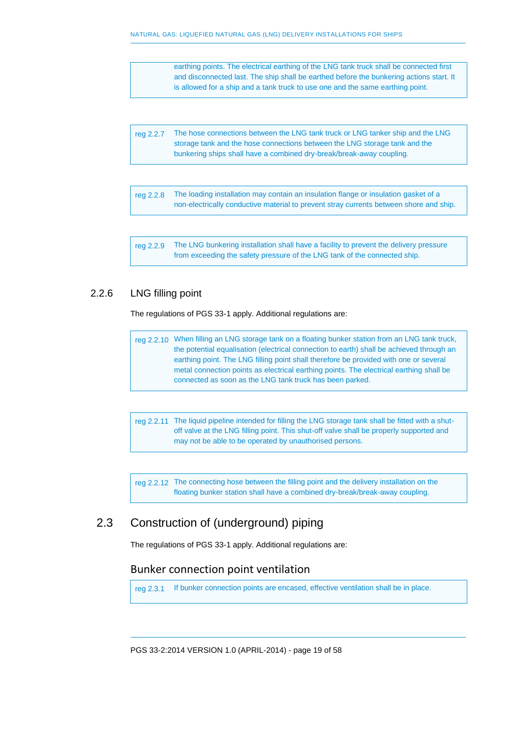earthing points. The electrical earthing of the LNG tank truck shall be connected first and disconnected last. The ship shall be earthed before the bunkering actions start. It is allowed for a ship and a tank truck to use one and the same earthing point.

| | |
|---|---|
| reg 2.2.7 | The hose connections between the LNG tank truck or LNG tanker ship and the LNG storage tank and the hose connections between the LNG storage tank and the bunkering ships shall have a combined dry-break/break-away coupling. |

| | |
|---|---|
| reg 2.2.8 | The loading installation may contain an insulation flange or insulation gasket of a non-electrically conductive material to prevent stray currents between shore and ship. |

| | |
|---|---|
| reg 2.2.9 | The LNG bunkering installation shall have a facility to prevent the delivery pressure from exceeding the safety pressure of the LNG tank of the connected ship. |

### 2.2.6 LNG filling point

The regulations of PGS 33-1 apply. Additional regulations are:

| | |
|---|---|
| reg 2.2.10 | When filling an LNG storage tank on a floating bunker station from an LNG tank truck, the potential equalisation (electrical connection to earth) shall be achieved through an earthing point. The LNG filling point shall therefore be provided with one or several metal connection points as electrical earthing points. The electrical earthing shall be connected as soon as the LNG tank truck has been parked. |

| | |
|---|---|
| reg 2.2.11 | The liquid pipeline intended for filling the LNG storage tank shall be fitted with a shut-off valve at the LNG filling point. This shut-off valve shall be properly supported and may not be able to be operated by unauthorised persons. |

| | |
|---|---|
| reg 2.2.12 | The connecting hose between the filling point and the delivery installation on the floating bunker station shall have a combined dry-break/break-away coupling. |

## 2.3 Construction of (underground) piping

The regulations of PGS 33-1 apply. Additional regulations are:

### Bunker connection point ventilation

| | |
|---|---|
| reg 2.3.1 | If bunker connection points are encased, effective ventilation shall be in place. |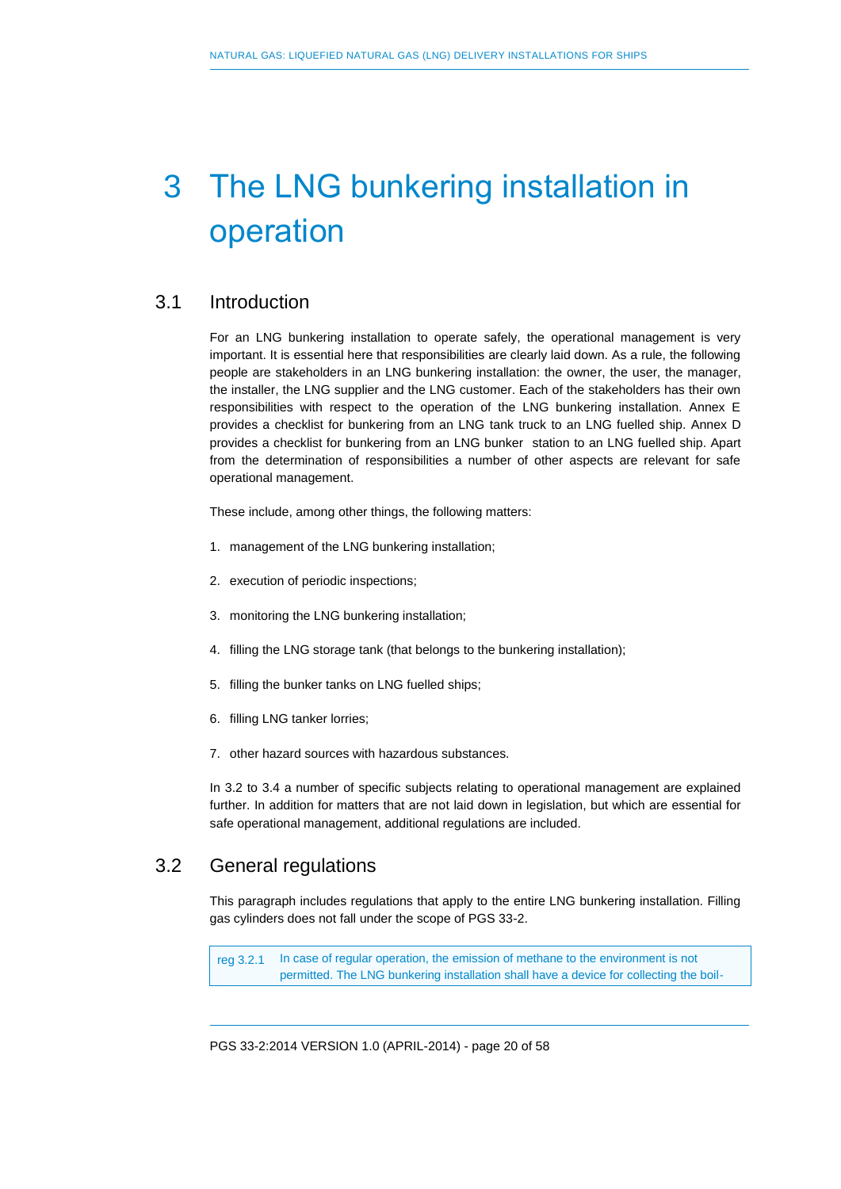# 3 The LNG bunkering installation in operation

## 3.1 Introduction

For an LNG bunkering installation to operate safely, the operational management is very important. It is essential here that responsibilities are clearly laid down. As a rule, the following people are stakeholders in an LNG bunkering installation: the owner, the user, the manager, the installer, the LNG supplier and the LNG customer. Each of the stakeholders has their own responsibilities with respect to the operation of the LNG bunkering installation. Annex E provides a checklist for bunkering from an LNG tank truck to an LNG fuelled ship. Annex D provides a checklist for bunkering from an LNG bunker station to an LNG fuelled ship. Apart from the determination of responsibilities a number of other aspects are relevant for safe operational management.

These include, among other things, the following matters:

1. management of the LNG bunkering installation;
2. execution of periodic inspections;
3. monitoring the LNG bunkering installation;
4. filling the LNG storage tank (that belongs to the bunkering installation);
5. filling the bunker tanks on LNG fuelled ships;
6. filling LNG tanker lorries;
7. other hazard sources with hazardous substances.

In 3.2 to 3.4 a number of specific subjects relating to operational management are explained further. In addition for matters that are not laid down in legislation, but which are essential for safe operational management, additional regulations are included.

## 3.2 General regulations

This paragraph includes regulations that apply to the entire LNG bunkering installation. Filling gas cylinders does not fall under the scope of PGS 33-2.

| | |
|---|---|
| reg 3.2.1 | In case of regular operation, the emission of methane to the environment is not permitted. The LNG bunkering installation shall have a device for collecting the boil- |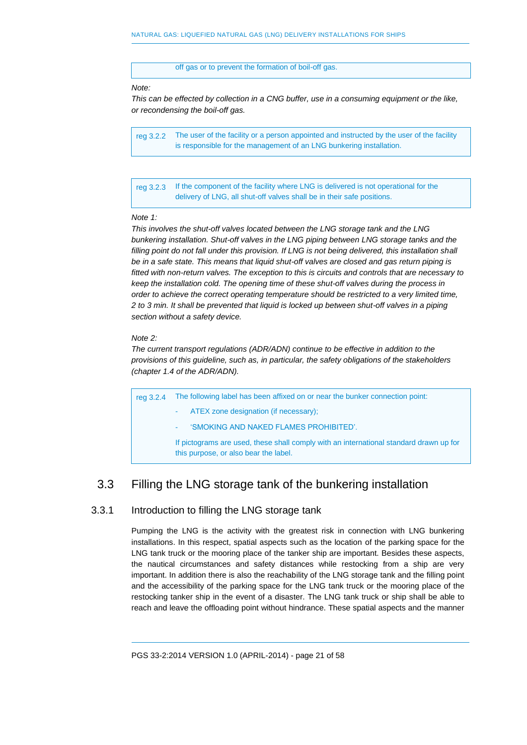off gas or to prevent the formation of boil-off gas.

*Note:*
*This can be effected by collection in a CNG buffer, use in a consuming equipment or the like, or recondensing the boil-off gas.*

| | |
|---|---|
| reg 3.2.2 | The user of the facility or a person appointed and instructed by the user of the facility is responsible for the management of an LNG bunkering installation. |

| | |
|---|---|
| reg 3.2.3 | If the component of the facility where LNG is delivered is not operational for the delivery of LNG, all shut-off valves shall be in their safe positions. |

*Note 1:*
*This involves the shut-off valves located between the LNG storage tank and the LNG bunkering installation. Shut-off valves in the LNG piping between LNG storage tanks and the filling point do not fall under this provision. If LNG is not being delivered, this installation shall be in a safe state. This means that liquid shut-off valves are closed and gas return piping is fitted with non-return valves. The exception to this is circuits and controls that are necessary to keep the installation cold. The opening time of these shut-off valves during the process in order to achieve the correct operating temperature should be restricted to a very limited time, 2 to 3 min. It shall be prevented that liquid is locked up between shut-off valves in a piping section without a safety device.*

*Note 2:*
*The current transport regulations (ADR/ADN) continue to be effective in addition to the provisions of this guideline, such as, in particular, the safety obligations of the stakeholders (chapter 1.4 of the ADR/ADN).*

reg 3.2.4 The following label has been affixed on or near the bunker connection point:

- ATEX zone designation (if necessary);
- 'SMOKING AND NAKED FLAMES PROHIBITED'.

If pictograms are used, these shall comply with an international standard drawn up for this purpose, or also bear the label.

## 3.3 Filling the LNG storage tank of the bunkering installation

### 3.3.1 Introduction to filling the LNG storage tank

Pumping the LNG is the activity with the greatest risk in connection with LNG bunkering installations. In this respect, spatial aspects such as the location of the parking space for the LNG tank truck or the mooring place of the tanker ship are important. Besides these aspects, the nautical circumstances and safety distances while restocking from a ship are very important. In addition there is also the reachability of the LNG storage tank and the filling point and the accessibility of the parking space for the LNG tank truck or the mooring place of the restocking tanker ship in the event of a disaster. The LNG tank truck or ship shall be able to reach and leave the offloading point without hindrance. These spatial aspects and the manner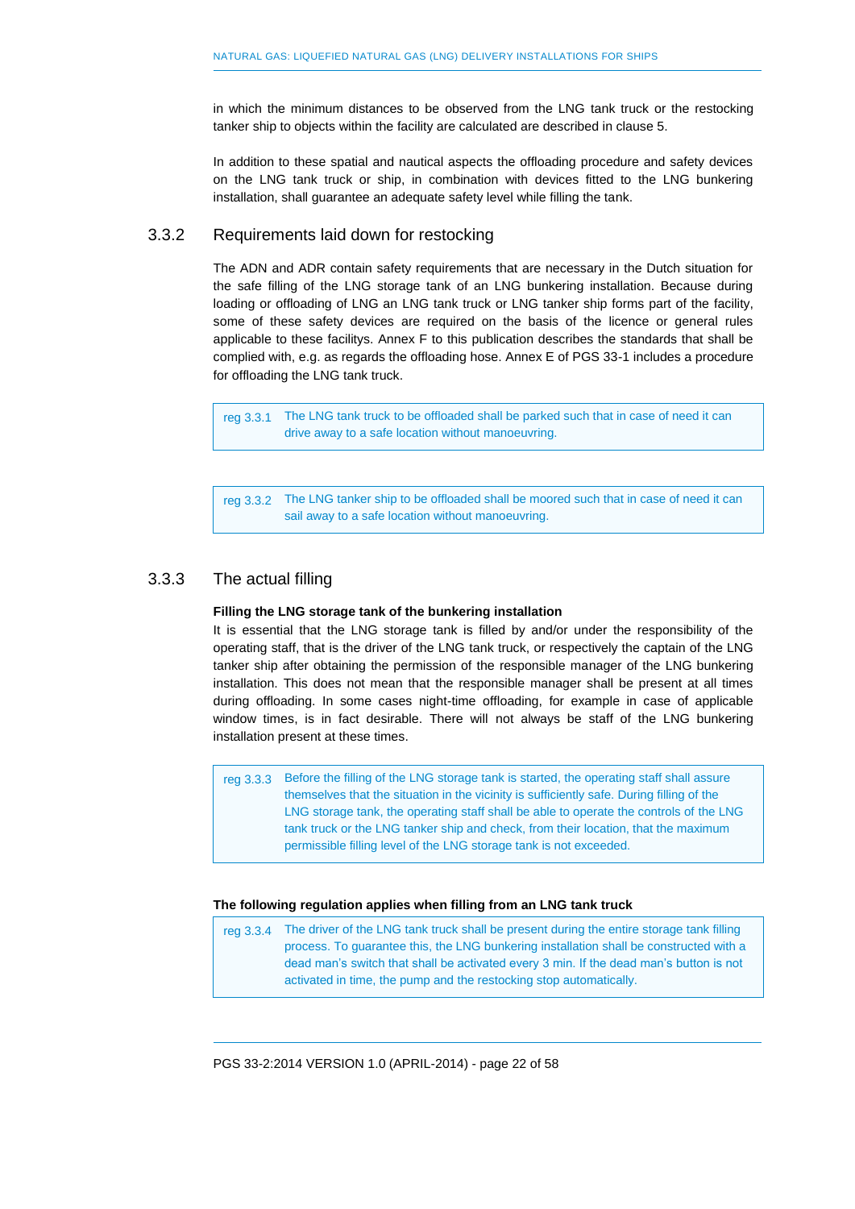in which the minimum distances to be observed from the LNG tank truck or the restocking tanker ship to objects within the facility are calculated are described in clause 5.

In addition to these spatial and nautical aspects the offloading procedure and safety devices on the LNG tank truck or ship, in combination with devices fitted to the LNG bunkering installation, shall guarantee an adequate safety level while filling the tank.

### 3.3.2 Requirements laid down for restocking

The ADN and ADR contain safety requirements that are necessary in the Dutch situation for the safe filling of the LNG storage tank of an LNG bunkering installation. Because during loading or offloading of LNG an LNG tank truck or LNG tanker ship forms part of the facility, some of these safety devices are required on the basis of the licence or general rules applicable to these facilitys. Annex F to this publication describes the standards that shall be complied with, e.g. as regards the offloading hose. Annex E of PGS 33-1 includes a procedure for offloading the LNG tank truck.

> reg 3.3.1 The LNG tank truck to be offloaded shall be parked such that in case of need it can drive away to a safe location without manoeuvring.

> reg 3.3.2 The LNG tanker ship to be offloaded shall be moored such that in case of need it can sail away to a safe location without manoeuvring.

### 3.3.3 The actual filling

**Filling the LNG storage tank of the bunkering installation**

It is essential that the LNG storage tank is filled by and/or under the responsibility of the operating staff, that is the driver of the LNG tank truck, or respectively the captain of the LNG tanker ship after obtaining the permission of the responsible manager of the LNG bunkering installation. This does not mean that the responsible manager shall be present at all times during offloading. In some cases night-time offloading, for example in case of applicable window times, is in fact desirable. There will not always be staff of the LNG bunkering installation present at these times.

> reg 3.3.3 Before the filling of the LNG storage tank is started, the operating staff shall assure themselves that the situation in the vicinity is sufficiently safe. During filling of the LNG storage tank, the operating staff shall be able to operate the controls of the LNG tank truck or the LNG tanker ship and check, from their location, that the maximum permissible filling level of the LNG storage tank is not exceeded.

**The following regulation applies when filling from an LNG tank truck**

> reg 3.3.4 The driver of the LNG tank truck shall be present during the entire storage tank filling process. To guarantee this, the LNG bunkering installation shall be constructed with a dead man's switch that shall be activated every 3 min. If the dead man's button is not activated in time, the pump and the restocking stop automatically.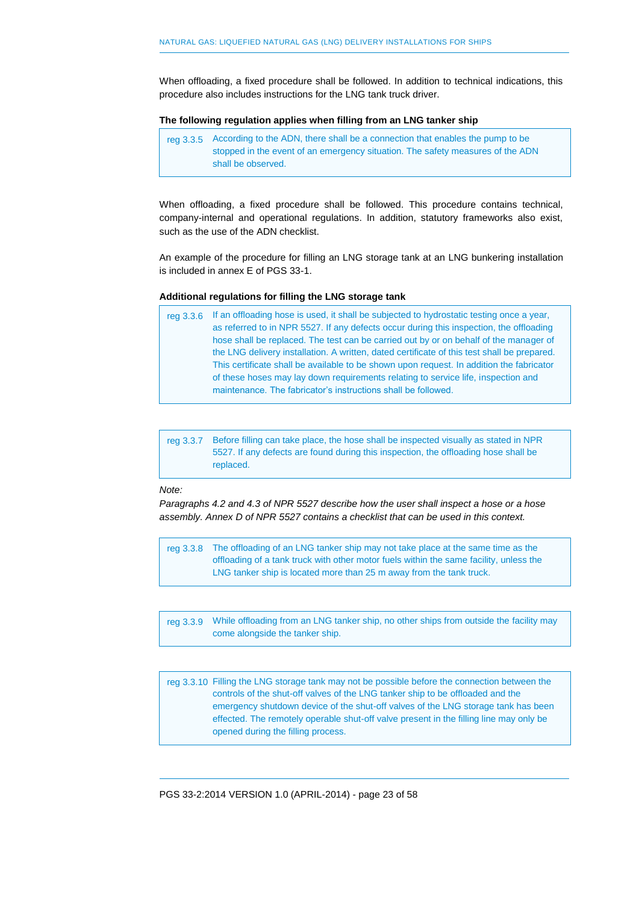When offloading, a fixed procedure shall be followed. In addition to technical indications, this procedure also includes instructions for the LNG tank truck driver.

**The following regulation applies when filling from an LNG tanker ship**

> reg 3.3.5 According to the ADN, there shall be a connection that enables the pump to be stopped in the event of an emergency situation. The safety measures of the ADN shall be observed.

When offloading, a fixed procedure shall be followed. This procedure contains technical, company-internal and operational regulations. In addition, statutory frameworks also exist, such as the use of the ADN checklist.

An example of the procedure for filling an LNG storage tank at an LNG bunkering installation is included in annex E of PGS 33-1.

**Additional regulations for filling the LNG storage tank**

> reg 3.3.6 If an offloading hose is used, it shall be subjected to hydrostatic testing once a year, as referred to in NPR 5527. If any defects occur during this inspection, the offloading hose shall be replaced. The test can be carried out by or on behalf of the manager of the LNG delivery installation. A written, dated certificate of this test shall be prepared. This certificate shall be available to be shown upon request. In addition the fabricator of these hoses may lay down requirements relating to service life, inspection and maintenance. The fabricator's instructions shall be followed.

> reg 3.3.7 Before filling can take place, the hose shall be inspected visually as stated in NPR 5527. If any defects are found during this inspection, the offloading hose shall be replaced.

*Note:*
*Paragraphs 4.2 and 4.3 of NPR 5527 describe how the user shall inspect a hose or a hose assembly. Annex D of NPR 5527 contains a checklist that can be used in this context.*

> reg 3.3.8 The offloading of an LNG tanker ship may not take place at the same time as the offloading of a tank truck with other motor fuels within the same facility, unless the LNG tanker ship is located more than 25 m away from the tank truck.

> reg 3.3.9 While offloading from an LNG tanker ship, no other ships from outside the facility may come alongside the tanker ship.

> reg 3.3.10 Filling the LNG storage tank may not be possible before the connection between the controls of the shut-off valves of the LNG tanker ship to be offloaded and the emergency shutdown device of the shut-off valves of the LNG storage tank has been effected. The remotely operable shut-off valve present in the filling line may only be opened during the filling process.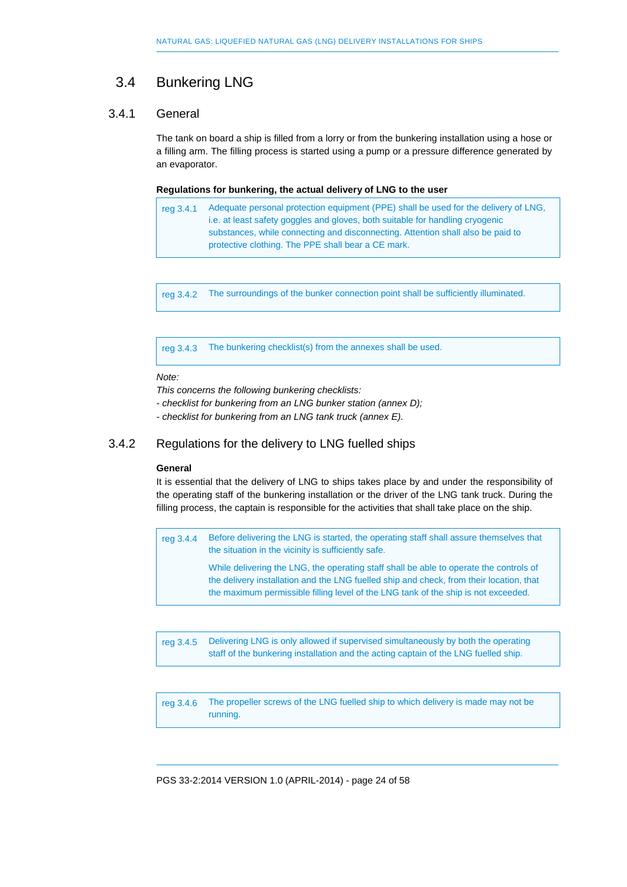## 3.4 Bunkering LNG

### 3.4.1 General

The tank on board a ship is filled from a lorry or from the bunkering installation using a hose or a filling arm. The filling process is started using a pump or a pressure difference generated by an evaporator.

**Regulations for bunkering, the actual delivery of LNG to the user**

| | |
|---|---|
| reg 3.4.1 | Adequate personal protection equipment (PPE) shall be used for the delivery of LNG, i.e. at least safety goggles and gloves, both suitable for handling cryogenic substances, while connecting and disconnecting. Attention shall also be paid to protective clothing. The PPE shall bear a CE mark. |

| | |
|---|---|
| reg 3.4.2 | The surroundings of the bunker connection point shall be sufficiently illuminated. |

| | |
|---|---|
| reg 3.4.3 | The bunkering checklist(s) from the annexes shall be used. |

*Note:*
*This concerns the following bunkering checklists:*
*- checklist for bunkering from an LNG bunker station (annex D);*
*- checklist for bunkering from an LNG tank truck (annex E).*

### 3.4.2 Regulations for the delivery to LNG fuelled ships

**General**
It is essential that the delivery of LNG to ships takes place by and under the responsibility of the operating staff of the bunkering installation or the driver of the LNG tank truck. During the filling process, the captain is responsible for the activities that shall take place on the ship.

| | |
|---|---|
| reg 3.4.4 | Before delivering the LNG is started, the operating staff shall assure themselves that the situation in the vicinity is sufficiently safe.<br><br>While delivering the LNG, the operating staff shall be able to operate the controls of the delivery installation and the LNG fuelled ship and check, from their location, that the maximum permissible filling level of the LNG tank of the ship is not exceeded. |

| | |
|---|---|
| reg 3.4.5 | Delivering LNG is only allowed if supervised simultaneously by both the operating staff of the bunkering installation and the acting captain of the LNG fuelled ship. |

| | |
|---|---|
| reg 3.4.6 | The propeller screws of the LNG fuelled ship to which delivery is made may not be running. |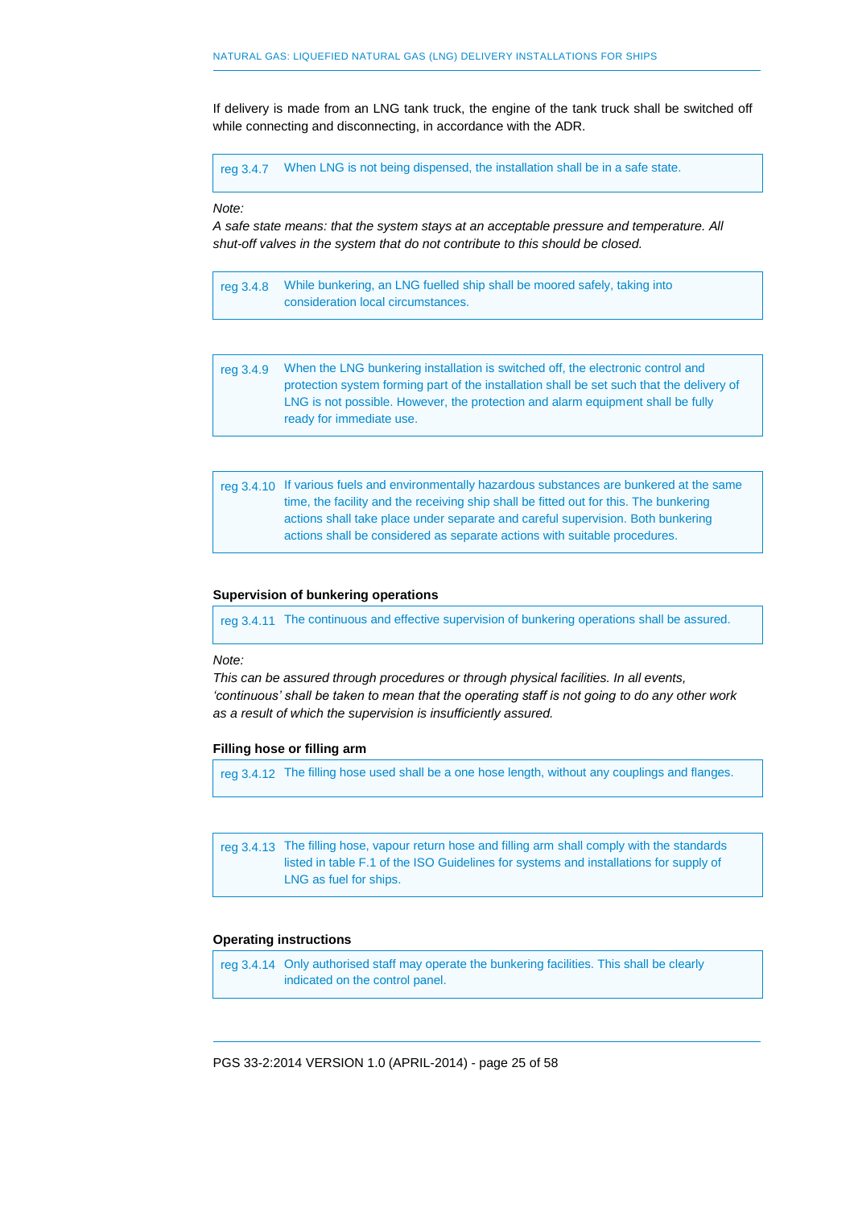If delivery is made from an LNG tank truck, the engine of the tank truck shall be switched off while connecting and disconnecting, in accordance with the ADR.

| | |
|---|---|
| reg 3.4.7 | When LNG is not being dispensed, the installation shall be in a safe state. |

*Note:*
*A safe state means: that the system stays at an acceptable pressure and temperature. All shut-off valves in the system that do not contribute to this should be closed.*

| | |
|---|---|
| reg 3.4.8 | While bunkering, an LNG fuelled ship shall be moored safely, taking into consideration local circumstances. |

| | |
|---|---|
| reg 3.4.9 | When the LNG bunkering installation is switched off, the electronic control and protection system forming part of the installation shall be set such that the delivery of LNG is not possible. However, the protection and alarm equipment shall be fully ready for immediate use. |

| | |
|---|---|
| reg 3.4.10 | If various fuels and environmentally hazardous substances are bunkered at the same time, the facility and the receiving ship shall be fitted out for this. The bunkering actions shall take place under separate and careful supervision. Both bunkering actions shall be considered as separate actions with suitable procedures. |

**Supervision of bunkering operations**

| | |
|---|---|
| reg 3.4.11 | The continuous and effective supervision of bunkering operations shall be assured. |

*Note:*
*This can be assured through procedures or through physical facilities. In all events, 'continuous' shall be taken to mean that the operating staff is not going to do any other work as a result of which the supervision is insufficiently assured.*

**Filling hose or filling arm**

| | |
|---|---|
| reg 3.4.12 | The filling hose used shall be a one hose length, without any couplings and flanges. |

| | |
|---|---|
| reg 3.4.13 | The filling hose, vapour return hose and filling arm shall comply with the standards listed in table F.1 of the ISO Guidelines for systems and installations for supply of LNG as fuel for ships. |

**Operating instructions**

| | |
|---|---|
| reg 3.4.14 | Only authorised staff may operate the bunkering facilities. This shall be clearly indicated on the control panel. |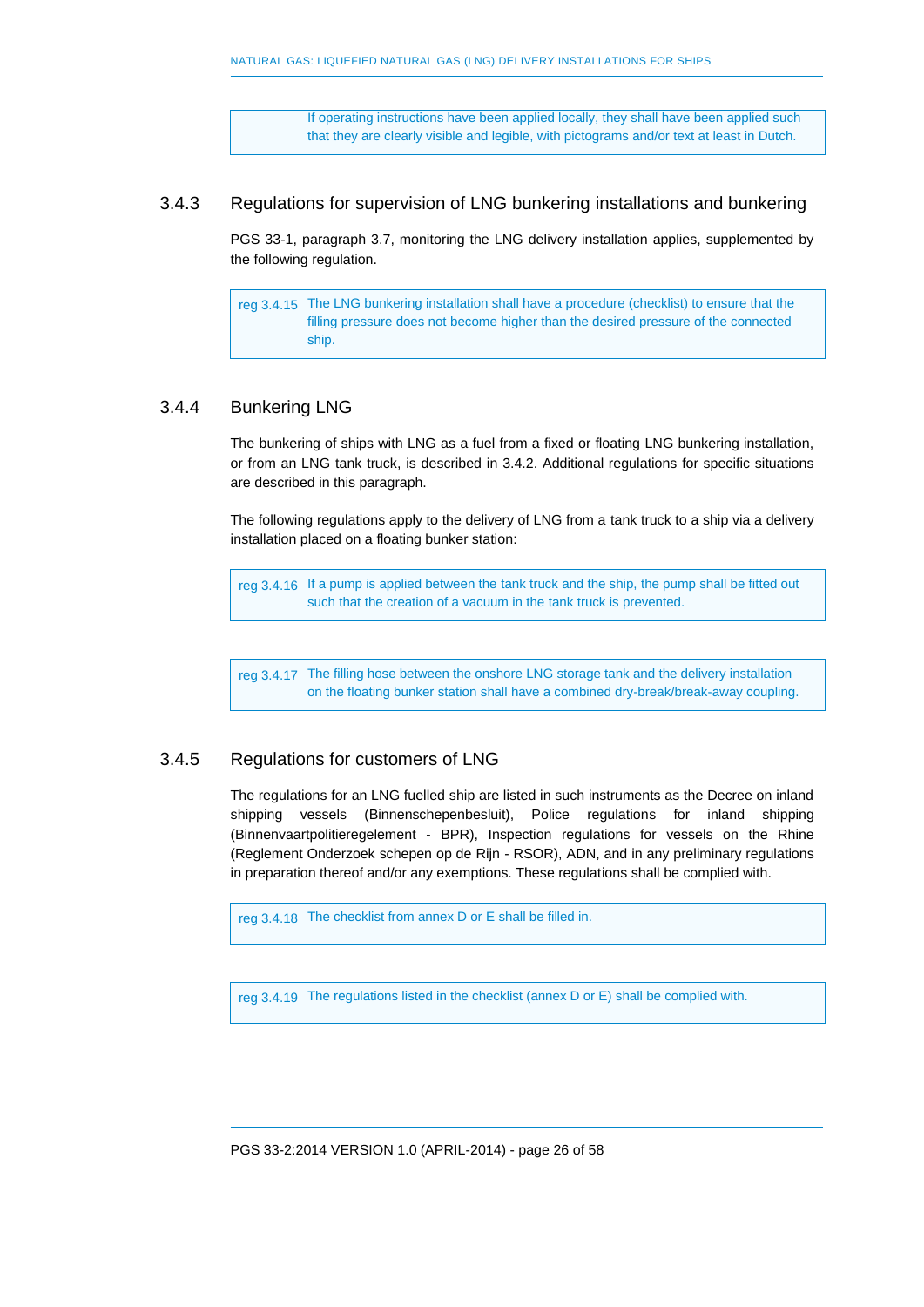If operating instructions have been applied locally, they shall have been applied such that they are clearly visible and legible, with pictograms and/or text at least in Dutch.

### 3.4.3 Regulations for supervision of LNG bunkering installations and bunkering

PGS 33-1, paragraph 3.7, monitoring the LNG delivery installation applies, supplemented by the following regulation.

reg 3.4.15 The LNG bunkering installation shall have a procedure (checklist) to ensure that the filling pressure does not become higher than the desired pressure of the connected ship.

### 3.4.4 Bunkering LNG

The bunkering of ships with LNG as a fuel from a fixed or floating LNG bunkering installation, or from an LNG tank truck, is described in 3.4.2. Additional regulations for specific situations are described in this paragraph.

The following regulations apply to the delivery of LNG from a tank truck to a ship via a delivery installation placed on a floating bunker station:

reg 3.4.16 If a pump is applied between the tank truck and the ship, the pump shall be fitted out such that the creation of a vacuum in the tank truck is prevented.

reg 3.4.17 The filling hose between the onshore LNG storage tank and the delivery installation on the floating bunker station shall have a combined dry-break/break-away coupling.

### 3.4.5 Regulations for customers of LNG

The regulations for an LNG fuelled ship are listed in such instruments as the Decree on inland shipping vessels (Binnenschepenbesluit), Police regulations for inland shipping (Binnenvaartpolitieregelement - BPR), Inspection regulations for vessels on the Rhine (Reglement Onderzoek schepen op de Rijn - RSOR), ADN, and in any preliminary regulations in preparation thereof and/or any exemptions. These regulations shall be complied with.

reg 3.4.18 The checklist from annex D or E shall be filled in.

reg 3.4.19 The regulations listed in the checklist (annex D or E) shall be complied with.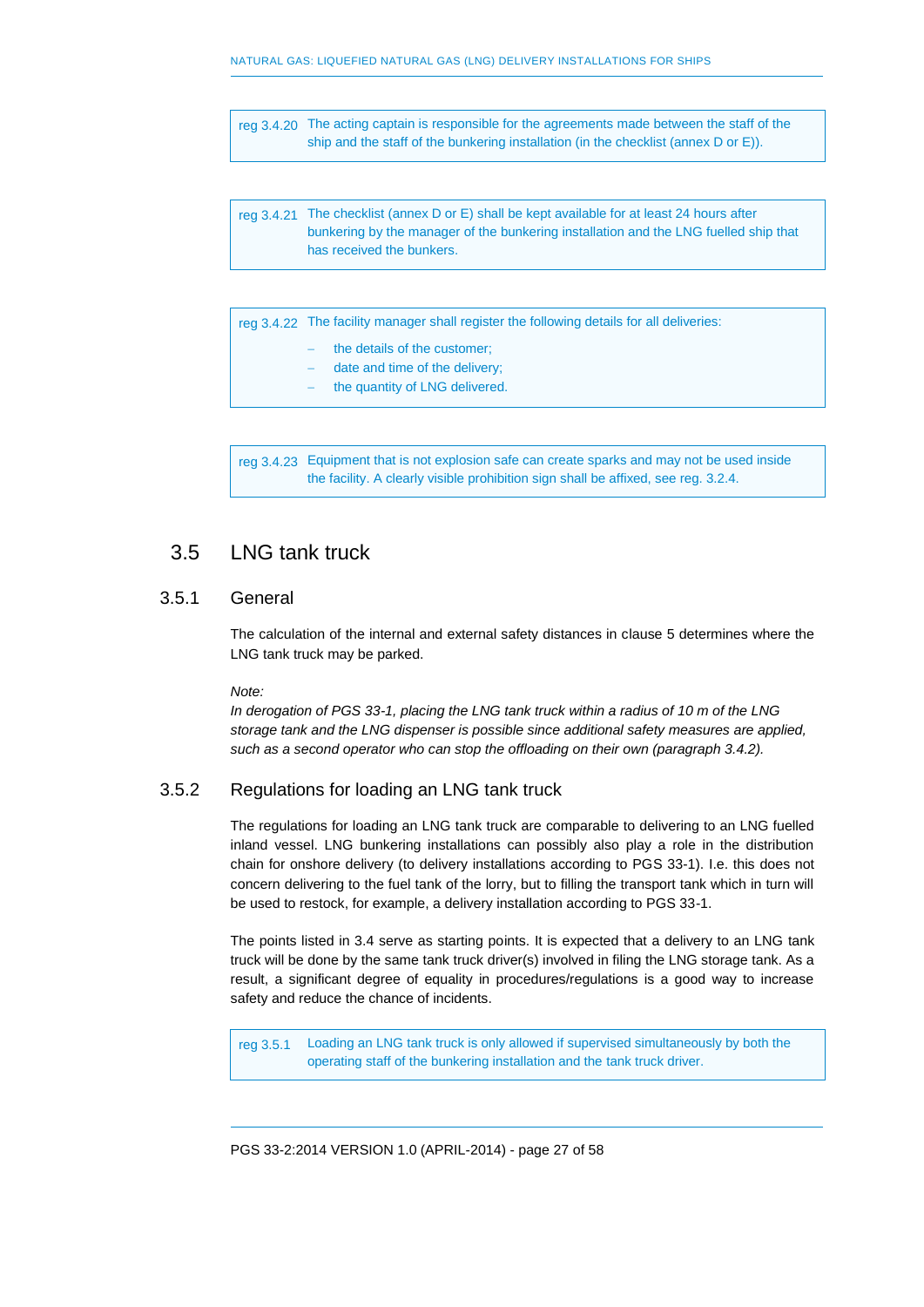reg 3.4.20 The acting captain is responsible for the agreements made between the staff of the ship and the staff of the bunkering installation (in the checklist (annex D or E)).

reg 3.4.21 The checklist (annex D or E) shall be kept available for at least 24 hours after bunkering by the manager of the bunkering installation and the LNG fuelled ship that has received the bunkers.

reg 3.4.22 The facility manager shall register the following details for all deliveries:

- the details of the customer;
- date and time of the delivery;
- the quantity of LNG delivered.

reg 3.4.23 Equipment that is not explosion safe can create sparks and may not be used inside the facility. A clearly visible prohibition sign shall be affixed, see reg. 3.2.4.

## 3.5 LNG tank truck

### 3.5.1 General

The calculation of the internal and external safety distances in clause 5 determines where the LNG tank truck may be parked.

*Note:*
*In derogation of PGS 33-1, placing the LNG tank truck within a radius of 10 m of the LNG storage tank and the LNG dispenser is possible since additional safety measures are applied, such as a second operator who can stop the offloading on their own (paragraph 3.4.2).*

### 3.5.2 Regulations for loading an LNG tank truck

The regulations for loading an LNG tank truck are comparable to delivering to an LNG fuelled inland vessel. LNG bunkering installations can possibly also play a role in the distribution chain for onshore delivery (to delivery installations according to PGS 33-1). I.e. this does not concern delivering to the fuel tank of the lorry, but to filling the transport tank which in turn will be used to restock, for example, a delivery installation according to PGS 33-1.

The points listed in 3.4 serve as starting points. It is expected that a delivery to an LNG tank truck will be done by the same tank truck driver(s) involved in filing the LNG storage tank. As a result, a significant degree of equality in procedures/regulations is a good way to increase safety and reduce the chance of incidents.

reg 3.5.1 Loading an LNG tank truck is only allowed if supervised simultaneously by both the operating staff of the bunkering installation and the tank truck driver.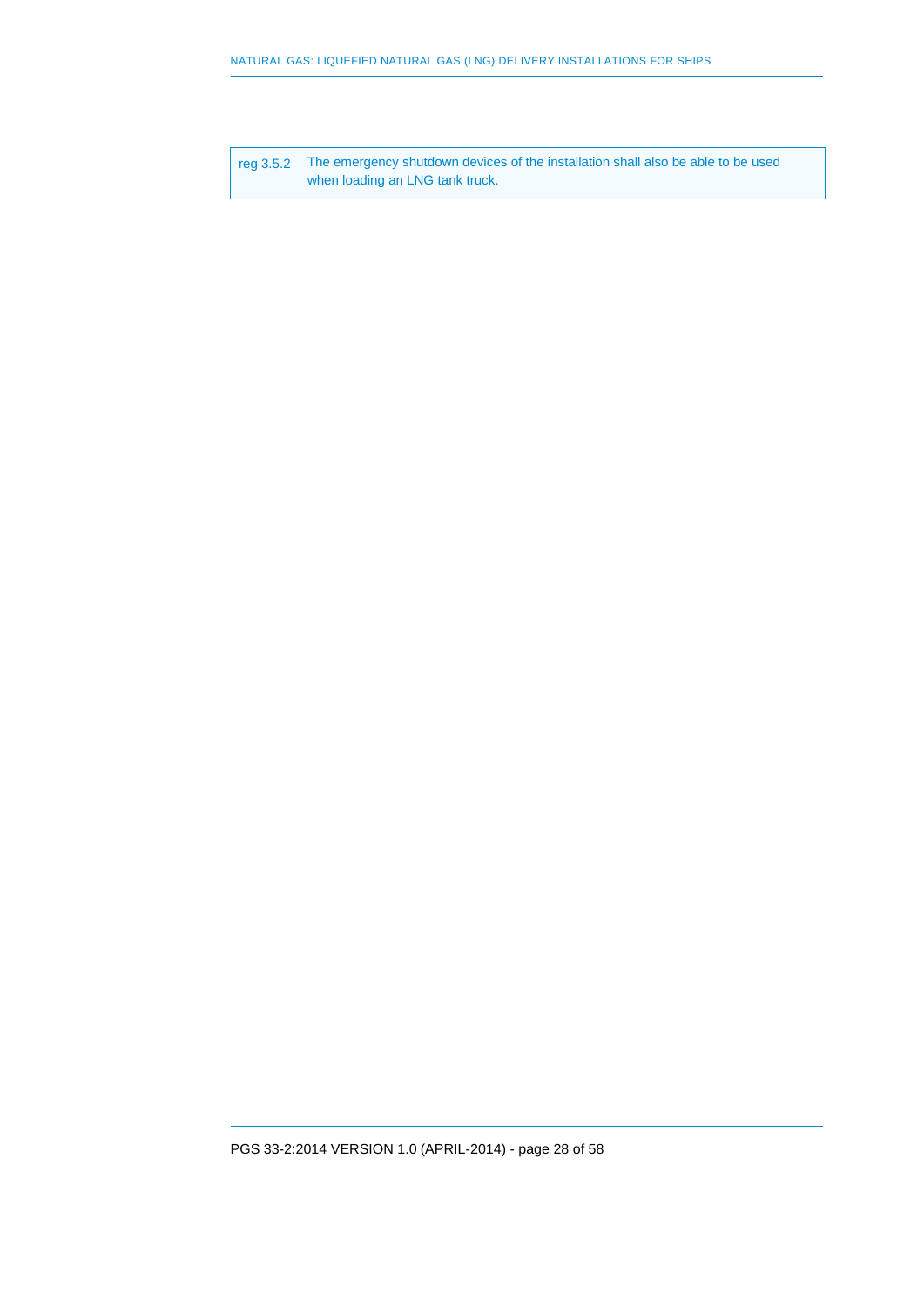| reg 3.5.2 | The emergency shutdown devices of the installation shall also be able to be used when loading an LNG tank truck. |
|---|---|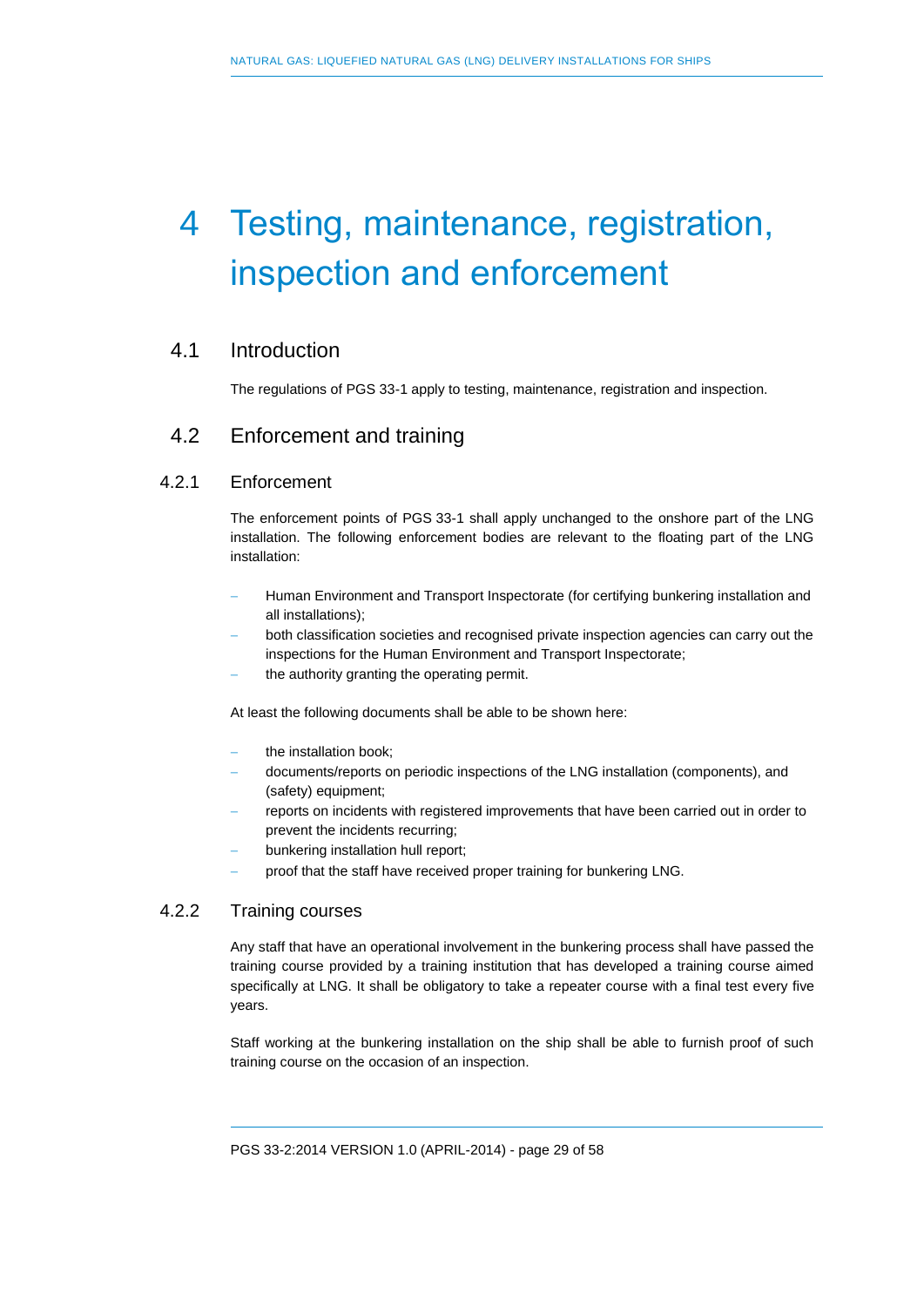# 4 Testing, maintenance, registration, inspection and enforcement

## 4.1 Introduction

The regulations of PGS 33-1 apply to testing, maintenance, registration and inspection.

## 4.2 Enforcement and training

### 4.2.1 Enforcement

The enforcement points of PGS 33-1 shall apply unchanged to the onshore part of the LNG installation. The following enforcement bodies are relevant to the floating part of the LNG installation:

- Human Environment and Transport Inspectorate (for certifying bunkering installation and all installations);
- both classification societies and recognised private inspection agencies can carry out the inspections for the Human Environment and Transport Inspectorate;
- the authority granting the operating permit.

At least the following documents shall be able to be shown here:

- the installation book;
- documents/reports on periodic inspections of the LNG installation (components), and (safety) equipment;
- reports on incidents with registered improvements that have been carried out in order to prevent the incidents recurring;
- bunkering installation hull report;
- proof that the staff have received proper training for bunkering LNG.

### 4.2.2 Training courses

Any staff that have an operational involvement in the bunkering process shall have passed the training course provided by a training institution that has developed a training course aimed specifically at LNG. It shall be obligatory to take a repeater course with a final test every five years.

Staff working at the bunkering installation on the ship shall be able to furnish proof of such training course on the occasion of an inspection.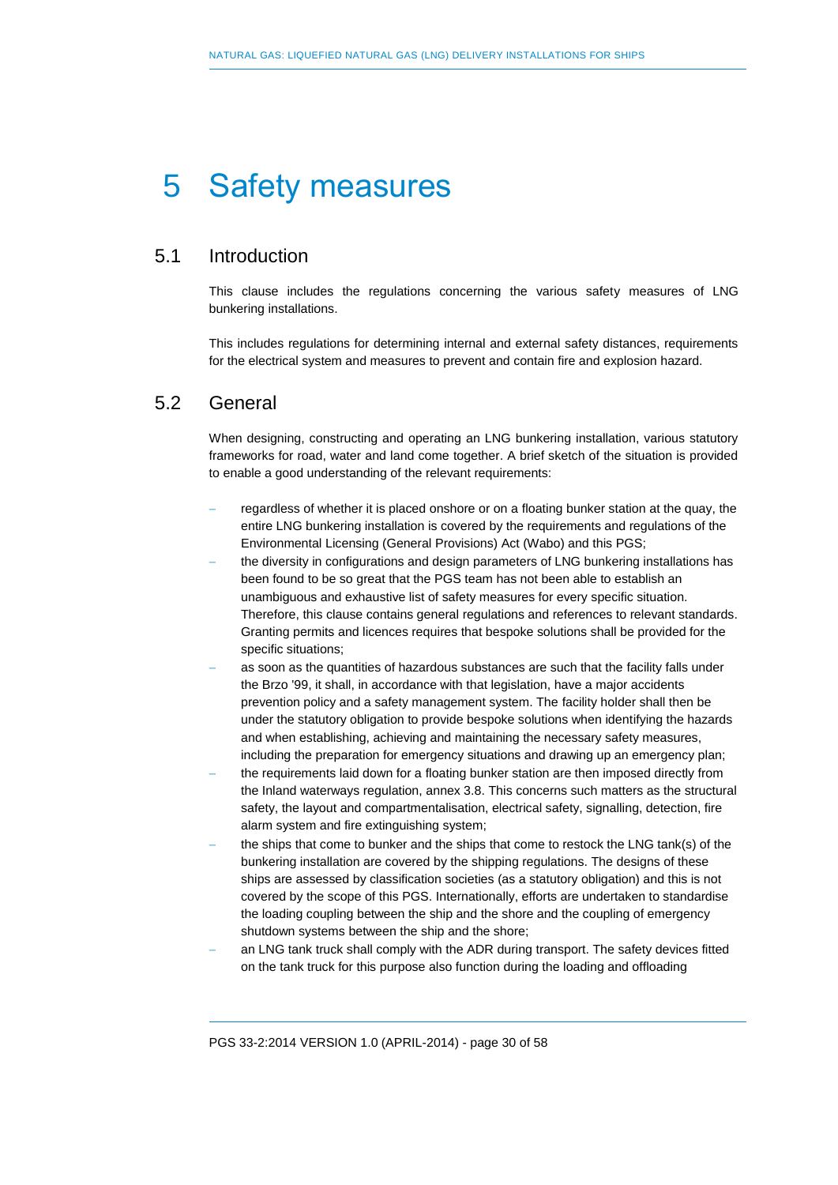# 5 Safety measures

## 5.1 Introduction

This clause includes the regulations concerning the various safety measures of LNG bunkering installations.

This includes regulations for determining internal and external safety distances, requirements for the electrical system and measures to prevent and contain fire and explosion hazard.

## 5.2 General

When designing, constructing and operating an LNG bunkering installation, various statutory frameworks for road, water and land come together. A brief sketch of the situation is provided to enable a good understanding of the relevant requirements:

- regardless of whether it is placed onshore or on a floating bunker station at the quay, the entire LNG bunkering installation is covered by the requirements and regulations of the Environmental Licensing (General Provisions) Act (Wabo) and this PGS;
- the diversity in configurations and design parameters of LNG bunkering installations has been found to be so great that the PGS team has not been able to establish an unambiguous and exhaustive list of safety measures for every specific situation. Therefore, this clause contains general regulations and references to relevant standards. Granting permits and licences requires that bespoke solutions shall be provided for the specific situations;
- as soon as the quantities of hazardous substances are such that the facility falls under the Brzo '99, it shall, in accordance with that legislation, have a major accidents prevention policy and a safety management system. The facility holder shall then be under the statutory obligation to provide bespoke solutions when identifying the hazards and when establishing, achieving and maintaining the necessary safety measures, including the preparation for emergency situations and drawing up an emergency plan;
- the requirements laid down for a floating bunker station are then imposed directly from the Inland waterways regulation, annex 3.8. This concerns such matters as the structural safety, the layout and compartmentalisation, electrical safety, signalling, detection, fire alarm system and fire extinguishing system;
- the ships that come to bunker and the ships that come to restock the LNG tank(s) of the bunkering installation are covered by the shipping regulations. The designs of these ships are assessed by classification societies (as a statutory obligation) and this is not covered by the scope of this PGS. Internationally, efforts are undertaken to standardise the loading coupling between the ship and the shore and the coupling of emergency shutdown systems between the ship and the shore;
- an LNG tank truck shall comply with the ADR during transport. The safety devices fitted on the tank truck for this purpose also function during the loading and offloading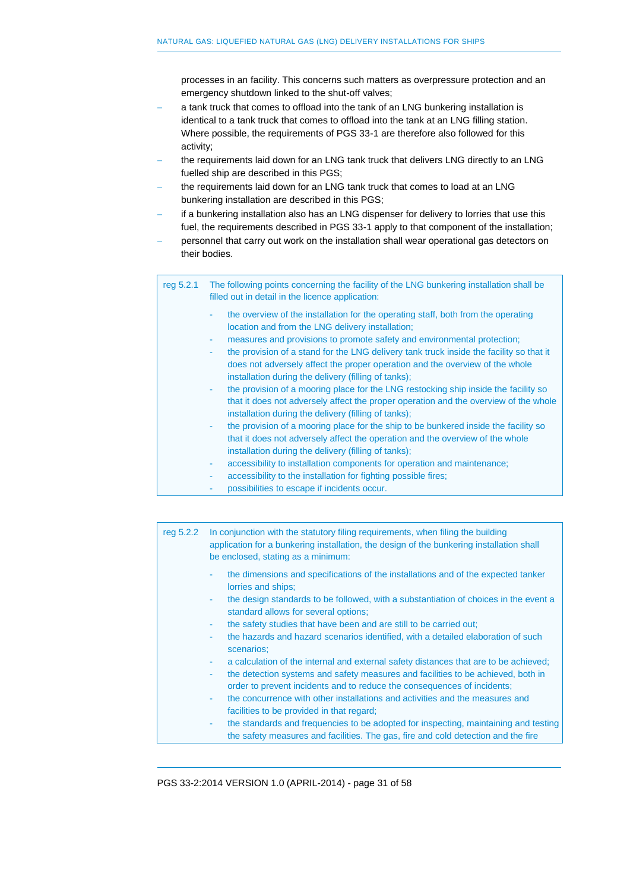processes in an facility. This concerns such matters as overpressure protection and an emergency shutdown linked to the shut-off valves;

- a tank truck that comes to offload into the tank of an LNG bunkering installation is identical to a tank truck that comes to offload into the tank at an LNG filling station. Where possible, the requirements of PGS 33-1 are therefore also followed for this activity;
- the requirements laid down for an LNG tank truck that delivers LNG directly to an LNG fuelled ship are described in this PGS;
- the requirements laid down for an LNG tank truck that comes to load at an LNG bunkering installation are described in this PGS;
- if a bunkering installation also has an LNG dispenser for delivery to lorries that use this fuel, the requirements described in PGS 33-1 apply to that component of the installation;
- personnel that carry out work on the installation shall wear operational gas detectors on their bodies.

**reg 5.2.1** The following points concerning the facility of the LNG bunkering installation shall be filled out in detail in the licence application:

- the overview of the installation for the operating staff, both from the operating location and from the LNG delivery installation;
- measures and provisions to promote safety and environmental protection;
- the provision of a stand for the LNG delivery tank truck inside the facility so that it does not adversely affect the proper operation and the overview of the whole installation during the delivery (filling of tanks);
- the provision of a mooring place for the LNG restocking ship inside the facility so that it does not adversely affect the proper operation and the overview of the whole installation during the delivery (filling of tanks);
- the provision of a mooring place for the ship to be bunkered inside the facility so that it does not adversely affect the operation and the overview of the whole installation during the delivery (filling of tanks);
- accessibility to installation components for operation and maintenance;
- accessibility to the installation for fighting possible fires;
- possibilities to escape if incidents occur.

**reg 5.2.2** In conjunction with the statutory filing requirements, when filing the building application for a bunkering installation, the design of the bunkering installation shall be enclosed, stating as a minimum:

- the dimensions and specifications of the installations and of the expected tanker lorries and ships;
- the design standards to be followed, with a substantiation of choices in the event a standard allows for several options;
- the safety studies that have been and are still to be carried out;
- the hazards and hazard scenarios identified, with a detailed elaboration of such scenarios;
- a calculation of the internal and external safety distances that are to be achieved;
- the detection systems and safety measures and facilities to be achieved, both in order to prevent incidents and to reduce the consequences of incidents;
- the concurrence with other installations and activities and the measures and facilities to be provided in that regard;
- the standards and frequencies to be adopted for inspecting, maintaining and testing the safety measures and facilities. The gas, fire and cold detection and the fire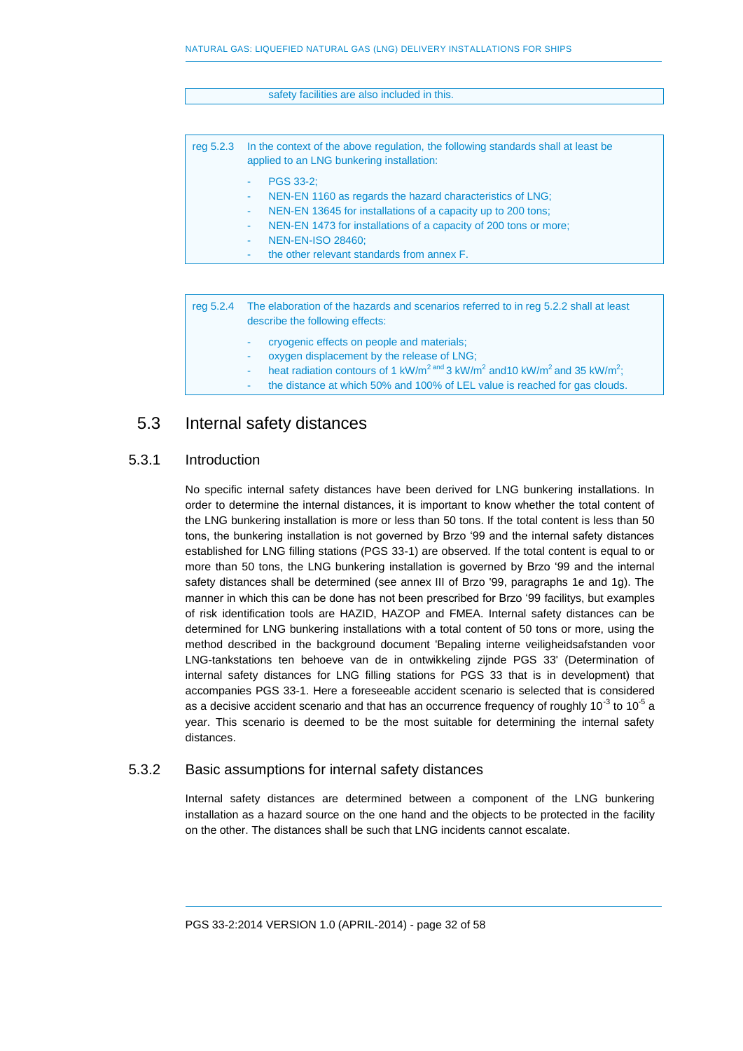safety facilities are also included in this.

reg 5.2.3 In the context of the above regulation, the following standards shall at least be applied to an LNG bunkering installation:

- PGS 33-2;
- NEN-EN 1160 as regards the hazard characteristics of LNG;
- NEN-EN 13645 for installations of a capacity up to 200 tons;
- NEN-EN 1473 for installations of a capacity of 200 tons or more;
- NEN-EN-ISO 28460;
- the other relevant standards from annex F.

reg 5.2.4 The elaboration of the hazards and scenarios referred to in reg 5.2.2 shall at least describe the following effects:

- cryogenic effects on people and materials;
- oxygen displacement by the release of LNG;
- heat radiation contours of 1 kW/m$^2$ and 3 kW/m$^2$ and10 kW/m$^2$ and 35 kW/m$^2$;
- the distance at which 50% and 100% of LEL value is reached for gas clouds.

## 5.3 Internal safety distances

### 5.3.1 Introduction

No specific internal safety distances have been derived for LNG bunkering installations. In order to determine the internal distances, it is important to know whether the total content of the LNG bunkering installation is more or less than 50 tons. If the total content is less than 50 tons, the bunkering installation is not governed by Brzo '99 and the internal safety distances established for LNG filling stations (PGS 33-1) are observed. If the total content is equal to or more than 50 tons, the LNG bunkering installation is governed by Brzo '99 and the internal safety distances shall be determined (see annex III of Brzo '99, paragraphs 1e and 1g). The manner in which this can be done has not been prescribed for Brzo '99 facilitys, but examples of risk identification tools are HAZID, HAZOP and FMEA. Internal safety distances can be determined for LNG bunkering installations with a total content of 50 tons or more, using the method described in the background document 'Bepaling interne veiligheidsafstanden voor LNG-tankstations ten behoeve van de in ontwikkeling zijnde PGS 33' (Determination of internal safety distances for LNG filling stations for PGS 33 that is in development) that accompanies PGS 33-1. Here a foreseeable accident scenario is selected that is considered as a decisive accident scenario and that has an occurrence frequency of roughly $10^{-3}$ to $10^{-5}$ a year. This scenario is deemed to be the most suitable for determining the internal safety distances.

### 5.3.2 Basic assumptions for internal safety distances

Internal safety distances are determined between a component of the LNG bunkering installation as a hazard source on the one hand and the objects to be protected in the facility on the other. The distances shall be such that LNG incidents cannot escalate.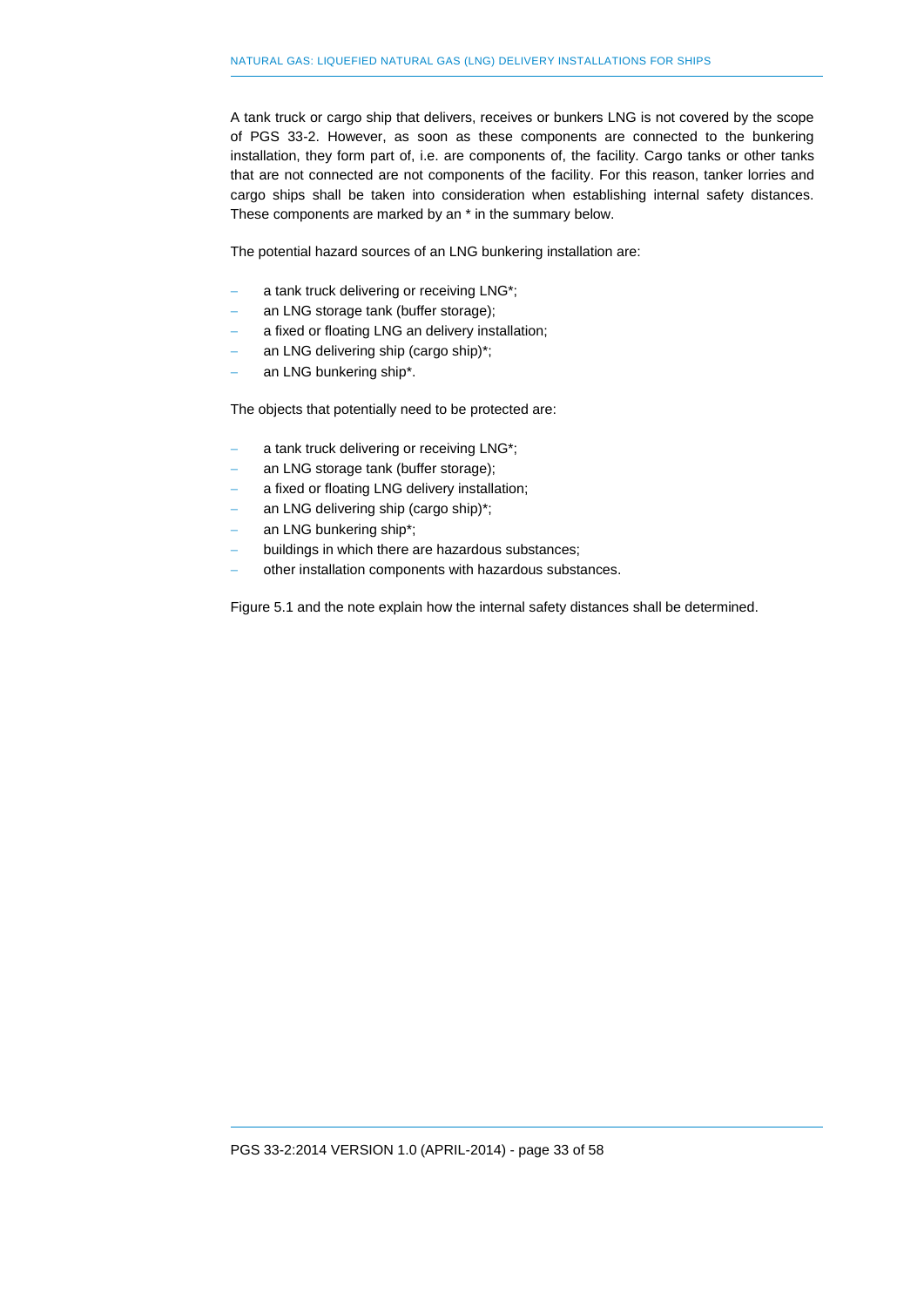A tank truck or cargo ship that delivers, receives or bunkers LNG is not covered by the scope of PGS 33-2. However, as soon as these components are connected to the bunkering installation, they form part of, i.e. are components of, the facility. Cargo tanks or other tanks that are not connected are not components of the facility. For this reason, tanker lorries and cargo ships shall be taken into consideration when establishing internal safety distances. These components are marked by an * in the summary below.

The potential hazard sources of an LNG bunkering installation are:

- a tank truck delivering or receiving LNG*;
- an LNG storage tank (buffer storage);
- a fixed or floating LNG an delivery installation;
- an LNG delivering ship (cargo ship)*;
- an LNG bunkering ship*.

The objects that potentially need to be protected are:

- a tank truck delivering or receiving LNG*;
- an LNG storage tank (buffer storage);
- a fixed or floating LNG delivery installation;
- an LNG delivering ship (cargo ship)*;
- an LNG bunkering ship*;
- buildings in which there are hazardous substances;
- other installation components with hazardous substances.

Figure 5.1 and the note explain how the internal safety distances shall be determined.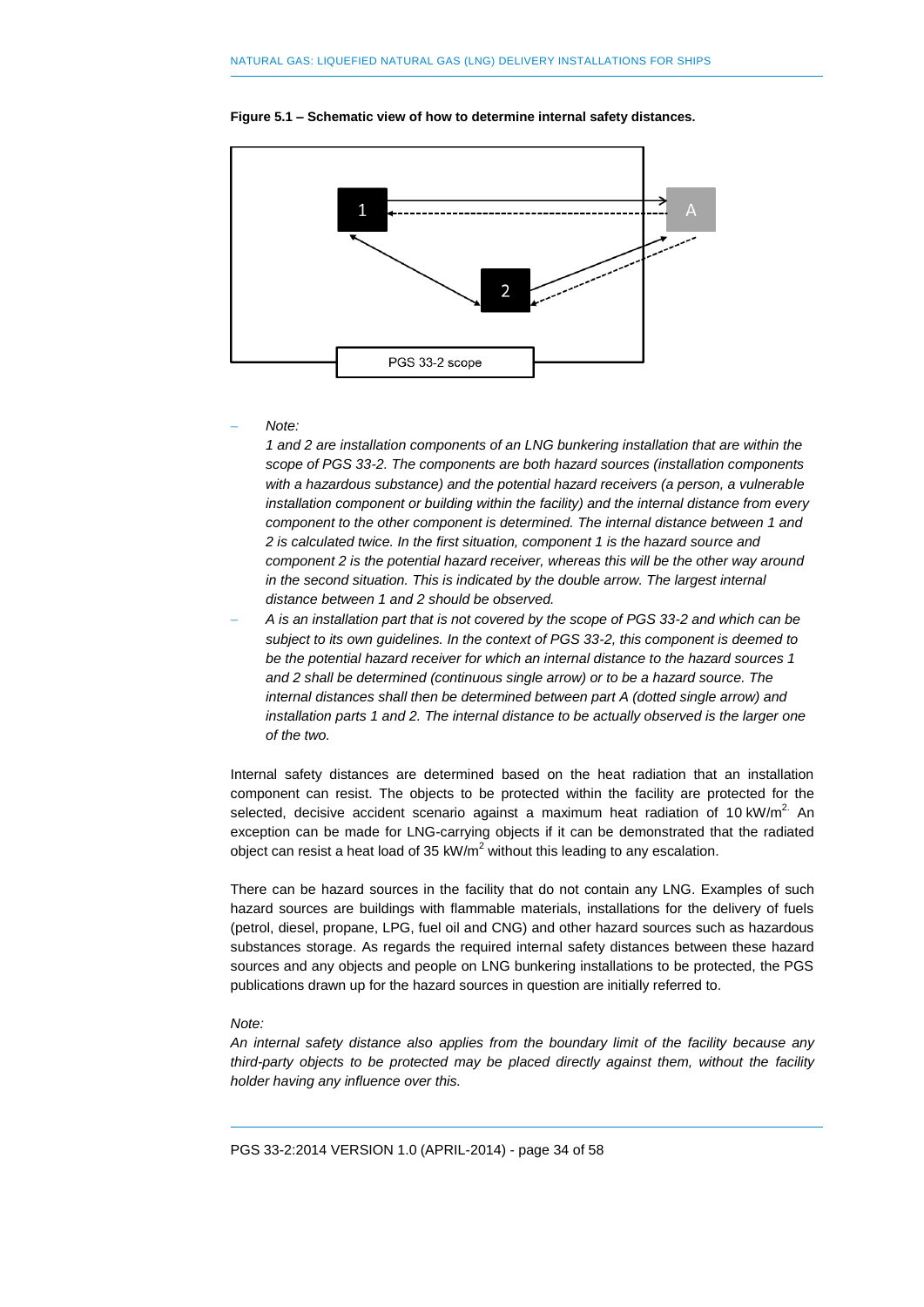**Figure 5.1 – Schematic view of how to determine internal safety distances.**

1

A

2

PGS 33-2 scope

- *Note:*
  *1 and 2 are installation components of an LNG bunkering installation that are within the scope of PGS 33-2. The components are both hazard sources (installation components with a hazardous substance) and the potential hazard receivers (a person, a vulnerable installation component or building within the facility) and the internal distance from every component to the other component is determined. The internal distance between 1 and 2 is calculated twice. In the first situation, component 1 is the hazard source and component 2 is the potential hazard receiver, whereas this will be the other way around in the second situation. This is indicated by the double arrow. The largest internal distance between 1 and 2 should be observed.*
- *A is an installation part that is not covered by the scope of PGS 33-2 and which can be subject to its own guidelines. In the context of PGS 33-2, this component is deemed to be the potential hazard receiver for which an internal distance to the hazard sources 1 and 2 shall be determined (continuous single arrow) or to be a hazard source. The internal distances shall then be determined between part A (dotted single arrow) and installation parts 1 and 2. The internal distance to be actually observed is the larger one of the two.*

Internal safety distances are determined based on the heat radiation that an installation component can resist. The objects to be protected within the facility are protected for the selected, decisive accident scenario against a maximum heat radiation of 10 $kW/m^2$. An exception can be made for LNG-carrying objects if it can be demonstrated that the radiated object can resist a heat load of 35 $kW/m^2$ without this leading to any escalation.

There can be hazard sources in the facility that do not contain any LNG. Examples of such hazard sources are buildings with flammable materials, installations for the delivery of fuels (petrol, diesel, propane, LPG, fuel oil and CNG) and other hazard sources such as hazardous substances storage. As regards the required internal safety distances between these hazard sources and any objects and people on LNG bunkering installations to be protected, the PGS publications drawn up for the hazard sources in question are initially referred to.

*Note:*
*An internal safety distance also applies from the boundary limit of the facility because any third-party objects to be protected may be placed directly against them, without the facility holder having any influence over this.*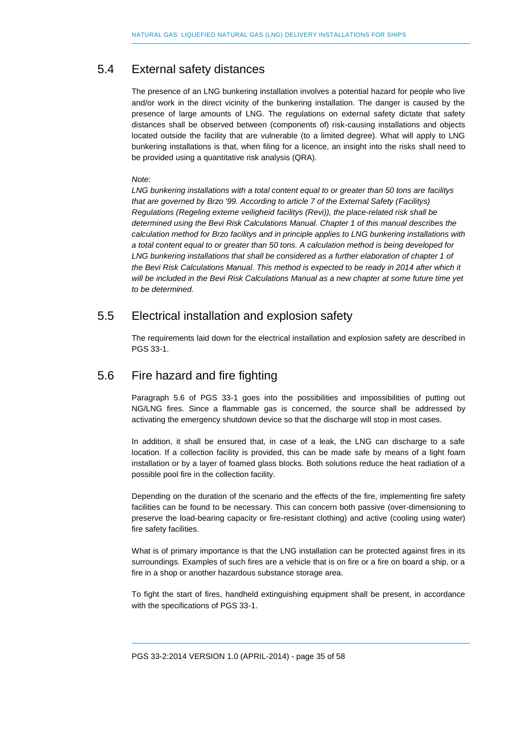## 5.4 External safety distances

The presence of an LNG bunkering installation involves a potential hazard for people who live and/or work in the direct vicinity of the bunkering installation. The danger is caused by the presence of large amounts of LNG. The regulations on external safety dictate that safety distances shall be observed between (components of) risk-causing installations and objects located outside the facility that are vulnerable (to a limited degree). What will apply to LNG bunkering installations is that, when filing for a licence, an insight into the risks shall need to be provided using a quantitative risk analysis (QRA).

*Note:*

*LNG bunkering installations with a total content equal to or greater than 50 tons are facilitys that are governed by Brzo '99. According to article 7 of the External Safety (Facilitys) Regulations (Regeling externe veiligheid facilitys (Revi)), the place-related risk shall be determined using the Bevi Risk Calculations Manual. Chapter 1 of this manual describes the calculation method for Brzo facilitys and in principle applies to LNG bunkering installations with a total content equal to or greater than 50 tons. A calculation method is being developed for LNG bunkering installations that shall be considered as a further elaboration of chapter 1 of the Bevi Risk Calculations Manual. This method is expected to be ready in 2014 after which it will be included in the Bevi Risk Calculations Manual as a new chapter at some future time yet to be determined.*

## 5.5 Electrical installation and explosion safety

The requirements laid down for the electrical installation and explosion safety are described in PGS 33-1.

## 5.6 Fire hazard and fire fighting

Paragraph 5.6 of PGS 33-1 goes into the possibilities and impossibilities of putting out NG/LNG fires. Since a flammable gas is concerned, the source shall be addressed by activating the emergency shutdown device so that the discharge will stop in most cases.

In addition, it shall be ensured that, in case of a leak, the LNG can discharge to a safe location. If a collection facility is provided, this can be made safe by means of a light foam installation or by a layer of foamed glass blocks. Both solutions reduce the heat radiation of a possible pool fire in the collection facility.

Depending on the duration of the scenario and the effects of the fire, implementing fire safety facilities can be found to be necessary. This can concern both passive (over-dimensioning to preserve the load-bearing capacity or fire-resistant clothing) and active (cooling using water) fire safety facilities.

What is of primary importance is that the LNG installation can be protected against fires in its surroundings. Examples of such fires are a vehicle that is on fire or a fire on board a ship, or a fire in a shop or another hazardous substance storage area.

To fight the start of fires, handheld extinguishing equipment shall be present, in accordance with the specifications of PGS 33-1.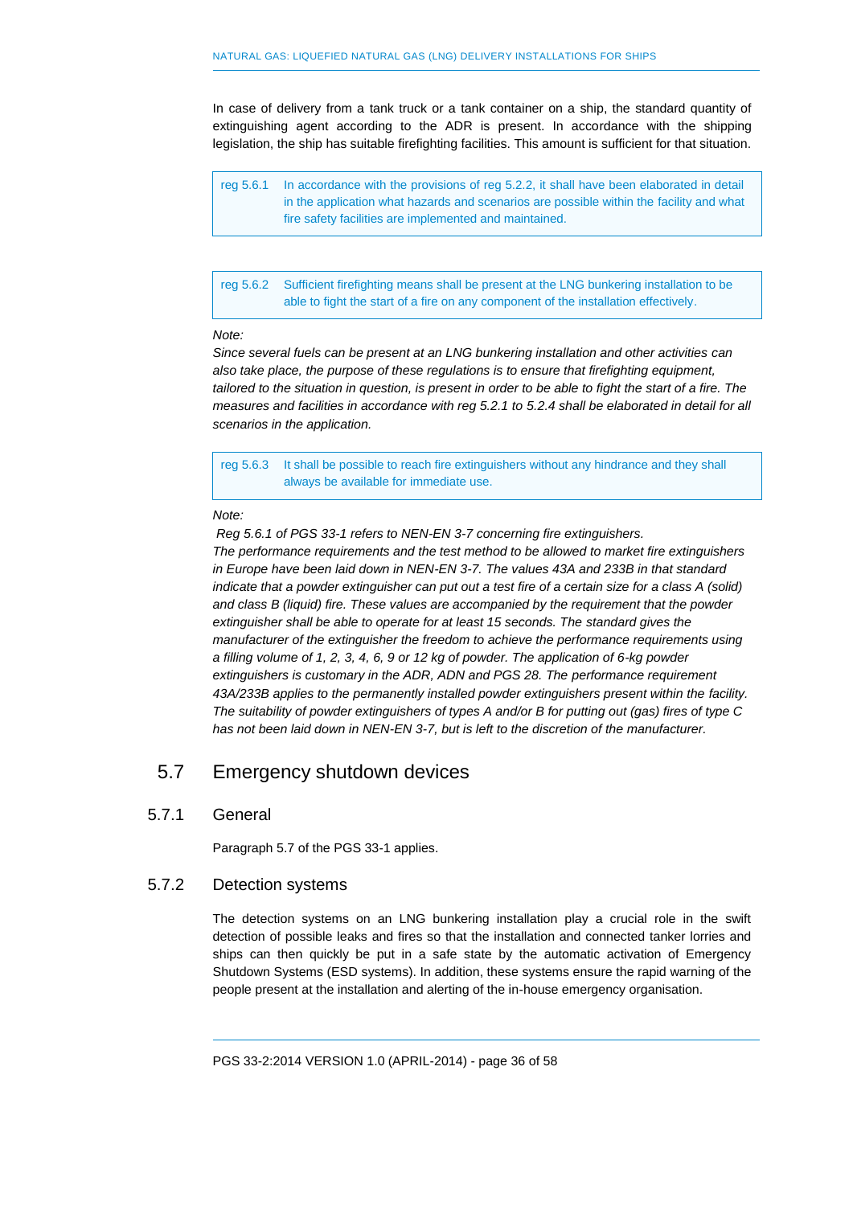In case of delivery from a tank truck or a tank container on a ship, the standard quantity of extinguishing agent according to the ADR is present. In accordance with the shipping legislation, the ship has suitable firefighting facilities. This amount is sufficient for that situation.

| reg 5.6.1 | In accordance with the provisions of reg 5.2.2, it shall have been elaborated in detail in the application what hazards and scenarios are possible within the facility and what fire safety facilities are implemented and maintained. |
|---|---|

| reg 5.6.2 | Sufficient firefighting means shall be present at the LNG bunkering installation to be able to fight the start of a fire on any component of the installation effectively. |
|---|---|

*Note:*
*Since several fuels can be present at an LNG bunkering installation and other activities can also take place, the purpose of these regulations is to ensure that firefighting equipment, tailored to the situation in question, is present in order to be able to fight the start of a fire. The measures and facilities in accordance with reg 5.2.1 to 5.2.4 shall be elaborated in detail for all scenarios in the application.*

| reg 5.6.3 | It shall be possible to reach fire extinguishers without any hindrance and they shall always be available for immediate use. |
|---|---|

*Note:*
*Reg 5.6.1 of PGS 33-1 refers to NEN-EN 3-7 concerning fire extinguishers.*
*The performance requirements and the test method to be allowed to market fire extinguishers in Europe have been laid down in NEN-EN 3-7. The values 43A and 233B in that standard indicate that a powder extinguisher can put out a test fire of a certain size for a class A (solid) and class B (liquid) fire. These values are accompanied by the requirement that the powder extinguisher shall be able to operate for at least 15 seconds. The standard gives the manufacturer of the extinguisher the freedom to achieve the performance requirements using a filling volume of 1, 2, 3, 4, 6, 9 or 12 kg of powder. The application of 6-kg powder extinguishers is customary in the ADR, ADN and PGS 28. The performance requirement 43A/233B applies to the permanently installed powder extinguishers present within the facility. The suitability of powder extinguishers of types A and/or B for putting out (gas) fires of type C has not been laid down in NEN-EN 3-7, but is left to the discretion of the manufacturer.*

## 5.7 Emergency shutdown devices

### 5.7.1 General

Paragraph 5.7 of the PGS 33-1 applies.

### 5.7.2 Detection systems

The detection systems on an LNG bunkering installation play a crucial role in the swift detection of possible leaks and fires so that the installation and connected tanker lorries and ships can then quickly be put in a safe state by the automatic activation of Emergency Shutdown Systems (ESD systems). In addition, these systems ensure the rapid warning of the people present at the installation and alerting of the in-house emergency organisation.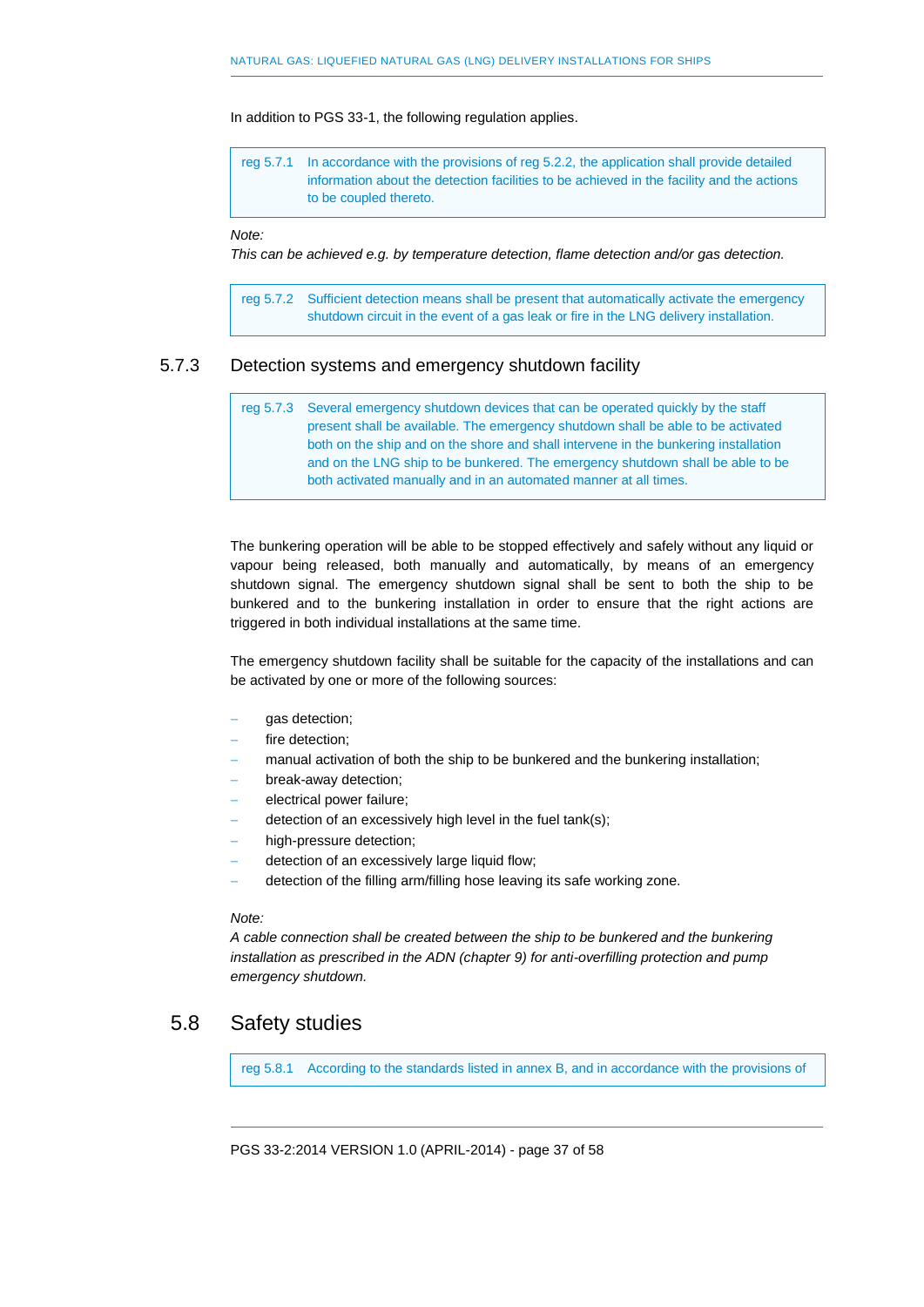In addition to PGS 33-1, the following regulation applies.

> reg 5.7.1 In accordance with the provisions of reg 5.2.2, the application shall provide detailed information about the detection facilities to be achieved in the facility and the actions to be coupled thereto.

*Note:*
*This can be achieved e.g. by temperature detection, flame detection and/or gas detection.*

> reg 5.7.2 Sufficient detection means shall be present that automatically activate the emergency shutdown circuit in the event of a gas leak or fire in the LNG delivery installation.

### 5.7.3 Detection systems and emergency shutdown facility

> reg 5.7.3 Several emergency shutdown devices that can be operated quickly by the staff present shall be available. The emergency shutdown shall be able to be activated both on the ship and on the shore and shall intervene in the bunkering installation and on the LNG ship to be bunkered. The emergency shutdown shall be able to be both activated manually and in an automated manner at all times.

The bunkering operation will be able to be stopped effectively and safely without any liquid or vapour being released, both manually and automatically, by means of an emergency shutdown signal. The emergency shutdown signal shall be sent to both the ship to be bunkered and to the bunkering installation in order to ensure that the right actions are triggered in both individual installations at the same time.

The emergency shutdown facility shall be suitable for the capacity of the installations and can be activated by one or more of the following sources:

- gas detection;
- fire detection;
- manual activation of both the ship to be bunkered and the bunkering installation;
- break-away detection;
- electrical power failure;
- detection of an excessively high level in the fuel tank(s);
- high-pressure detection;
- detection of an excessively large liquid flow;
- detection of the filling arm/filling hose leaving its safe working zone.

*Note:*
*A cable connection shall be created between the ship to be bunkered and the bunkering installation as prescribed in the ADN (chapter 9) for anti-overfilling protection and pump emergency shutdown.*

## 5.8 Safety studies

> reg 5.8.1 According to the standards listed in annex B, and in accordance with the provisions of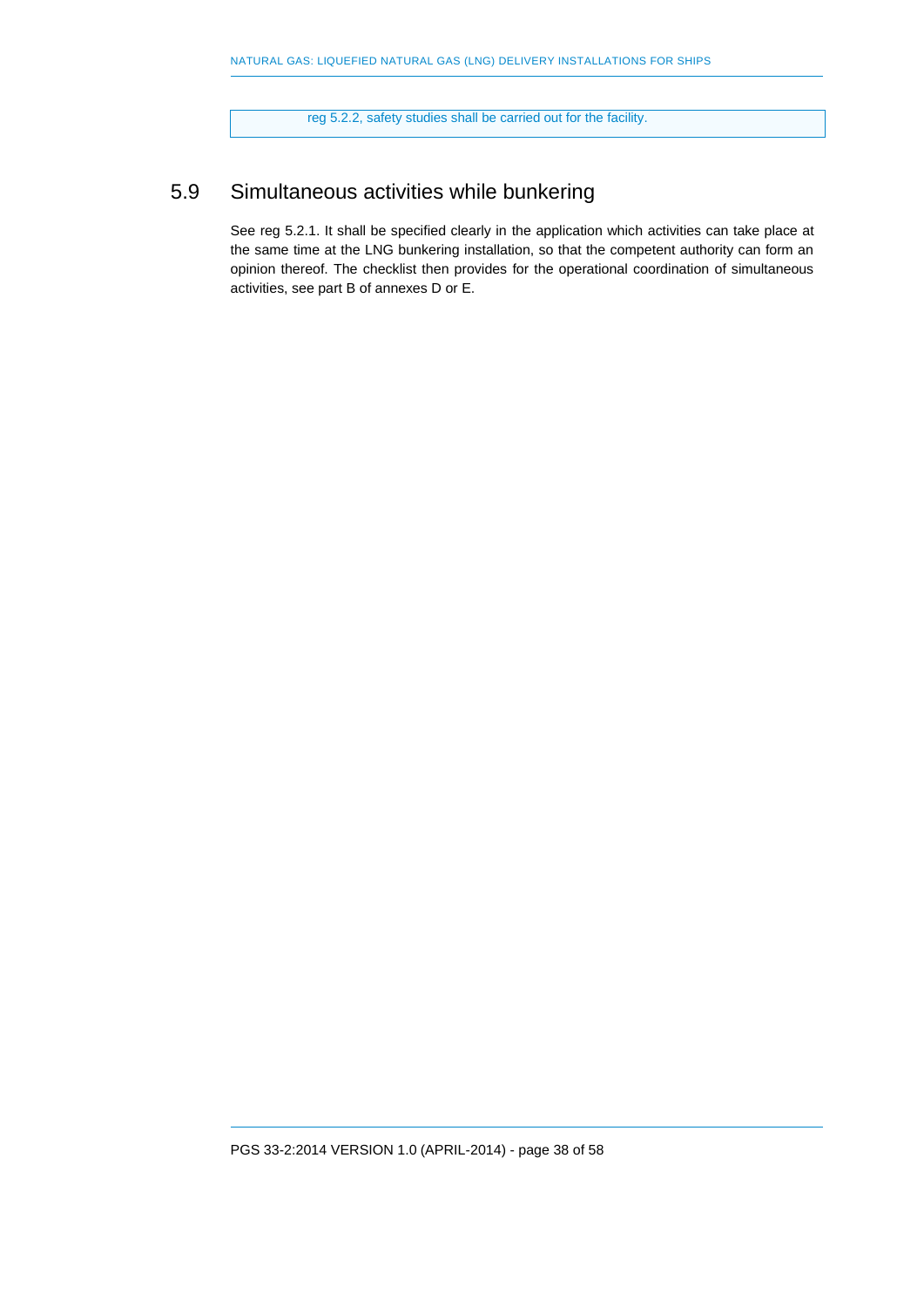reg 5.2.2, safety studies shall be carried out for the facility.

## 5.9 Simultaneous activities while bunkering

See reg 5.2.1. It shall be specified clearly in the application which activities can take place at the same time at the LNG bunkering installation, so that the competent authority can form an opinion thereof. The checklist then provides for the operational coordination of simultaneous activities, see part B of annexes D or E.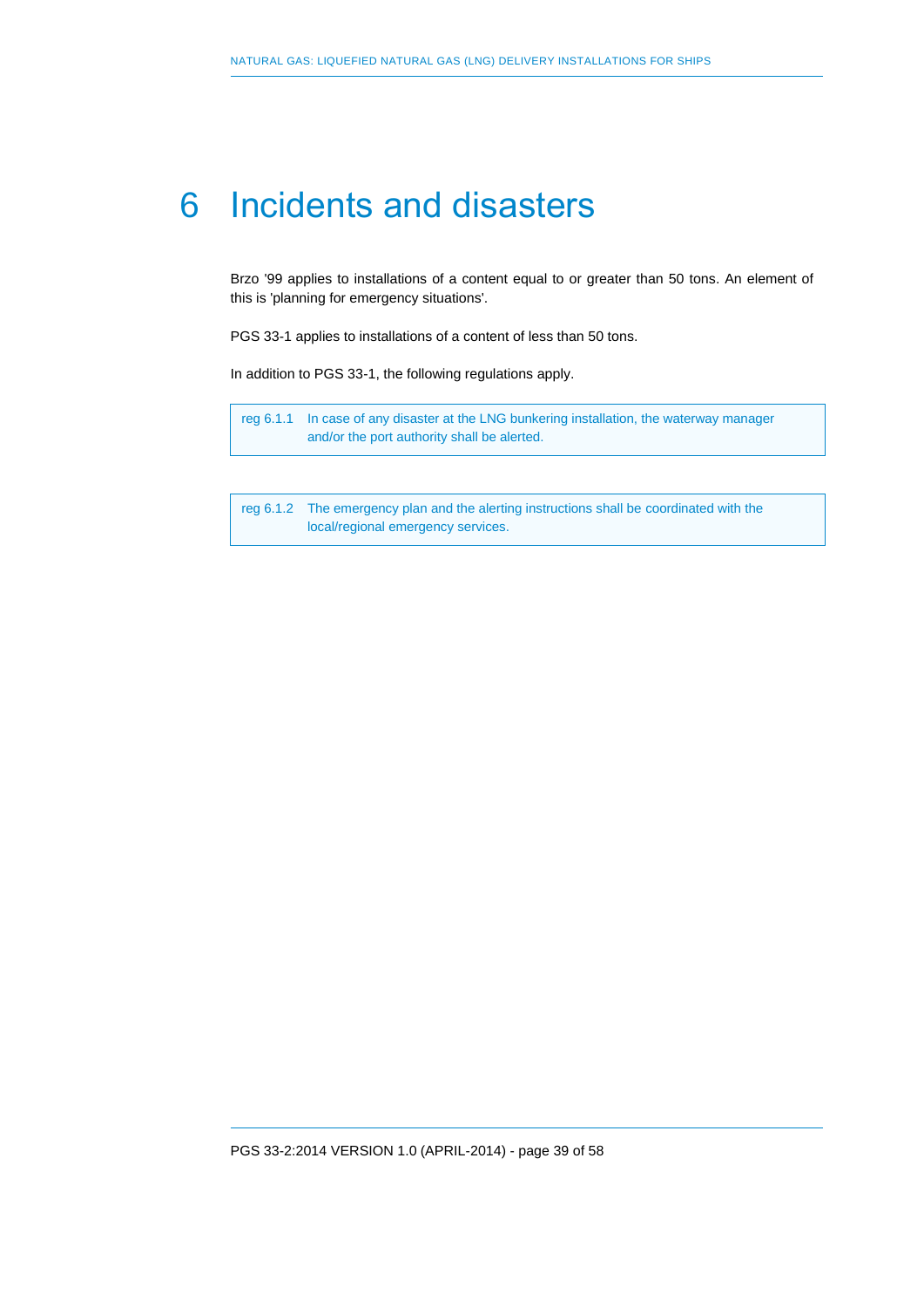# 6 Incidents and disasters

Brzo '99 applies to installations of a content equal to or greater than 50 tons. An element of this is 'planning for emergency situations'.

PGS 33-1 applies to installations of a content of less than 50 tons.

In addition to PGS 33-1, the following regulations apply.

| | |
|---|---|
| reg 6.1.1 | In case of any disaster at the LNG bunkering installation, the waterway manager and/or the port authority shall be alerted. |

| | |
|---|---|
| reg 6.1.2 | The emergency plan and the alerting instructions shall be coordinated with the local/regional emergency services. |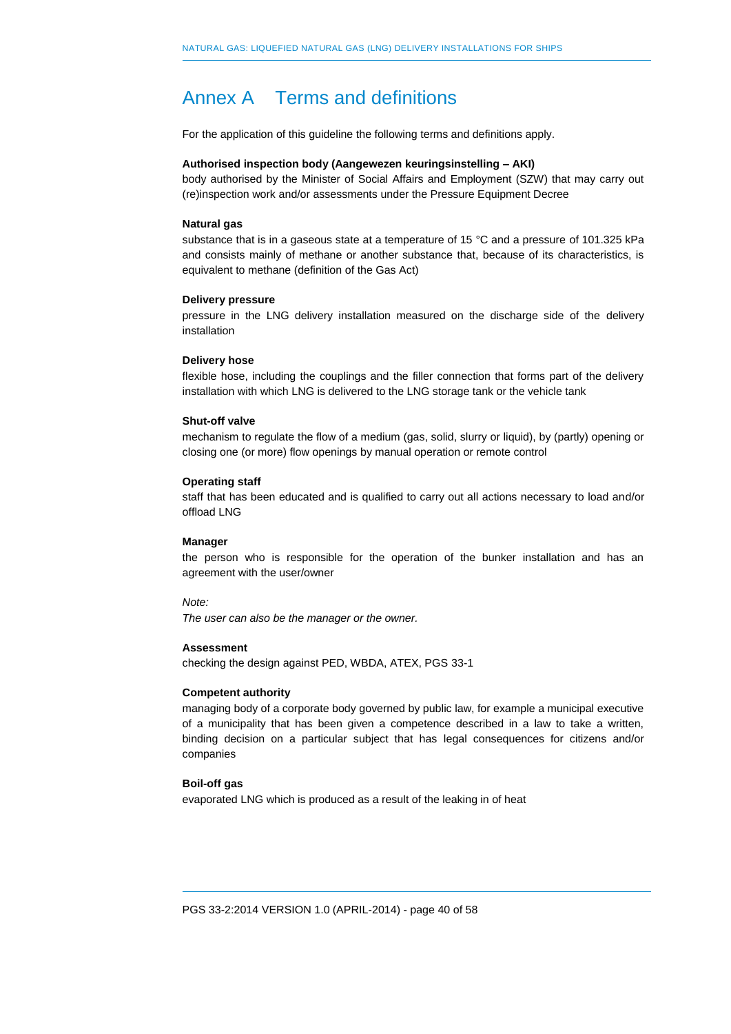# Annex A Terms and definitions

For the application of this guideline the following terms and definitions apply.

**Authorised inspection body (Aangewezen keuringsinstelling – AKI)**
body authorised by the Minister of Social Affairs and Employment (SZW) that may carry out (re)inspection work and/or assessments under the Pressure Equipment Decree

**Natural gas**
substance that is in a gaseous state at a temperature of 15 °C and a pressure of 101.325 kPa and consists mainly of methane or another substance that, because of its characteristics, is equivalent to methane (definition of the Gas Act)

**Delivery pressure**
pressure in the LNG delivery installation measured on the discharge side of the delivery installation

**Delivery hose**
flexible hose, including the couplings and the filler connection that forms part of the delivery installation with which LNG is delivered to the LNG storage tank or the vehicle tank

**Shut-off valve**
mechanism to regulate the flow of a medium (gas, solid, slurry or liquid), by (partly) opening or closing one (or more) flow openings by manual operation or remote control

**Operating staff**
staff that has been educated and is qualified to carry out all actions necessary to load and/or offload LNG

**Manager**
the person who is responsible for the operation of the bunker installation and has an agreement with the user/owner

*Note:*
*The user can also be the manager or the owner.*

**Assessment**
checking the design against PED, WBDA, ATEX, PGS 33-1

**Competent authority**
managing body of a corporate body governed by public law, for example a municipal executive of a municipality that has been given a competence described in a law to take a written, binding decision on a particular subject that has legal consequences for citizens and/or companies

**Boil-off gas**
evaporated LNG which is produced as a result of the leaking in of heat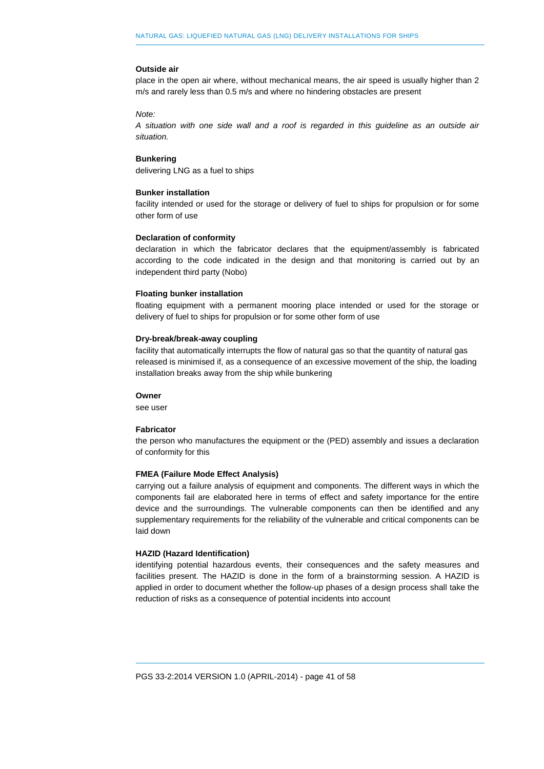**Outside air**

place in the open air where, without mechanical means, the air speed is usually higher than 2 m/s and rarely less than 0.5 m/s and where no hindering obstacles are present

*Note:*

*A situation with one side wall and a roof is regarded in this guideline as an outside air situation.*

**Bunkering**

delivering LNG as a fuel to ships

**Bunker installation**

facility intended or used for the storage or delivery of fuel to ships for propulsion or for some other form of use

**Declaration of conformity**

declaration in which the fabricator declares that the equipment/assembly is fabricated according to the code indicated in the design and that monitoring is carried out by an independent third party (Nobo)

**Floating bunker installation**

floating equipment with a permanent mooring place intended or used for the storage or delivery of fuel to ships for propulsion or for some other form of use

**Dry-break/break-away coupling**

facility that automatically interrupts the flow of natural gas so that the quantity of natural gas released is minimised if, as a consequence of an excessive movement of the ship, the loading installation breaks away from the ship while bunkering

**Owner**

see user

**Fabricator**

the person who manufactures the equipment or the (PED) assembly and issues a declaration of conformity for this

**FMEA (Failure Mode Effect Analysis)**

carrying out a failure analysis of equipment and components. The different ways in which the components fail are elaborated here in terms of effect and safety importance for the entire device and the surroundings. The vulnerable components can then be identified and any supplementary requirements for the reliability of the vulnerable and critical components can be laid down

**HAZID (Hazard Identification)**

identifying potential hazardous events, their consequences and the safety measures and facilities present. The HAZID is done in the form of a brainstorming session. A HAZID is applied in order to document whether the follow-up phases of a design process shall take the reduction of risks as a consequence of potential incidents into account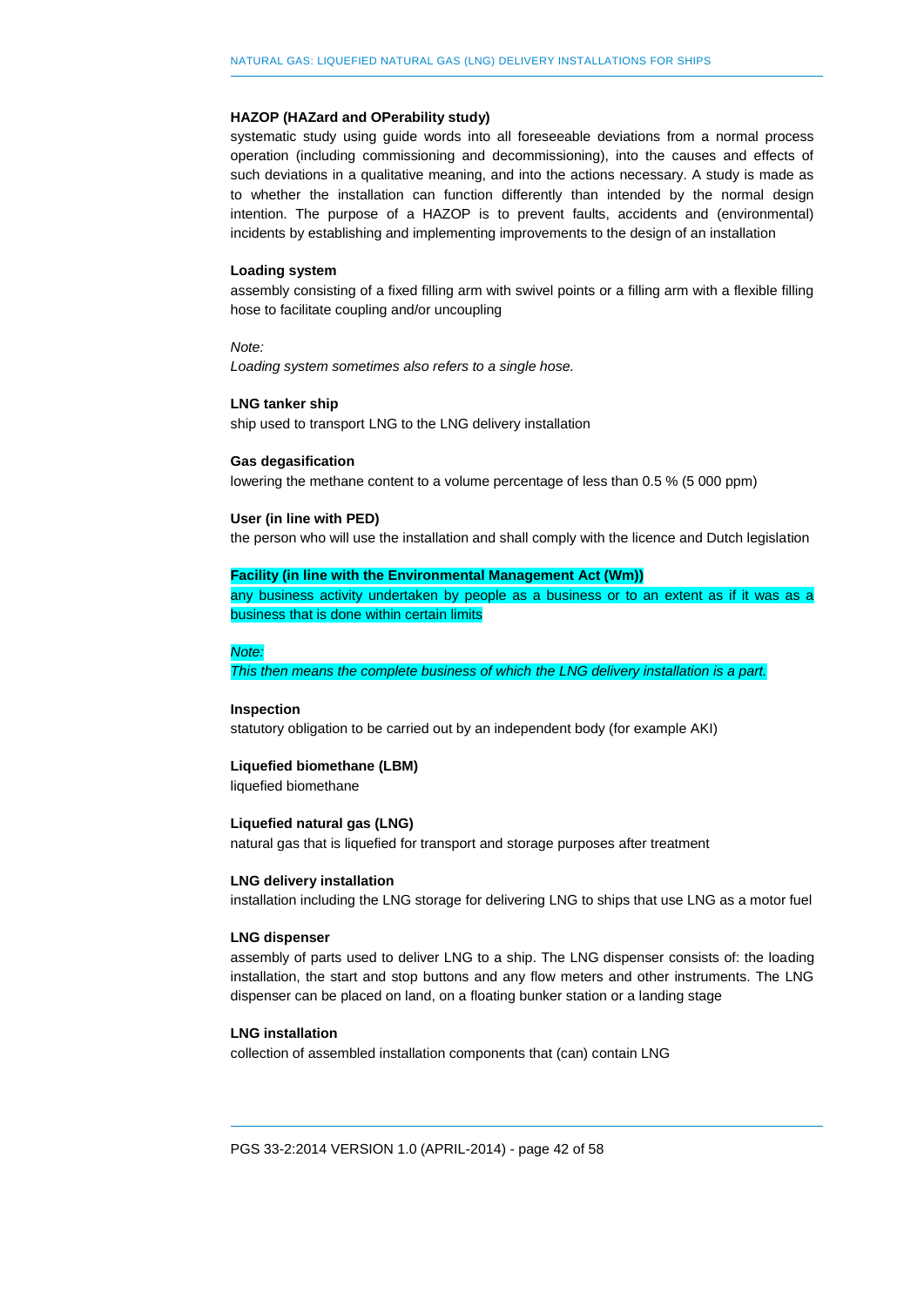**HAZOP (HAZard and OPerability study)**
systematic study using guide words into all foreseeable deviations from a normal process operation (including commissioning and decommissioning), into the causes and effects of such deviations in a qualitative meaning, and into the actions necessary. A study is made as to whether the installation can function differently than intended by the normal design intention. The purpose of a HAZOP is to prevent faults, accidents and (environmental) incidents by establishing and implementing improvements to the design of an installation

**Loading system**
assembly consisting of a fixed filling arm with swivel points or a filling arm with a flexible filling hose to facilitate coupling and/or uncoupling

*Note:*
*Loading system sometimes also refers to a single hose.*

**LNG tanker ship**
ship used to transport LNG to the LNG delivery installation

**Gas degasification**
lowering the methane content to a volume percentage of less than 0.5 % (5 000 ppm)

**User (in line with PED)**
the person who will use the installation and shall comply with the licence and Dutch legislation

**Facility (in line with the Environmental Management Act (Wm))**
any business activity undertaken by people as a business or to an extent as if it was as a business that is done within certain limits

*Note:*
*This then means the complete business of which the LNG delivery installation is a part.*

**Inspection**
statutory obligation to be carried out by an independent body (for example AKI)

**Liquefied biomethane (LBM)**
liquefied biomethane

**Liquefied natural gas (LNG)**
natural gas that is liquefied for transport and storage purposes after treatment

**LNG delivery installation**
installation including the LNG storage for delivering LNG to ships that use LNG as a motor fuel

**LNG dispenser**
assembly of parts used to deliver LNG to a ship. The LNG dispenser consists of: the loading installation, the start and stop buttons and any flow meters and other instruments. The LNG dispenser can be placed on land, on a floating bunker station or a landing stage

**LNG installation**
collection of assembled installation components that (can) contain LNG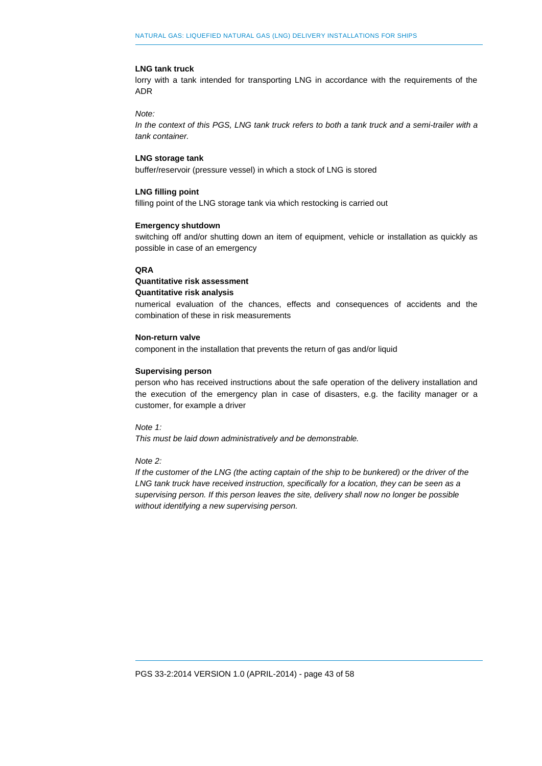**LNG tank truck**

lorry with a tank intended for transporting LNG in accordance with the requirements of the ADR

*Note:*

*In the context of this PGS, LNG tank truck refers to both a tank truck and a semi-trailer with a tank container.*

**LNG storage tank**

buffer/reservoir (pressure vessel) in which a stock of LNG is stored

**LNG filling point**

filling point of the LNG storage tank via which restocking is carried out

**Emergency shutdown**

switching off and/or shutting down an item of equipment, vehicle or installation as quickly as possible in case of an emergency

**QRA**
**Quantitative risk assessment**
**Quantitative risk analysis**

numerical evaluation of the chances, effects and consequences of accidents and the combination of these in risk measurements

**Non-return valve**

component in the installation that prevents the return of gas and/or liquid

**Supervising person**

person who has received instructions about the safe operation of the delivery installation and the execution of the emergency plan in case of disasters, e.g. the facility manager or a customer, for example a driver

*Note 1:*

*This must be laid down administratively and be demonstrable.*

*Note 2:*

*If the customer of the LNG (the acting captain of the ship to be bunkered) or the driver of the LNG tank truck have received instruction, specifically for a location, they can be seen as a supervising person. If this person leaves the site, delivery shall now no longer be possible without identifying a new supervising person.*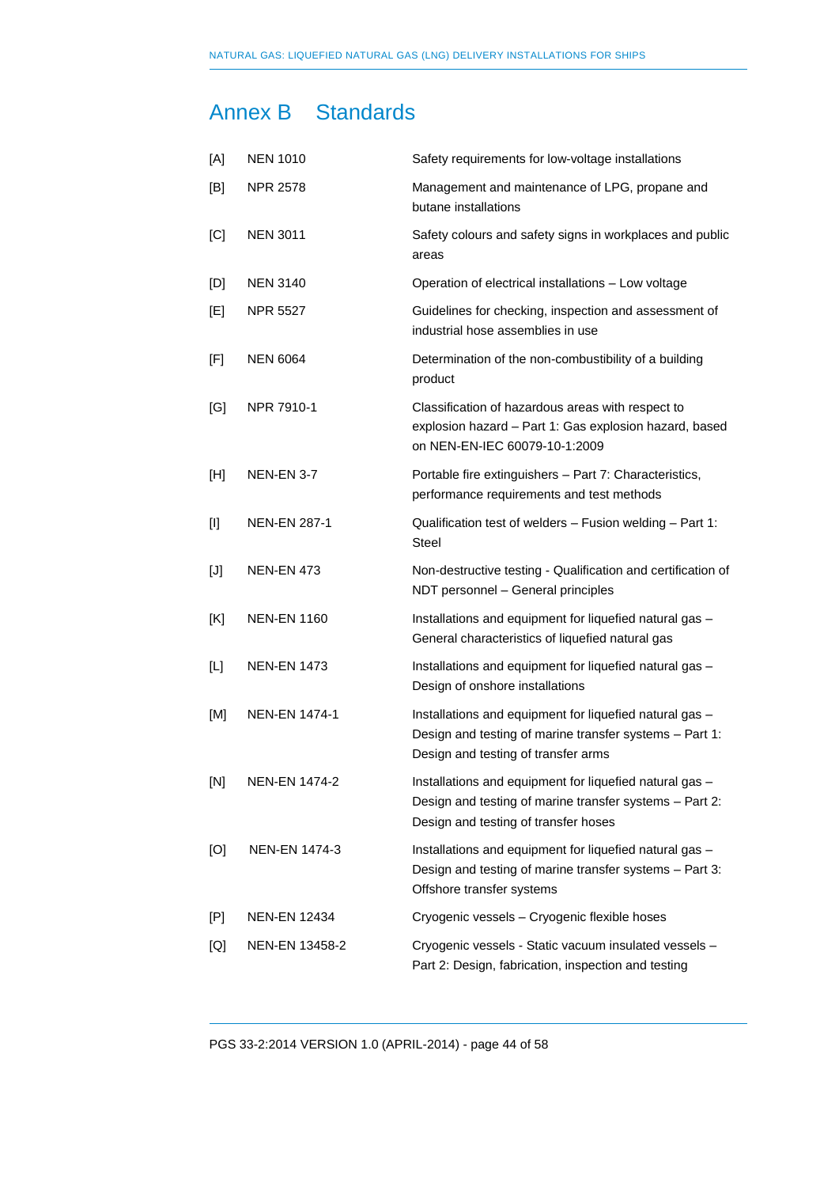# Annex B Standards

| | | |
|---|---|---|
| [A] | NEN 1010 | Safety requirements for low-voltage installations |
| [B] | NPR 2578 | Management and maintenance of LPG, propane and butane installations |
| [C] | NEN 3011 | Safety colours and safety signs in workplaces and public areas |
| [D] | NEN 3140 | Operation of electrical installations – Low voltage |
| [E] | NPR 5527 | Guidelines for checking, inspection and assessment of industrial hose assemblies in use |
| [F] | NEN 6064 | Determination of the non-combustibility of a building product |
| [G] | NPR 7910-1 | Classification of hazardous areas with respect to explosion hazard – Part 1: Gas explosion hazard, based on NEN-EN-IEC 60079-10-1:2009 |
| [H] | NEN-EN 3-7 | Portable fire extinguishers – Part 7: Characteristics, performance requirements and test methods |
| [I] | NEN-EN 287-1 | Qualification test of welders – Fusion welding – Part 1: Steel |
| [J] | NEN-EN 473 | Non-destructive testing - Qualification and certification of NDT personnel – General principles |
| [K] | NEN-EN 1160 | Installations and equipment for liquefied natural gas – General characteristics of liquefied natural gas |
| [L] | NEN-EN 1473 | Installations and equipment for liquefied natural gas – Design of onshore installations |
| [M] | NEN-EN 1474-1 | Installations and equipment for liquefied natural gas – Design and testing of marine transfer systems – Part 1: Design and testing of transfer arms |
| [N] | NEN-EN 1474-2 | Installations and equipment for liquefied natural gas – Design and testing of marine transfer systems – Part 2: Design and testing of transfer hoses |
| [O] | NEN-EN 1474-3 | Installations and equipment for liquefied natural gas – Design and testing of marine transfer systems – Part 3: Offshore transfer systems |
| [P] | NEN-EN 12434 | Cryogenic vessels – Cryogenic flexible hoses |
| [Q] | NEN-EN 13458-2 | Cryogenic vessels - Static vacuum insulated vessels – Part 2: Design, fabrication, inspection and testing |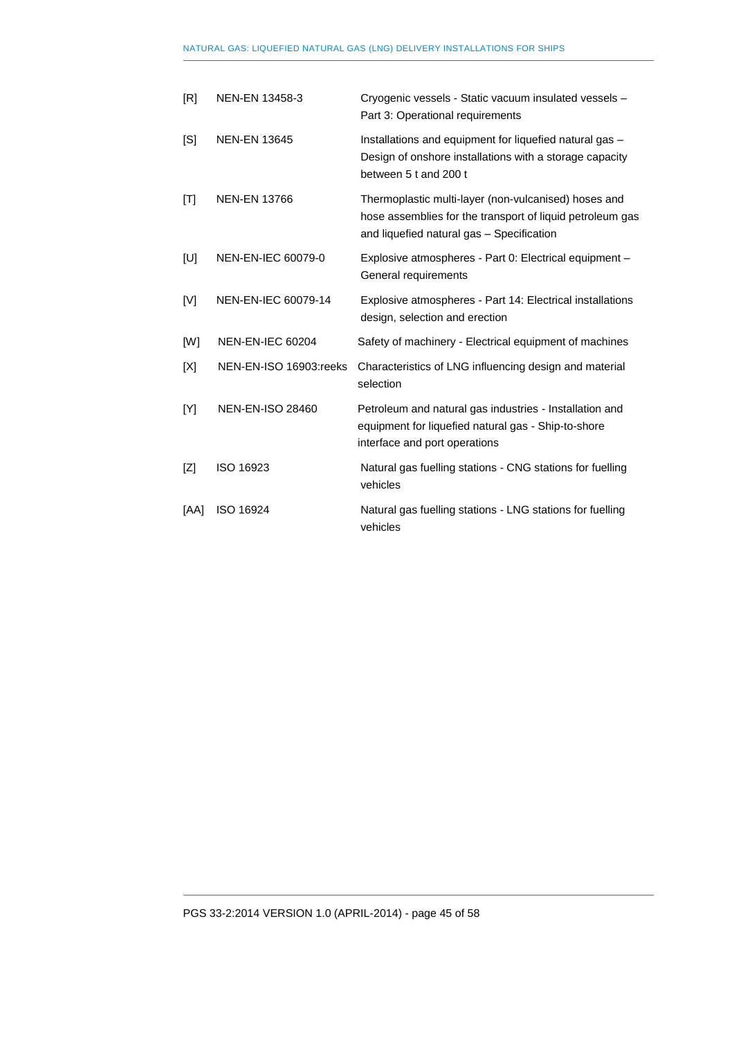| | | |
|---|---|---|
| [R] | NEN-EN 13458-3 | Cryogenic vessels - Static vacuum insulated vessels – Part 3: Operational requirements |
| [S] | NEN-EN 13645 | Installations and equipment for liquefied natural gas – Design of onshore installations with a storage capacity between 5 t and 200 t |
| [T] | NEN-EN 13766 | Thermoplastic multi-layer (non-vulcanised) hoses and hose assemblies for the transport of liquid petroleum gas and liquefied natural gas – Specification |
| [U] | NEN-EN-IEC 60079-0 | Explosive atmospheres - Part 0: Electrical equipment – General requirements |
| [V] | NEN-EN-IEC 60079-14 | Explosive atmospheres - Part 14: Electrical installations design, selection and erection |
| [W] | NEN-EN-IEC 60204 | Safety of machinery - Electrical equipment of machines |
| [X] | NEN-EN-ISO 16903:reeks | Characteristics of LNG influencing design and material selection |
| [Y] | NEN-EN-ISO 28460 | Petroleum and natural gas industries - Installation and equipment for liquefied natural gas - Ship-to-shore interface and port operations |
| [Z] | ISO 16923 | Natural gas fuelling stations - CNG stations for fuelling vehicles |
| [AA] | ISO 16924 | Natural gas fuelling stations - LNG stations for fuelling vehicles |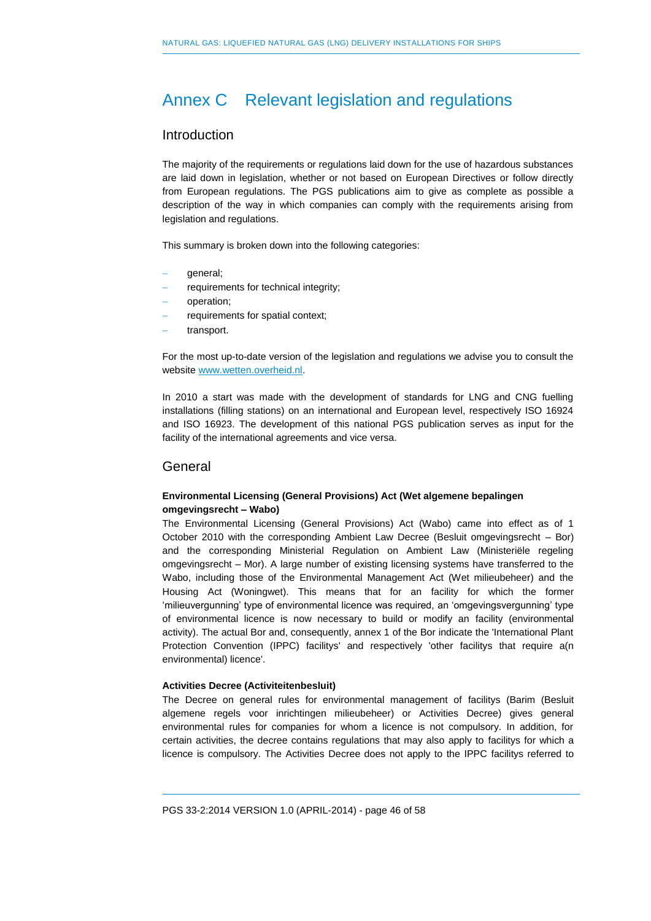# Annex C Relevant legislation and regulations

## Introduction

The majority of the requirements or regulations laid down for the use of hazardous substances are laid down in legislation, whether or not based on European Directives or follow directly from European regulations. The PGS publications aim to give as complete as possible a description of the way in which companies can comply with the requirements arising from legislation and regulations.

This summary is broken down into the following categories:

- general;
- requirements for technical integrity;
- operation;
- requirements for spatial context;
- transport.

For the most up-to-date version of the legislation and regulations we advise you to consult the website [www.wetten.overheid.nl](www.wetten.overheid.nl).

In 2010 a start was made with the development of standards for LNG and CNG fuelling installations (filling stations) on an international and European level, respectively ISO 16924 and ISO 16923. The development of this national PGS publication serves as input for the facility of the international agreements and vice versa.

## General

**Environmental Licensing (General Provisions) Act (Wet algemene bepalingen omgevingsrecht – Wabo)**

The Environmental Licensing (General Provisions) Act (Wabo) came into effect as of 1 October 2010 with the corresponding Ambient Law Decree (Besluit omgevingsrecht – Bor) and the corresponding Ministerial Regulation on Ambient Law (Ministeriële regeling omgevingsrecht – Mor). A large number of existing licensing systems have transferred to the Wabo, including those of the Environmental Management Act (Wet milieubeheer) and the Housing Act (Woningwet). This means that for an facility for which the former 'milieuvergunning' type of environmental licence was required, an 'omgevingsvergunning' type of environmental licence is now necessary to build or modify an facility (environmental activity). The actual Bor and, consequently, annex 1 of the Bor indicate the 'International Plant Protection Convention (IPPC) facilitys' and respectively 'other facilitys that require a(n environmental) licence'.

**Activities Decree (Activiteitenbesluit)**

The Decree on general rules for environmental management of facilitys (Barim (Besluit algemene regels voor inrichtingen milieubeheer) or Activities Decree) gives general environmental rules for companies for whom a licence is not compulsory. In addition, for certain activities, the decree contains regulations that may also apply to facilitys for which a licence is compulsory. The Activities Decree does not apply to the IPPC facilitys referred to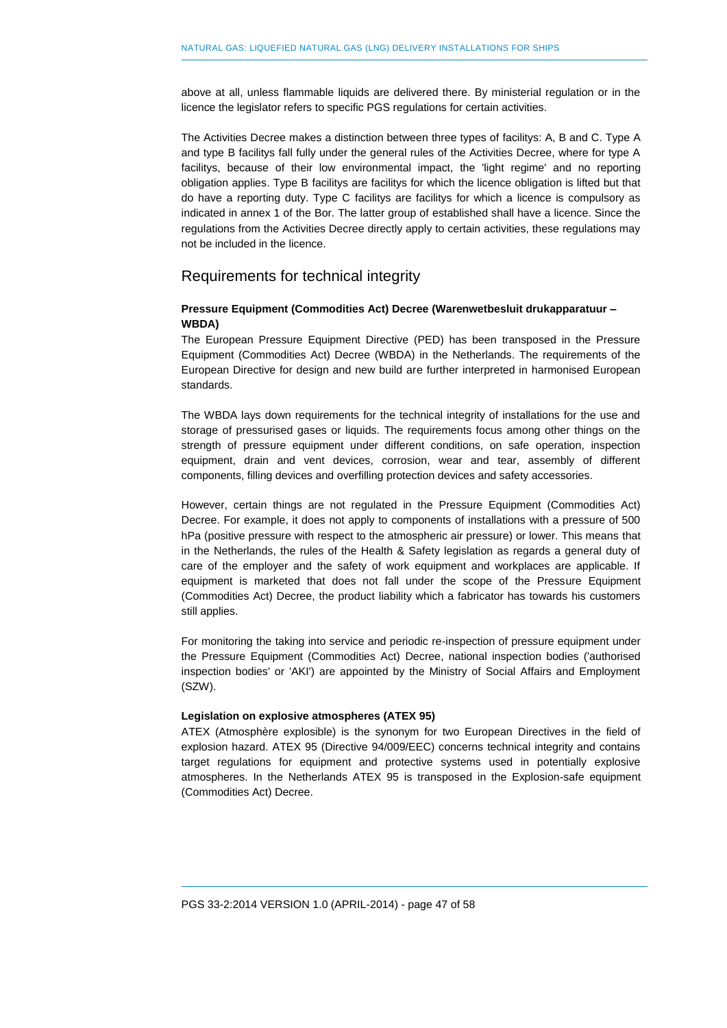above at all, unless flammable liquids are delivered there. By ministerial regulation or in the licence the legislator refers to specific PGS regulations for certain activities.

The Activities Decree makes a distinction between three types of facilitys: A, B and C. Type A and type B facilitys fall fully under the general rules of the Activities Decree, where for type A facilitys, because of their low environmental impact, the 'light regime' and no reporting obligation applies. Type B facilitys are facilitys for which the licence obligation is lifted but that do have a reporting duty. Type C facilitys are facilitys for which a licence is compulsory as indicated in annex 1 of the Bor. The latter group of established shall have a licence. Since the regulations from the Activities Decree directly apply to certain activities, these regulations may not be included in the licence.

## Requirements for technical integrity

**Pressure Equipment (Commodities Act) Decree (Warenwetbesluit drukapparatuur – WBDA)**

The European Pressure Equipment Directive (PED) has been transposed in the Pressure Equipment (Commodities Act) Decree (WBDA) in the Netherlands. The requirements of the European Directive for design and new build are further interpreted in harmonised European standards.

The WBDA lays down requirements for the technical integrity of installations for the use and storage of pressurised gases or liquids. The requirements focus among other things on the strength of pressure equipment under different conditions, on safe operation, inspection equipment, drain and vent devices, corrosion, wear and tear, assembly of different components, filling devices and overfilling protection devices and safety accessories.

However, certain things are not regulated in the Pressure Equipment (Commodities Act) Decree. For example, it does not apply to components of installations with a pressure of 500 hPa (positive pressure with respect to the atmospheric air pressure) or lower. This means that in the Netherlands, the rules of the Health & Safety legislation as regards a general duty of care of the employer and the safety of work equipment and workplaces are applicable. If equipment is marketed that does not fall under the scope of the Pressure Equipment (Commodities Act) Decree, the product liability which a fabricator has towards his customers still applies.

For monitoring the taking into service and periodic re-inspection of pressure equipment under the Pressure Equipment (Commodities Act) Decree, national inspection bodies ('authorised inspection bodies' or 'AKI') are appointed by the Ministry of Social Affairs and Employment (SZW).

**Legislation on explosive atmospheres (ATEX 95)**

ATEX (Atmosphère explosible) is the synonym for two European Directives in the field of explosion hazard. ATEX 95 (Directive 94/009/EEC) concerns technical integrity and contains target regulations for equipment and protective systems used in potentially explosive atmospheres. In the Netherlands ATEX 95 is transposed in the Explosion-safe equipment (Commodities Act) Decree.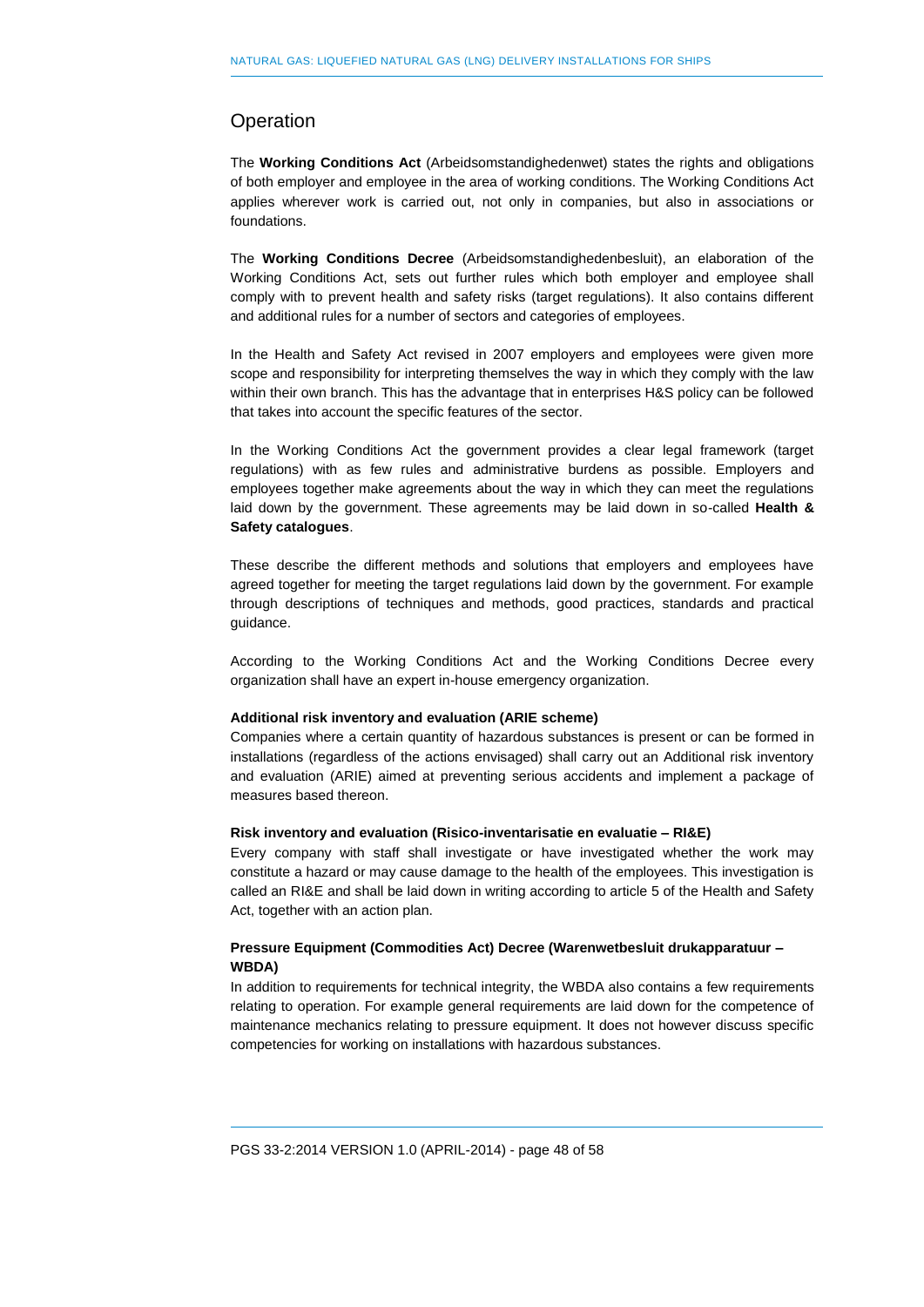## Operation

The **Working Conditions Act** (Arbeidsomstandighedenwet) states the rights and obligations of both employer and employee in the area of working conditions. The Working Conditions Act applies wherever work is carried out, not only in companies, but also in associations or foundations.

The **Working Conditions Decree** (Arbeidsomstandighedenbesluit), an elaboration of the Working Conditions Act, sets out further rules which both employer and employee shall comply with to prevent health and safety risks (target regulations). It also contains different and additional rules for a number of sectors and categories of employees.

In the Health and Safety Act revised in 2007 employers and employees were given more scope and responsibility for interpreting themselves the way in which they comply with the law within their own branch. This has the advantage that in enterprises H&S policy can be followed that takes into account the specific features of the sector.

In the Working Conditions Act the government provides a clear legal framework (target regulations) with as few rules and administrative burdens as possible. Employers and employees together make agreements about the way in which they can meet the regulations laid down by the government. These agreements may be laid down in so-called **Health & Safety catalogues**.

These describe the different methods and solutions that employers and employees have agreed together for meeting the target regulations laid down by the government. For example through descriptions of techniques and methods, good practices, standards and practical guidance.

According to the Working Conditions Act and the Working Conditions Decree every organization shall have an expert in-house emergency organization.

**Additional risk inventory and evaluation (ARIE scheme)**

Companies where a certain quantity of hazardous substances is present or can be formed in installations (regardless of the actions envisaged) shall carry out an Additional risk inventory and evaluation (ARIE) aimed at preventing serious accidents and implement a package of measures based thereon.

**Risk inventory and evaluation (Risico-inventarisatie en evaluatie – RI&E)**

Every company with staff shall investigate or have investigated whether the work may constitute a hazard or may cause damage to the health of the employees. This investigation is called an RI&E and shall be laid down in writing according to article 5 of the Health and Safety Act, together with an action plan.

**Pressure Equipment (Commodities Act) Decree (Warenwetbesluit drukapparatuur – WBDA)**

In addition to requirements for technical integrity, the WBDA also contains a few requirements relating to operation. For example general requirements are laid down for the competence of maintenance mechanics relating to pressure equipment. It does not however discuss specific competencies for working on installations with hazardous substances.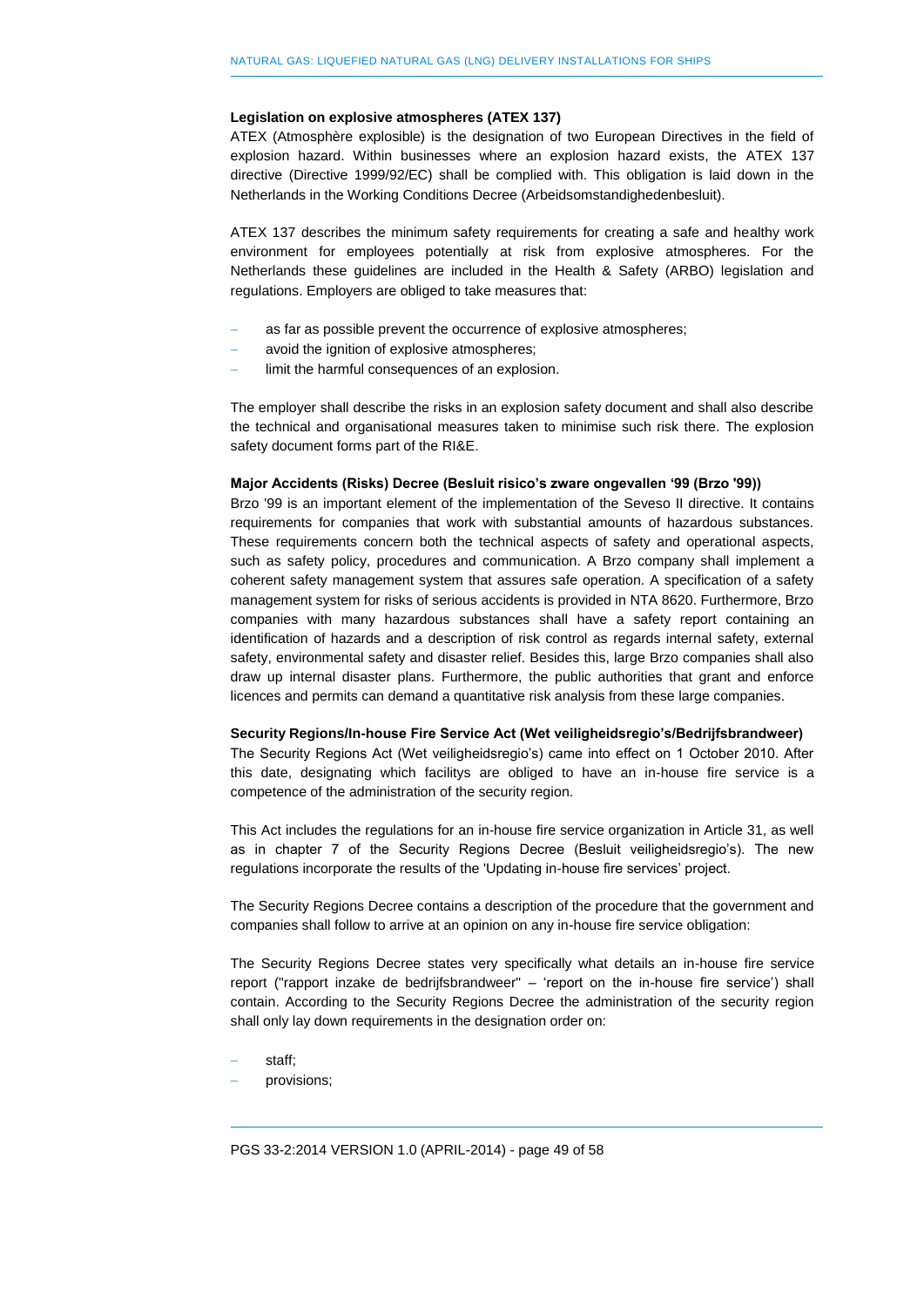**Legislation on explosive atmospheres (ATEX 137)**

ATEX (Atmosphère explosible) is the designation of two European Directives in the field of explosion hazard. Within businesses where an explosion hazard exists, the ATEX 137 directive (Directive 1999/92/EC) shall be complied with. This obligation is laid down in the Netherlands in the Working Conditions Decree (Arbeidsomstandighedenbesluit).

ATEX 137 describes the minimum safety requirements for creating a safe and healthy work environment for employees potentially at risk from explosive atmospheres. For the Netherlands these guidelines are included in the Health & Safety (ARBO) legislation and regulations. Employers are obliged to take measures that:

- as far as possible prevent the occurrence of explosive atmospheres;
- avoid the ignition of explosive atmospheres;
- limit the harmful consequences of an explosion.

The employer shall describe the risks in an explosion safety document and shall also describe the technical and organisational measures taken to minimise such risk there. The explosion safety document forms part of the RI&E.

**Major Accidents (Risks) Decree (Besluit risico's zware ongevallen '99 (Brzo '99))**

Brzo '99 is an important element of the implementation of the Seveso II directive. It contains requirements for companies that work with substantial amounts of hazardous substances. These requirements concern both the technical aspects of safety and operational aspects, such as safety policy, procedures and communication. A Brzo company shall implement a coherent safety management system that assures safe operation. A specification of a safety management system for risks of serious accidents is provided in NTA 8620. Furthermore, Brzo companies with many hazardous substances shall have a safety report containing an identification of hazards and a description of risk control as regards internal safety, external safety, environmental safety and disaster relief. Besides this, large Brzo companies shall also draw up internal disaster plans. Furthermore, the public authorities that grant and enforce licences and permits can demand a quantitative risk analysis from these large companies.

**Security Regions/In-house Fire Service Act (Wet veiligheidsregio's/Bedrijfsbrandweer)**

The Security Regions Act (Wet veiligheidsregio's) came into effect on 1 October 2010. After this date, designating which facilitys are obliged to have an in-house fire service is a competence of the administration of the security region.

This Act includes the regulations for an in-house fire service organization in Article 31, as well as in chapter 7 of the Security Regions Decree (Besluit veiligheidsregio's). The new regulations incorporate the results of the 'Updating in-house fire services' project.

The Security Regions Decree contains a description of the procedure that the government and companies shall follow to arrive at an opinion on any in-house fire service obligation:

The Security Regions Decree states very specifically what details an in-house fire service report ("rapport inzake de bedrijfsbrandweer" – 'report on the in-house fire service') shall contain. According to the Security Regions Decree the administration of the security region shall only lay down requirements in the designation order on:

- staff;
- provisions;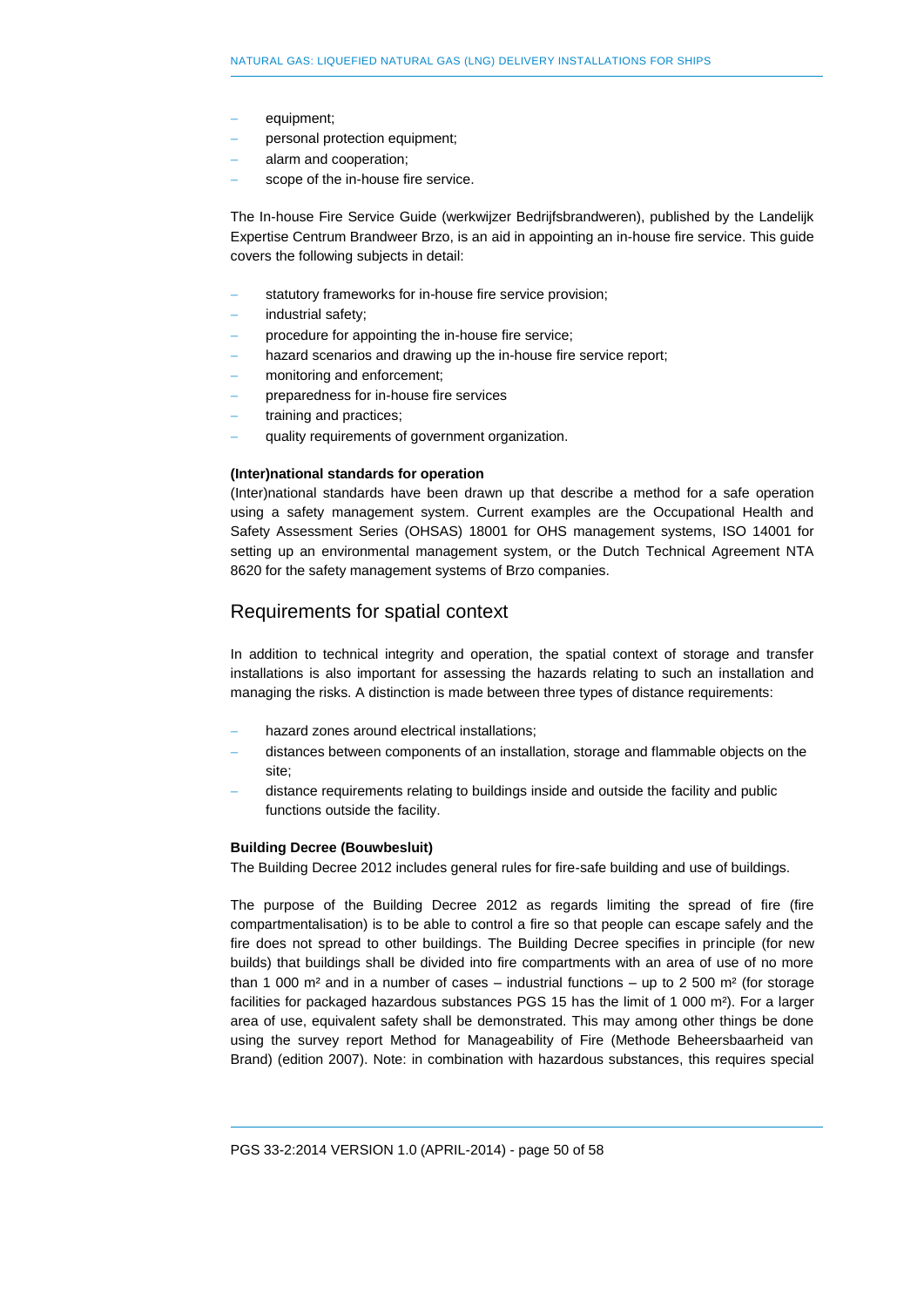- equipment;
- personal protection equipment;
- alarm and cooperation;
- scope of the in-house fire service.

The In-house Fire Service Guide (werkwijzer Bedrijfsbrandweren), published by the Landelijk Expertise Centrum Brandweer Brzo, is an aid in appointing an in-house fire service. This guide covers the following subjects in detail:

- statutory frameworks for in-house fire service provision;
- industrial safety;
- procedure for appointing the in-house fire service;
- hazard scenarios and drawing up the in-house fire service report;
- monitoring and enforcement;
- preparedness for in-house fire services
- training and practices;
- quality requirements of government organization.

**(Inter)national standards for operation**

(Inter)national standards have been drawn up that describe a method for a safe operation using a safety management system. Current examples are the Occupational Health and Safety Assessment Series (OHSAS) 18001 for OHS management systems, ISO 14001 for setting up an environmental management system, or the Dutch Technical Agreement NTA 8620 for the safety management systems of Brzo companies.

## Requirements for spatial context

In addition to technical integrity and operation, the spatial context of storage and transfer installations is also important for assessing the hazards relating to such an installation and managing the risks. A distinction is made between three types of distance requirements:

- hazard zones around electrical installations;
- distances between components of an installation, storage and flammable objects on the site;
- distance requirements relating to buildings inside and outside the facility and public functions outside the facility.

**Building Decree (Bouwbesluit)**

The Building Decree 2012 includes general rules for fire-safe building and use of buildings.

The purpose of the Building Decree 2012 as regards limiting the spread of fire (fire compartmentalisation) is to be able to control a fire so that people can escape safely and the fire does not spread to other buildings. The Building Decree specifies in principle (for new builds) that buildings shall be divided into fire compartments with an area of use of no more than 1 000 m² and in a number of cases – industrial functions – up to 2 500 m² (for storage facilities for packaged hazardous substances PGS 15 has the limit of 1 000 m²). For a larger area of use, equivalent safety shall be demonstrated. This may among other things be done using the survey report Method for Manageability of Fire (Methode Beheersbaarheid van Brand) (edition 2007). Note: in combination with hazardous substances, this requires special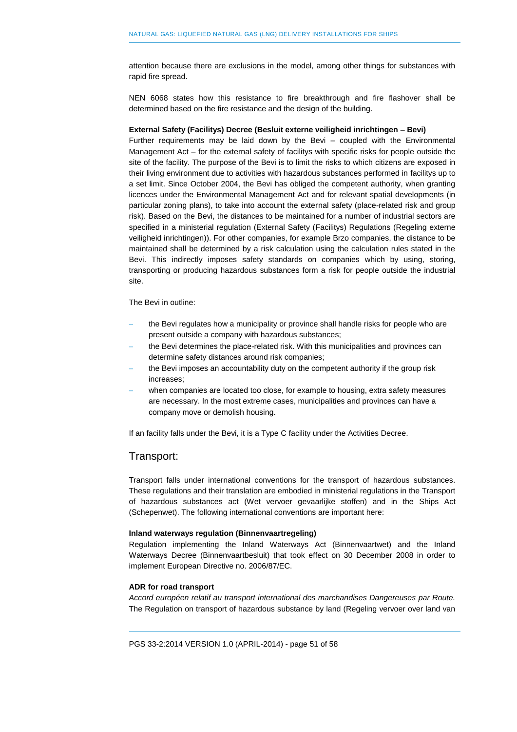attention because there are exclusions in the model, among other things for substances with rapid fire spread.

NEN 6068 states how this resistance to fire breakthrough and fire flashover shall be determined based on the fire resistance and the design of the building.

**External Safety (Facilitys) Decree (Besluit externe veiligheid inrichtingen – Bevi)**
Further requirements may be laid down by the Bevi – coupled with the Environmental Management Act – for the external safety of facilitys with specific risks for people outside the site of the facility. The purpose of the Bevi is to limit the risks to which citizens are exposed in their living environment due to activities with hazardous substances performed in facilitys up to a set limit. Since October 2004, the Bevi has obliged the competent authority, when granting licences under the Environmental Management Act and for relevant spatial developments (in particular zoning plans), to take into account the external safety (place-related risk and group risk). Based on the Bevi, the distances to be maintained for a number of industrial sectors are specified in a ministerial regulation (External Safety (Facilitys) Regulations (Regeling externe veiligheid inrichtingen)). For other companies, for example Brzo companies, the distance to be maintained shall be determined by a risk calculation using the calculation rules stated in the Bevi. This indirectly imposes safety standards on companies which by using, storing, transporting or producing hazardous substances form a risk for people outside the industrial site.

The Bevi in outline:

- the Bevi regulates how a municipality or province shall handle risks for people who are present outside a company with hazardous substances;
- the Bevi determines the place-related risk. With this municipalities and provinces can determine safety distances around risk companies;
- the Bevi imposes an accountability duty on the competent authority if the group risk increases;
- when companies are located too close, for example to housing, extra safety measures are necessary. In the most extreme cases, municipalities and provinces can have a company move or demolish housing.

If an facility falls under the Bevi, it is a Type C facility under the Activities Decree.

## Transport:

Transport falls under international conventions for the transport of hazardous substances. These regulations and their translation are embodied in ministerial regulations in the Transport of hazardous substances act (Wet vervoer gevaarlijke stoffen) and in the Ships Act (Schepenwet). The following international conventions are important here:

**Inland waterways regulation (Binnenvaartregeling)**
Regulation implementing the Inland Waterways Act (Binnenvaartwet) and the Inland Waterways Decree (Binnenvaartbesluit) that took effect on 30 December 2008 in order to implement European Directive no. 2006/87/EC.

**ADR for road transport**
*Accord européen relatif au transport international des marchandises Dangereuses par Route.*
The Regulation on transport of hazardous substance by land (Regeling vervoer over land van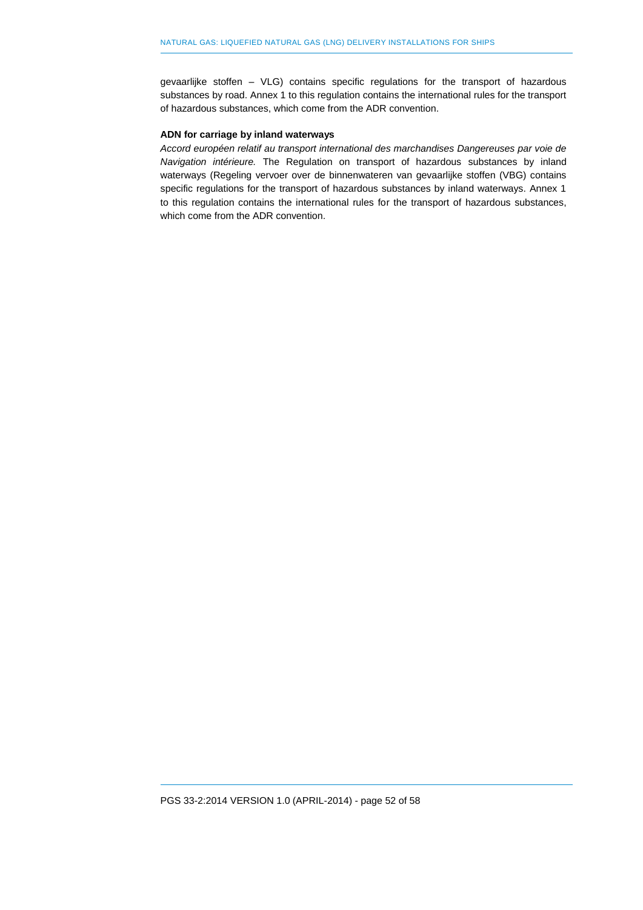gevaarlijke stoffen – VLG) contains specific regulations for the transport of hazardous substances by road. Annex 1 to this regulation contains the international rules for the transport of hazardous substances, which come from the ADR convention.

**ADN for carriage by inland waterways**

*Accord européen relatif au transport international des marchandises Dangereuses par voie de Navigation intérieure.* The Regulation on transport of hazardous substances by inland waterways (Regeling vervoer over de binnenwateren van gevaarlijke stoffen (VBG) contains specific regulations for the transport of hazardous substances by inland waterways. Annex 1 to this regulation contains the international rules for the transport of hazardous substances, which come from the ADR convention.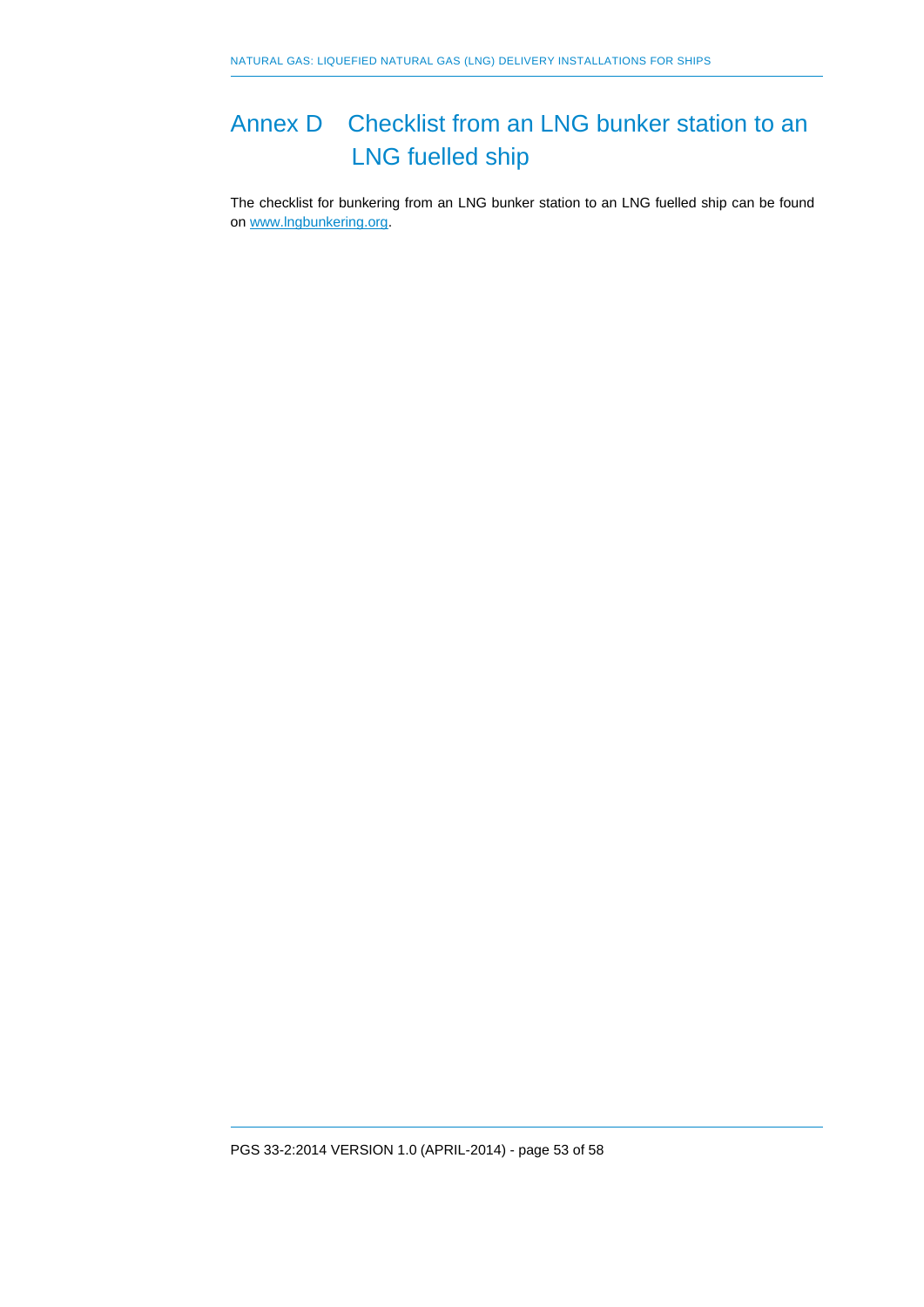# Annex D Checklist from an LNG bunker station to an LNG fuelled ship

The checklist for bunkering from an LNG bunker station to an LNG fuelled ship can be found on [www.lngbunkering.org](http://www.lngbunkering.org).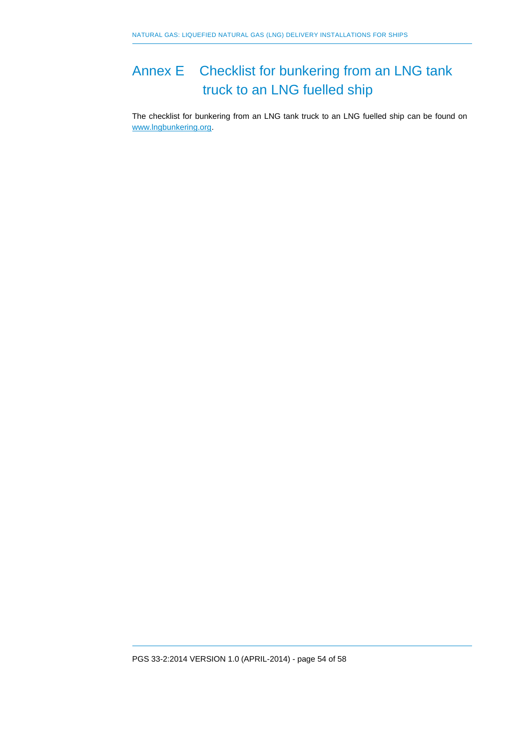# Annex E Checklist for bunkering from an LNG tank truck to an LNG fuelled ship

The checklist for bunkering from an LNG tank truck to an LNG fuelled ship can be found on www.lngbunkering.org.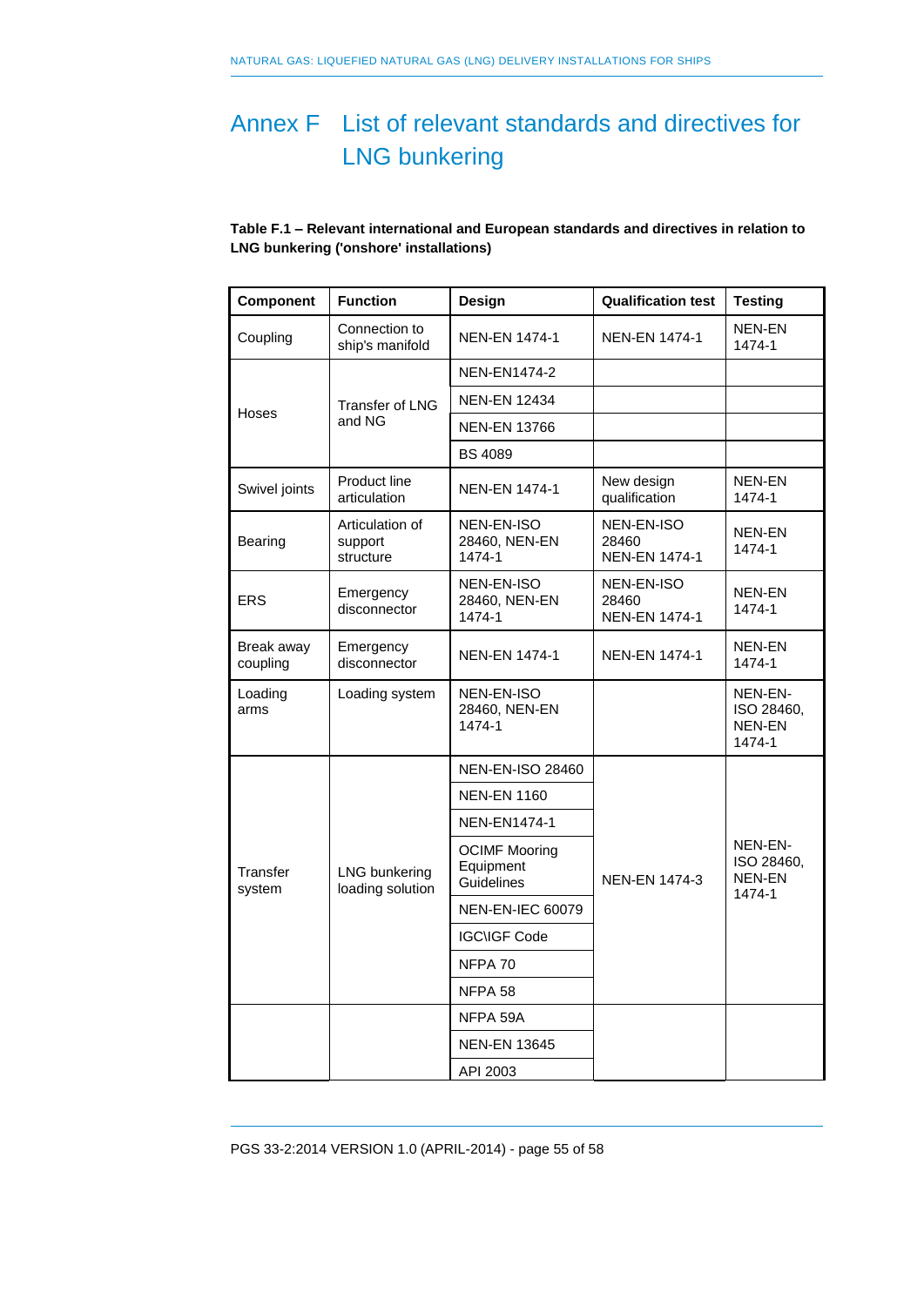# Annex F List of relevant standards and directives for LNG bunkering

**Table F.1 – Relevant international and European standards and directives in relation to LNG bunkering ('onshore' installations)**

| Component | Function | Design | Qualification test | Testing |
|---|---|---|---|---|
| Coupling | Connection to ship's manifold | NEN-EN 1474-1 | NEN-EN 1474-1 | NEN-EN 1474-1 |
| Hoses | Transfer of LNG and NG | NEN-EN1474-2 | | |
| | | NEN-EN 12434 | | |
| | | NEN-EN 13766 | | |
| | | BS 4089 | | |
| Swivel joints | Product line articulation | NEN-EN 1474-1 | New design qualification | NEN-EN 1474-1 |
| Bearing | Articulation of support structure | NEN-EN-ISO 28460, NEN-EN 1474-1 | NEN-EN-ISO 28460 NEN-EN 1474-1 | NEN-EN 1474-1 |
| ERS | Emergency disconnector | NEN-EN-ISO 28460, NEN-EN 1474-1 | NEN-EN-ISO 28460 NEN-EN 1474-1 | NEN-EN 1474-1 |
| Break away coupling | Emergency disconnector | NEN-EN 1474-1 | NEN-EN 1474-1 | NEN-EN 1474-1 |
| Loading arms | Loading system | NEN-EN-ISO 28460, NEN-EN 1474-1 | | NEN-EN-ISO 28460, NEN-EN 1474-1 |
| Transfer system | LNG bunkering loading solution | NEN-EN-ISO 28460 | NEN-EN 1474-3 | NEN-EN-ISO 28460, NEN-EN 1474-1 |
| | | NEN-EN 1160 | | |
| | | NEN-EN1474-1 | | |
| | | OCIMF Mooring Equipment Guidelines | | |
| | | NEN-EN-IEC 60079 | | |
| | | IGC\IGF Code | | |
| | | NFPA 70 | | |
| | | NFPA 58 | | |
| | | NFPA 59A | | |
| | | NEN-EN 13645 | | |
| | | API 2003 | | |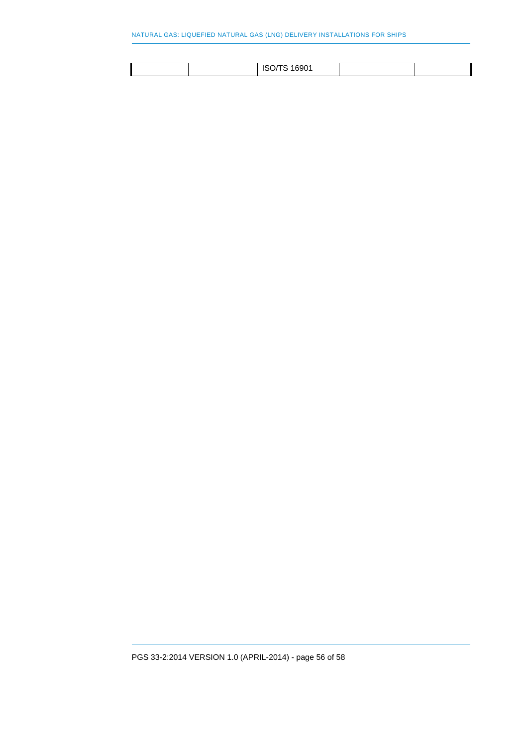| | | | | |
|---|---|---|---|---|
| | | ISO/TS 16901 | | |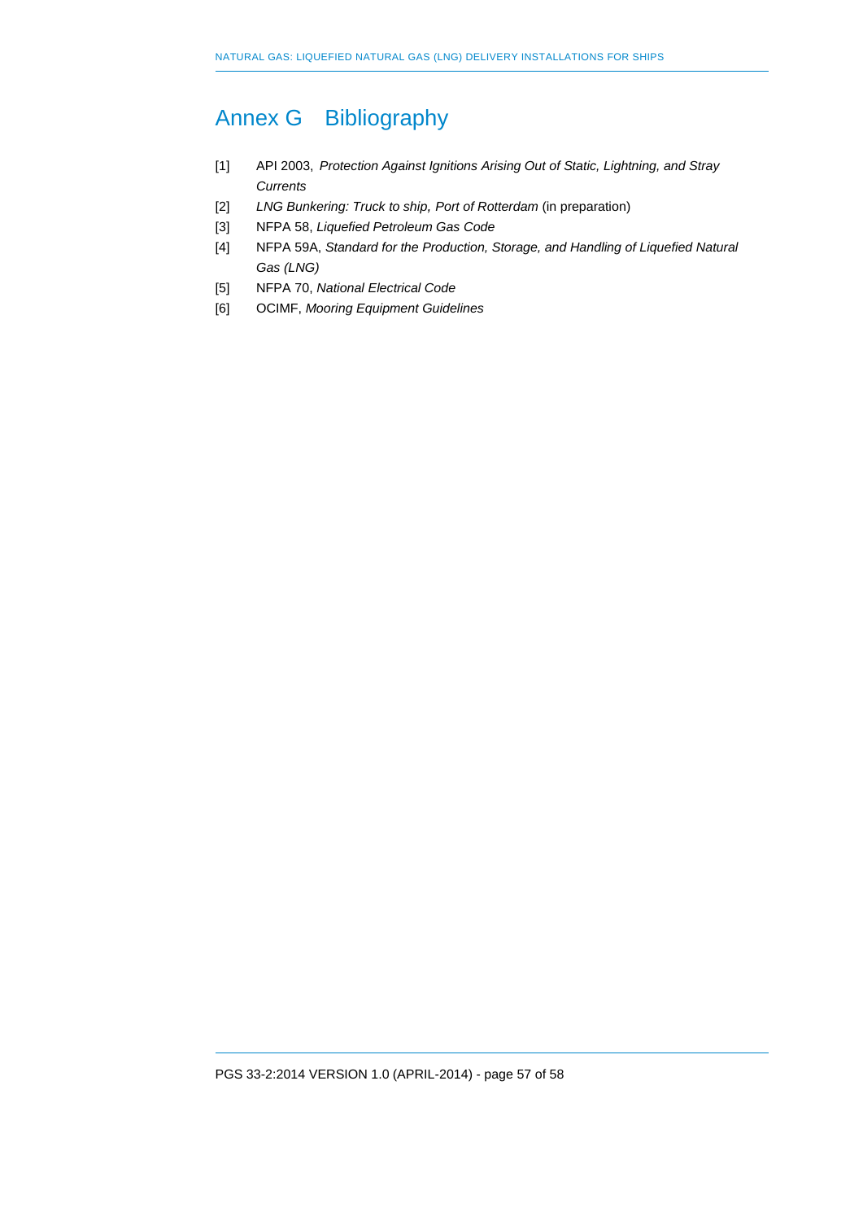# Annex G Bibliography

[1] API 2003, *Protection Against Ignitions Arising Out of Static, Lightning, and Stray Currents*

[2] *LNG Bunkering: Truck to ship, Port of Rotterdam* (in preparation)

[3] NFPA 58, *Liquefied Petroleum Gas Code*

[4] NFPA 59A, *Standard for the Production, Storage, and Handling of Liquefied Natural Gas (LNG)*

[5] NFPA 70, *National Electrical Code*

[6] OCIMF, *Mooring Equipment Guidelines*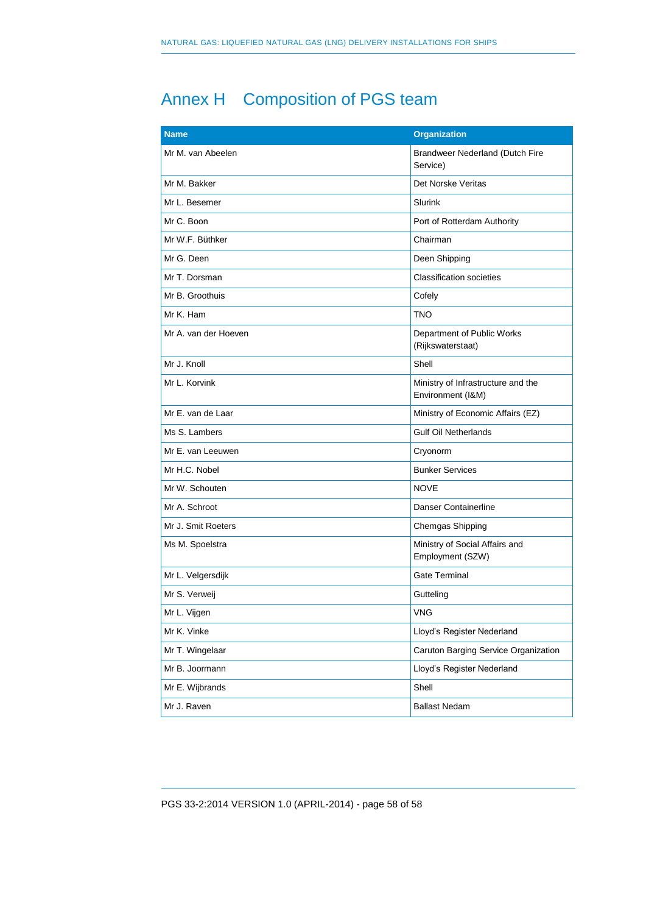# Annex H Composition of PGS team

| Name | Organization |
|---|---|
| Mr M. van Abeelen | Brandweer Nederland (Dutch Fire Service) |
| Mr M. Bakker | Det Norske Veritas |
| Mr L. Besemer | Slurink |
| Mr C. Boon | Port of Rotterdam Authority |
| Mr W.F. Büthker | Chairman |
| Mr G. Deen | Deen Shipping |
| Mr T. Dorsman | Classification societies |
| Mr B. Groothuis | Cofely |
| Mr K. Ham | TNO |
| Mr A. van der Hoeven | Department of Public Works (Rijkswaterstaat) |
| Mr J. Knoll | Shell |
| Mr L. Korvink | Ministry of Infrastructure and the Environment (I&M) |
| Mr E. van de Laar | Ministry of Economic Affairs (EZ) |
| Ms S. Lambers | Gulf Oil Netherlands |
| Mr E. van Leeuwen | Cryonorm |
| Mr H.C. Nobel | Bunker Services |
| Mr W. Schouten | NOVE |
| Mr A. Schroot | Danser Containerline |
| Mr J. Smit Roeters | Chemgas Shipping |
| Ms M. Spoelstra | Ministry of Social Affairs and Employment (SZW) |
| Mr L. Velgersdijk | Gate Terminal |
| Mr S. Verweij | Gutteling |
| Mr L. Vijgen | VNG |
| Mr K. Vinke | Lloyd's Register Nederland |
| Mr T. Wingelaar | Caruton Barging Service Organization |
| Mr B. Joormann | Lloyd's Register Nederland |
| Mr E. Wijbrands | Shell |
| Mr J. Raven | Ballast Nedam |